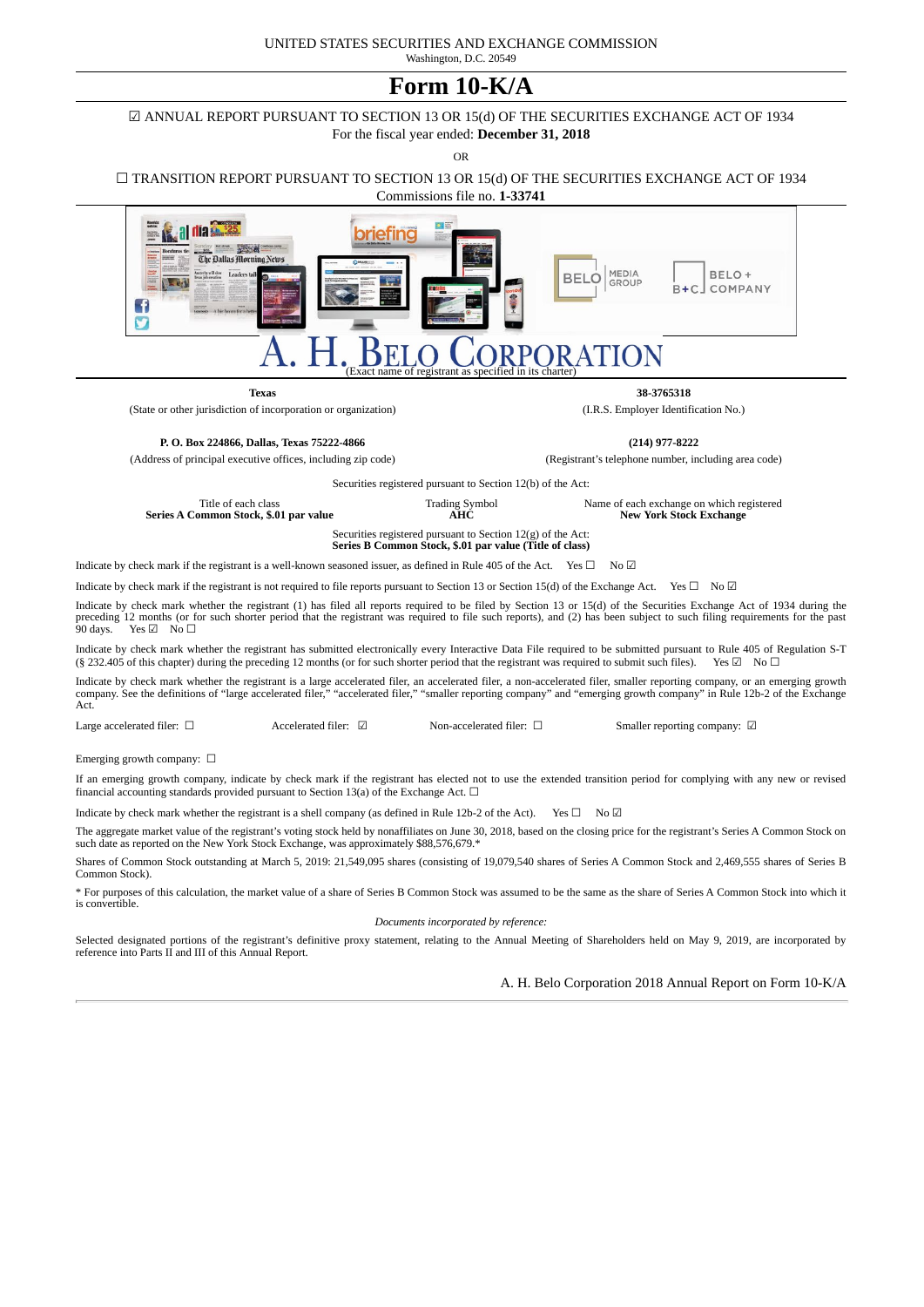UNITED STATES SECURITIES AND EXCHANGE COMMISSION
Washington, D.C. 20549

# Form 10-K/A

☑ ANNUAL REPORT PURSUANT TO SECTION 13 OR 15(d) OF THE SECURITIES EXCHANGE ACT OF 1934
For the fiscal year ended: **December 31, 2018**

OR

☐ TRANSITION REPORT PURSUANT TO SECTION 13 OR 15(d) OF THE SECURITIES EXCHANGE ACT OF 1934
Commissions file no. **1-33741**

# A. H. BELO CORPORATION

(Exact name of registrant as specified in its charter)

| **Texas** | **38-3765318** |
|---|---|
| (State or other jurisdiction of incorporation or organization) | (I.R.S. Employer Identification No.) |
| **P. O. Box 224866, Dallas, Texas 75222-4866** | **(214) 977-8222** |
| (Address of principal executive offices, including zip code) | (Registrant's telephone number, including area code) |

Securities registered pursuant to Section 12(b) of the Act:

| Title of each class | Trading Symbol | Name of each exchange on which registered |
|---|---|---|
| **Series A Common Stock, $.01 par value** | **AHC** | **New York Stock Exchange** |

Securities registered pursuant to Section 12(g) of the Act:
**Series B Common Stock, $.01 par value (Title of class)**

Indicate by check mark if the registrant is a well-known seasoned issuer, as defined in Rule 405 of the Act. Yes ☐ No ☑

Indicate by check mark if the registrant is not required to file reports pursuant to Section 13 or Section 15(d) of the Exchange Act. Yes ☐ No ☑

Indicate by check mark whether the registrant (1) has filed all reports required to be filed by Section 13 or 15(d) of the Securities Exchange Act of 1934 during the preceding 12 months (or for such shorter period that the registrant was required to file such reports), and (2) has been subject to such filing requirements for the past 90 days. Yes ☑ No ☐

Indicate by check mark whether the registrant has submitted electronically every Interactive Data File required to be submitted pursuant to Rule 405 of Regulation S-T (§ 232.405 of this chapter) during the preceding 12 months (or for such shorter period that the registrant was required to submit such files). Yes ☑ No ☐

Indicate by check mark whether the registrant is a large accelerated filer, an accelerated filer, a non-accelerated filer, smaller reporting company, or an emerging growth company. See the definitions of "large accelerated filer," "accelerated filer," "smaller reporting company" and "emerging growth company" in Rule 12b-2 of the Exchange Act.

Large accelerated filer: ☐ Accelerated filer: ☑ Non-accelerated filer: ☐ Smaller reporting company: ☑

Emerging growth company: ☐

If an emerging growth company, indicate by check mark if the registrant has elected not to use the extended transition period for complying with any new or revised financial accounting standards provided pursuant to Section 13(a) of the Exchange Act. ☐

Indicate by check mark whether the registrant is a shell company (as defined in Rule 12b-2 of the Act). Yes ☐ No ☑

The aggregate market value of the registrant's voting stock held by nonaffiliates on June 30, 2018, based on the closing price for the registrant's Series A Common Stock on such date as reported on the New York Stock Exchange, was approximately $88,576,679.*

Shares of Common Stock outstanding at March 5, 2019: 21,549,095 shares (consisting of 19,079,540 shares of Series A Common Stock and 2,469,555 shares of Series B Common Stock).

* For purposes of this calculation, the market value of a share of Series B Common Stock was assumed to be the same as the share of Series A Common Stock into which it is convertible.

*Documents incorporated by reference:*

Selected designated portions of the registrant's definitive proxy statement, relating to the Annual Meeting of Shareholders held on May 9, 2019, are incorporated by reference into Parts II and III of this Annual Report.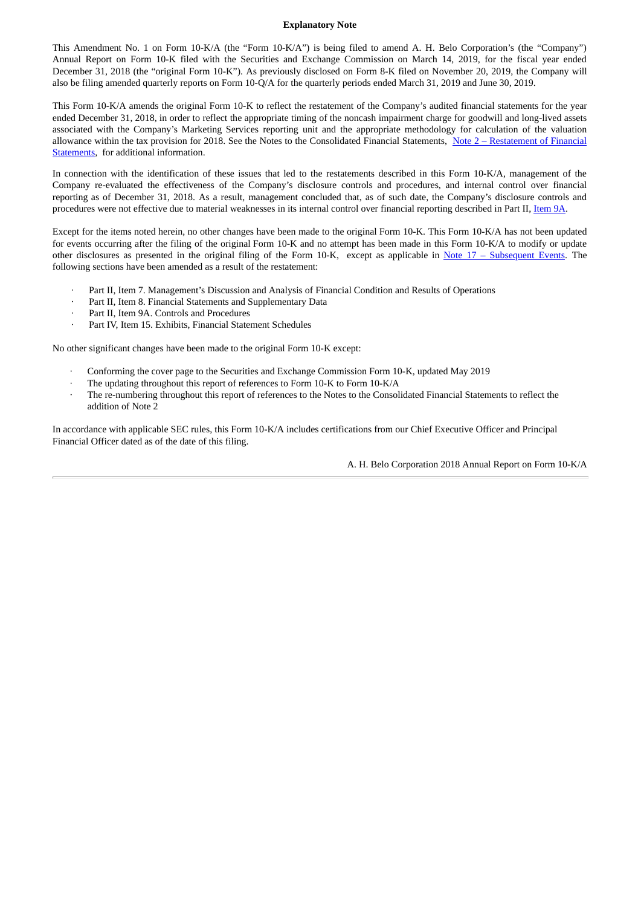## Explanatory Note

This Amendment No. 1 on Form 10-K/A (the "Form 10-K/A") is being filed to amend A. H. Belo Corporation's (the "Company") Annual Report on Form 10-K filed with the Securities and Exchange Commission on March 14, 2019, for the fiscal year ended December 31, 2018 (the "original Form 10-K"). As previously disclosed on Form 8-K filed on November 20, 2019, the Company will also be filing amended quarterly reports on Form 10-Q/A for the quarterly periods ended March 31, 2019 and June 30, 2019.

This Form 10-K/A amends the original Form 10-K to reflect the restatement of the Company's audited financial statements for the year ended December 31, 2018, in order to reflect the appropriate timing of the noncash impairment charge for goodwill and long-lived assets associated with the Company's Marketing Services reporting unit and the appropriate methodology for calculation of the valuation allowance within the tax provision for 2018. See the Notes to the Consolidated Financial Statements, Note 2 – Restatement of Financial Statements, for additional information.

In connection with the identification of these issues that led to the restatements described in this Form 10-K/A, management of the Company re-evaluated the effectiveness of the Company's disclosure controls and procedures, and internal control over financial reporting as of December 31, 2018. As a result, management concluded that, as of such date, the Company's disclosure controls and procedures were not effective due to material weaknesses in its internal control over financial reporting described in Part II, Item 9A.

Except for the items noted herein, no other changes have been made to the original Form 10-K. This Form 10-K/A has not been updated for events occurring after the filing of the original Form 10-K and no attempt has been made in this Form 10-K/A to modify or update other disclosures as presented in the original filing of the Form 10-K, except as applicable in Note 17 – Subsequent Events. The following sections have been amended as a result of the restatement:

- Part II, Item 7. Management's Discussion and Analysis of Financial Condition and Results of Operations
- Part II, Item 8. Financial Statements and Supplementary Data
- Part II, Item 9A. Controls and Procedures
- Part IV, Item 15. Exhibits, Financial Statement Schedules

No other significant changes have been made to the original Form 10-K except:

- Conforming the cover page to the Securities and Exchange Commission Form 10-K, updated May 2019
- The updating throughout this report of references to Form 10-K to Form 10-K/A
- The re-numbering throughout this report of references to the Notes to the Consolidated Financial Statements to reflect the addition of Note 2

In accordance with applicable SEC rules, this Form 10-K/A includes certifications from our Chief Executive Officer and Principal Financial Officer dated as of the date of this filing.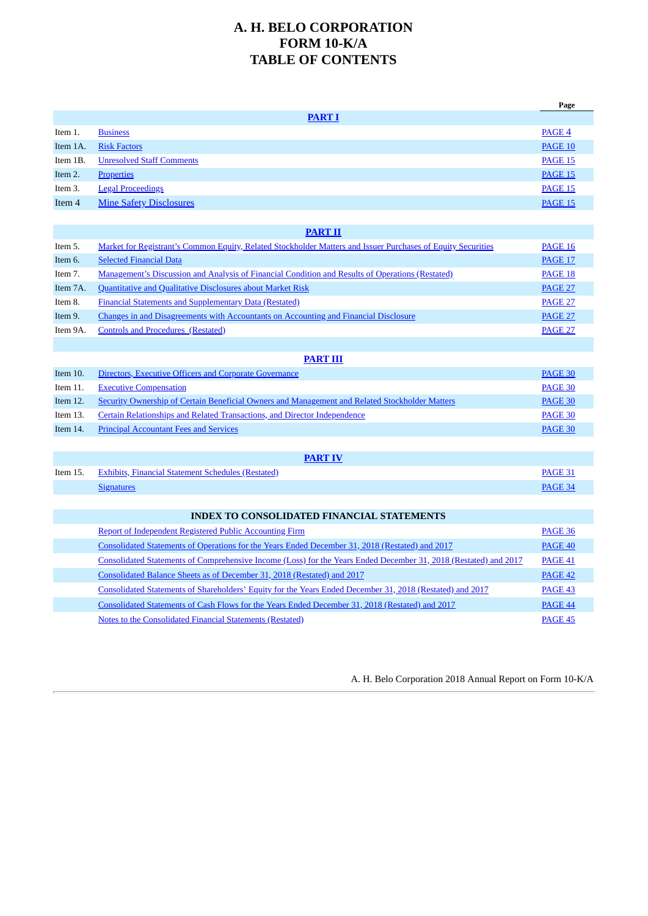# A. H. BELO CORPORATION
# FORM 10-K/A
# TABLE OF CONTENTS

| | | Page |
|---|---|---|
| | **PART I** | |
| Item 1. | Business | PAGE 4 |
| Item 1A. | Risk Factors | PAGE 10 |
| Item 1B. | Unresolved Staff Comments | PAGE 15 |
| Item 2. | Properties | PAGE 15 |
| Item 3. | Legal Proceedings | PAGE 15 |
| Item 4 | Mine Safety Disclosures | PAGE 15 |
| | **PART II** | |
| Item 5. | Market for Registrant's Common Equity, Related Stockholder Matters and Issuer Purchases of Equity Securities | PAGE 16 |
| Item 6. | Selected Financial Data | PAGE 17 |
| Item 7. | Management's Discussion and Analysis of Financial Condition and Results of Operations (Restated) | PAGE 18 |
| Item 7A. | Quantitative and Qualitative Disclosures about Market Risk | PAGE 27 |
| Item 8. | Financial Statements and Supplementary Data (Restated) | PAGE 27 |
| Item 9. | Changes in and Disagreements with Accountants on Accounting and Financial Disclosure | PAGE 27 |
| Item 9A. | Controls and Procedures (Restated) | PAGE 27 |
| | **PART III** | |
| Item 10. | Directors, Executive Officers and Corporate Governance | PAGE 30 |
| Item 11. | Executive Compensation | PAGE 30 |
| Item 12. | Security Ownership of Certain Beneficial Owners and Management and Related Stockholder Matters | PAGE 30 |
| Item 13. | Certain Relationships and Related Transactions, and Director Independence | PAGE 30 |
| Item 14. | Principal Accountant Fees and Services | PAGE 30 |
| | **PART IV** | |
| Item 15. | Exhibits, Financial Statement Schedules (Restated) | PAGE 31 |
| | Signatures | PAGE 34 |

| | INDEX TO CONSOLIDATED FINANCIAL STATEMENTS | |
|---|---|---|
| | Report of Independent Registered Public Accounting Firm | PAGE 36 |
| | Consolidated Statements of Operations for the Years Ended December 31, 2018 (Restated) and 2017 | PAGE 40 |
| | Consolidated Statements of Comprehensive Income (Loss) for the Years Ended December 31, 2018 (Restated) and 2017 | PAGE 41 |
| | Consolidated Balance Sheets as of December 31, 2018 (Restated) and 2017 | PAGE 42 |
| | Consolidated Statements of Shareholders' Equity for the Years Ended December 31, 2018 (Restated) and 2017 | PAGE 43 |
| | Consolidated Statements of Cash Flows for the Years Ended December 31, 2018 (Restated) and 2017 | PAGE 44 |
| | Notes to the Consolidated Financial Statements (Restated) | PAGE 45 |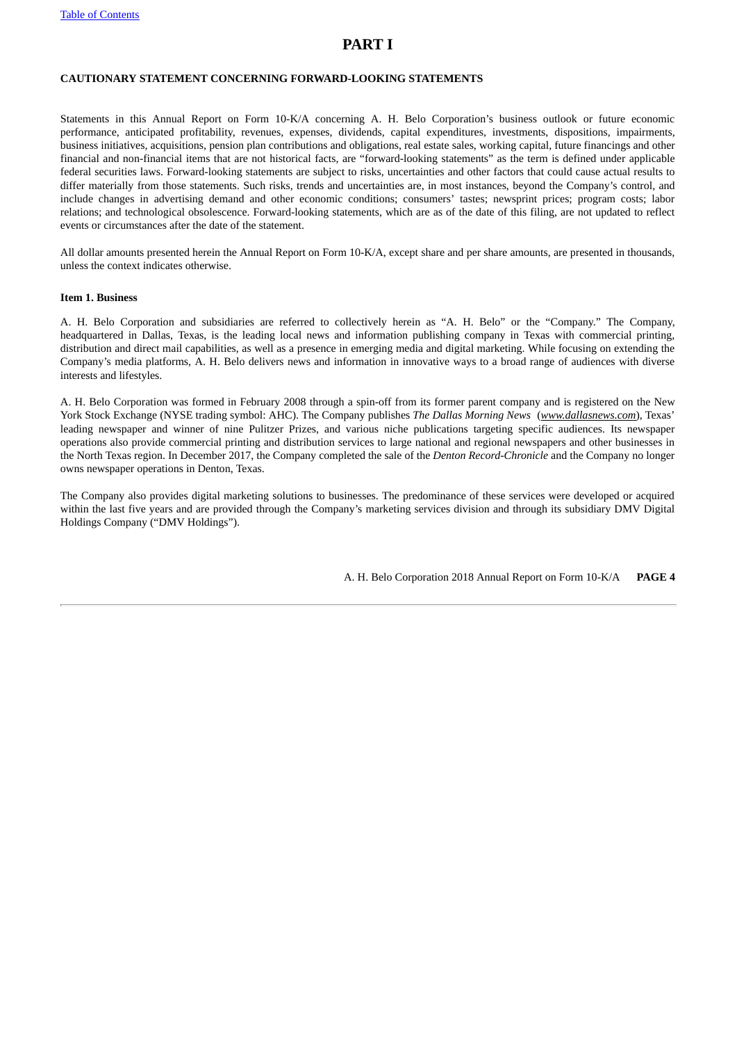# PART I

**CAUTIONARY STATEMENT CONCERNING FORWARD-LOOKING STATEMENTS**

Statements in this Annual Report on Form 10-K/A concerning A. H. Belo Corporation's business outlook or future economic performance, anticipated profitability, revenues, expenses, dividends, capital expenditures, investments, dispositions, impairments, business initiatives, acquisitions, pension plan contributions and obligations, real estate sales, working capital, future financings and other financial and non-financial items that are not historical facts, are "forward-looking statements" as the term is defined under applicable federal securities laws. Forward-looking statements are subject to risks, uncertainties and other factors that could cause actual results to differ materially from those statements. Such risks, trends and uncertainties are, in most instances, beyond the Company's control, and include changes in advertising demand and other economic conditions; consumers' tastes; newsprint prices; program costs; labor relations; and technological obsolescence. Forward-looking statements, which are as of the date of this filing, are not updated to reflect events or circumstances after the date of the statement.

All dollar amounts presented herein the Annual Report on Form 10-K/A, except share and per share amounts, are presented in thousands, unless the context indicates otherwise.

**Item 1. Business**

A. H. Belo Corporation and subsidiaries are referred to collectively herein as "A. H. Belo" or the "Company." The Company, headquartered in Dallas, Texas, is the leading local news and information publishing company in Texas with commercial printing, distribution and direct mail capabilities, as well as a presence in emerging media and digital marketing. While focusing on extending the Company's media platforms, A. H. Belo delivers news and information in innovative ways to a broad range of audiences with diverse interests and lifestyles.

A. H. Belo Corporation was formed in February 2008 through a spin-off from its former parent company and is registered on the New York Stock Exchange (NYSE trading symbol: AHC). The Company publishes *The Dallas Morning News* (*www.dallasnews.com*), Texas' leading newspaper and winner of nine Pulitzer Prizes, and various niche publications targeting specific audiences. Its newspaper operations also provide commercial printing and distribution services to large national and regional newspapers and other businesses in the North Texas region. In December 2017, the Company completed the sale of the *Denton Record-Chronicle* and the Company no longer owns newspaper operations in Denton, Texas.

The Company also provides digital marketing solutions to businesses. The predominance of these services were developed or acquired within the last five years and are provided through the Company's marketing services division and through its subsidiary DMV Digital Holdings Company ("DMV Holdings").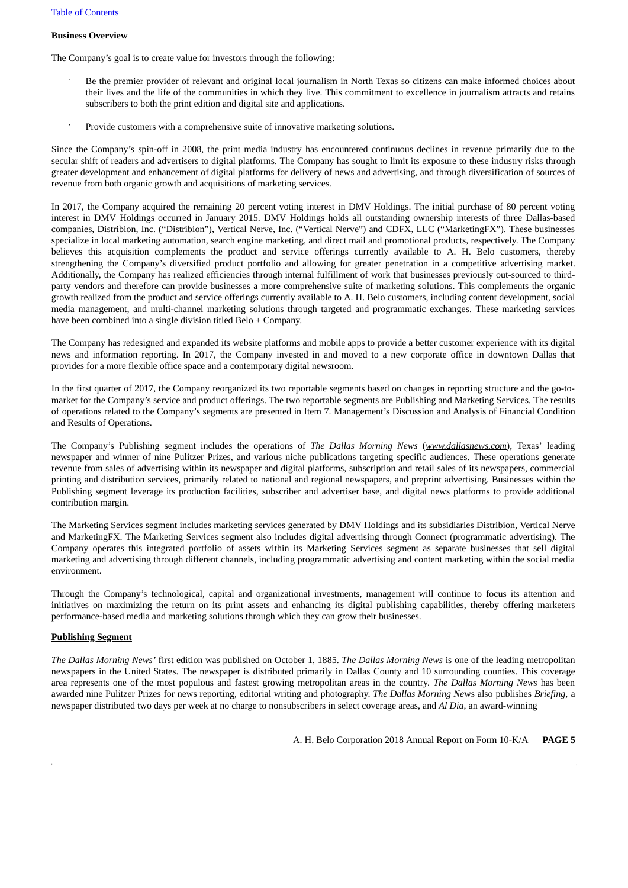## Business Overview

The Company's goal is to create value for investors through the following:

- Be the premier provider of relevant and original local journalism in North Texas so citizens can make informed choices about their lives and the life of the communities in which they live. This commitment to excellence in journalism attracts and retains subscribers to both the print edition and digital site and applications.
- Provide customers with a comprehensive suite of innovative marketing solutions.

Since the Company's spin-off in 2008, the print media industry has encountered continuous declines in revenue primarily due to the secular shift of readers and advertisers to digital platforms. The Company has sought to limit its exposure to these industry risks through greater development and enhancement of digital platforms for delivery of news and advertising, and through diversification of sources of revenue from both organic growth and acquisitions of marketing services.

In 2017, the Company acquired the remaining 20 percent voting interest in DMV Holdings. The initial purchase of 80 percent voting interest in DMV Holdings occurred in January 2015. DMV Holdings holds all outstanding ownership interests of three Dallas-based companies, Distribion, Inc. ("Distribion"), Vertical Nerve, Inc. ("Vertical Nerve") and CDFX, LLC ("MarketingFX"). These businesses specialize in local marketing automation, search engine marketing, and direct mail and promotional products, respectively. The Company believes this acquisition complements the product and service offerings currently available to A. H. Belo customers, thereby strengthening the Company's diversified product portfolio and allowing for greater penetration in a competitive advertising market. Additionally, the Company has realized efficiencies through internal fulfillment of work that businesses previously out-sourced to third-party vendors and therefore can provide businesses a more comprehensive suite of marketing solutions. This complements the organic growth realized from the product and service offerings currently available to A. H. Belo customers, including content development, social media management, and multi-channel marketing solutions through targeted and programmatic exchanges. These marketing services have been combined into a single division titled Belo + Company.

The Company has redesigned and expanded its website platforms and mobile apps to provide a better customer experience with its digital news and information reporting. In 2017, the Company invested in and moved to a new corporate office in downtown Dallas that provides for a more flexible office space and a contemporary digital newsroom.

In the first quarter of 2017, the Company reorganized its two reportable segments based on changes in reporting structure and the go-to-market for the Company's service and product offerings. The two reportable segments are Publishing and Marketing Services. The results of operations related to the Company's segments are presented in Item 7. Management's Discussion and Analysis of Financial Condition and Results of Operations.

The Company's Publishing segment includes the operations of *The Dallas Morning News* (*www.dallasnews.com*), Texas' leading newspaper and winner of nine Pulitzer Prizes, and various niche publications targeting specific audiences. These operations generate revenue from sales of advertising within its newspaper and digital platforms, subscription and retail sales of its newspapers, commercial printing and distribution services, primarily related to national and regional newspapers, and preprint advertising. Businesses within the Publishing segment leverage its production facilities, subscriber and advertiser base, and digital news platforms to provide additional contribution margin.

The Marketing Services segment includes marketing services generated by DMV Holdings and its subsidiaries Distribion, Vertical Nerve and MarketingFX. The Marketing Services segment also includes digital advertising through Connect (programmatic advertising). The Company operates this integrated portfolio of assets within its Marketing Services segment as separate businesses that sell digital marketing and advertising through different channels, including programmatic advertising and content marketing within the social media environment.

Through the Company's technological, capital and organizational investments, management will continue to focus its attention and initiatives on maximizing the return on its print assets and enhancing its digital publishing capabilities, thereby offering marketers performance-based media and marketing solutions through which they can grow their businesses.

## Publishing Segment

*The Dallas Morning News'* first edition was published on October 1, 1885. *The Dallas Morning News* is one of the leading metropolitan newspapers in the United States. The newspaper is distributed primarily in Dallas County and 10 surrounding counties. This coverage area represents one of the most populous and fastest growing metropolitan areas in the country. *The Dallas Morning News* has been awarded nine Pulitzer Prizes for news reporting, editorial writing and photography. *The Dallas Morning News* also publishes *Briefing*, a newspaper distributed two days per week at no charge to nonsubscribers in select coverage areas, and *Al Dia*, an award-winning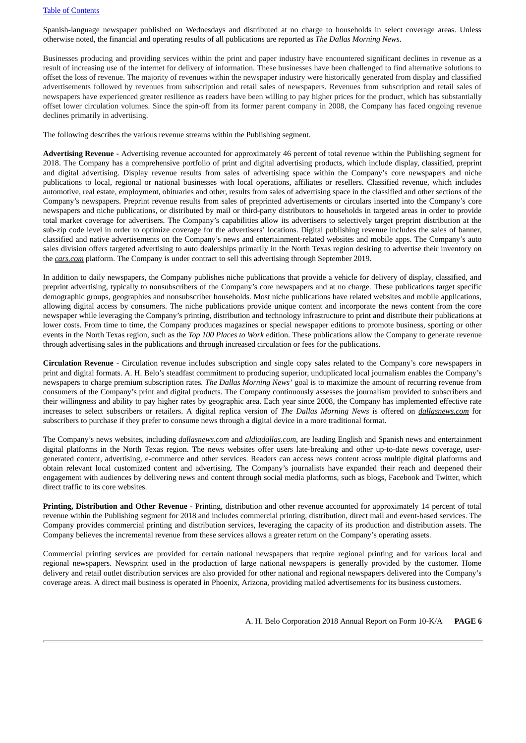Spanish-language newspaper published on Wednesdays and distributed at no charge to households in select coverage areas. Unless otherwise noted, the financial and operating results of all publications are reported as *The Dallas Morning News*.

Businesses producing and providing services within the print and paper industry have encountered significant declines in revenue as a result of increasing use of the internet for delivery of information. These businesses have been challenged to find alternative solutions to offset the loss of revenue. The majority of revenues within the newspaper industry were historically generated from display and classified advertisements followed by revenues from subscription and retail sales of newspapers. Revenues from subscription and retail sales of newspapers have experienced greater resilience as readers have been willing to pay higher prices for the product, which has substantially offset lower circulation volumes. Since the spin-off from its former parent company in 2008, the Company has faced ongoing revenue declines primarily in advertising.

The following describes the various revenue streams within the Publishing segment.

**Advertising Revenue** - Advertising revenue accounted for approximately 46 percent of total revenue within the Publishing segment for 2018. The Company has a comprehensive portfolio of print and digital advertising products, which include display, classified, preprint and digital advertising. Display revenue results from sales of advertising space within the Company's core newspapers and niche publications to local, regional or national businesses with local operations, affiliates or resellers. Classified revenue, which includes automotive, real estate, employment, obituaries and other, results from sales of advertising space in the classified and other sections of the Company's newspapers. Preprint revenue results from sales of preprinted advertisements or circulars inserted into the Company's core newspapers and niche publications, or distributed by mail or third-party distributors to households in targeted areas in order to provide total market coverage for advertisers. The Company's capabilities allow its advertisers to selectively target preprint distribution at the sub-zip code level in order to optimize coverage for the advertisers' locations. Digital publishing revenue includes the sales of banner, classified and native advertisements on the Company's news and entertainment-related websites and mobile apps. The Company's auto sales division offers targeted advertising to auto dealerships primarily in the North Texas region desiring to advertise their inventory on the *cars.com* platform. The Company is under contract to sell this advertising through September 2019.

In addition to daily newspapers, the Company publishes niche publications that provide a vehicle for delivery of display, classified, and preprint advertising, typically to nonsubscribers of the Company's core newspapers and at no charge. These publications target specific demographic groups, geographies and nonsubscriber households. Most niche publications have related websites and mobile applications, allowing digital access by consumers. The niche publications provide unique content and incorporate the news content from the core newspaper while leveraging the Company's printing, distribution and technology infrastructure to print and distribute their publications at lower costs. From time to time, the Company produces magazines or special newspaper editions to promote business, sporting or other events in the North Texas region, such as the *Top 100 Places to Work* edition. These publications allow the Company to generate revenue through advertising sales in the publications and through increased circulation or fees for the publications.

**Circulation Revenue** - Circulation revenue includes subscription and single copy sales related to the Company's core newspapers in print and digital formats. A. H. Belo's steadfast commitment to producing superior, unduplicated local journalism enables the Company's newspapers to charge premium subscription rates. *The Dallas Morning News'* goal is to maximize the amount of recurring revenue from consumers of the Company's print and digital products. The Company continuously assesses the journalism provided to subscribers and their willingness and ability to pay higher rates by geographic area. Each year since 2008, the Company has implemented effective rate increases to select subscribers or retailers. A digital replica version of *The Dallas Morning News* is offered on *dallasnews.com* for subscribers to purchase if they prefer to consume news through a digital device in a more traditional format.

The Company's news websites, including *dallasnews.com* and *aldiadallas.com*, are leading English and Spanish news and entertainment digital platforms in the North Texas region. The news websites offer users late-breaking and other up-to-date news coverage, user-generated content, advertising, e-commerce and other services. Readers can access news content across multiple digital platforms and obtain relevant local customized content and advertising. The Company's journalists have expanded their reach and deepened their engagement with audiences by delivering news and content through social media platforms, such as blogs, Facebook and Twitter, which direct traffic to its core websites.

**Printing, Distribution and Other Revenue -** Printing, distribution and other revenue accounted for approximately 14 percent of total revenue within the Publishing segment for 2018 and includes commercial printing, distribution, direct mail and event-based services. The Company provides commercial printing and distribution services, leveraging the capacity of its production and distribution assets. The Company believes the incremental revenue from these services allows a greater return on the Company's operating assets.

Commercial printing services are provided for certain national newspapers that require regional printing and for various local and regional newspapers. Newsprint used in the production of large national newspapers is generally provided by the customer. Home delivery and retail outlet distribution services are also provided for other national and regional newspapers delivered into the Company's coverage areas. A direct mail business is operated in Phoenix, Arizona, providing mailed advertisements for its business customers.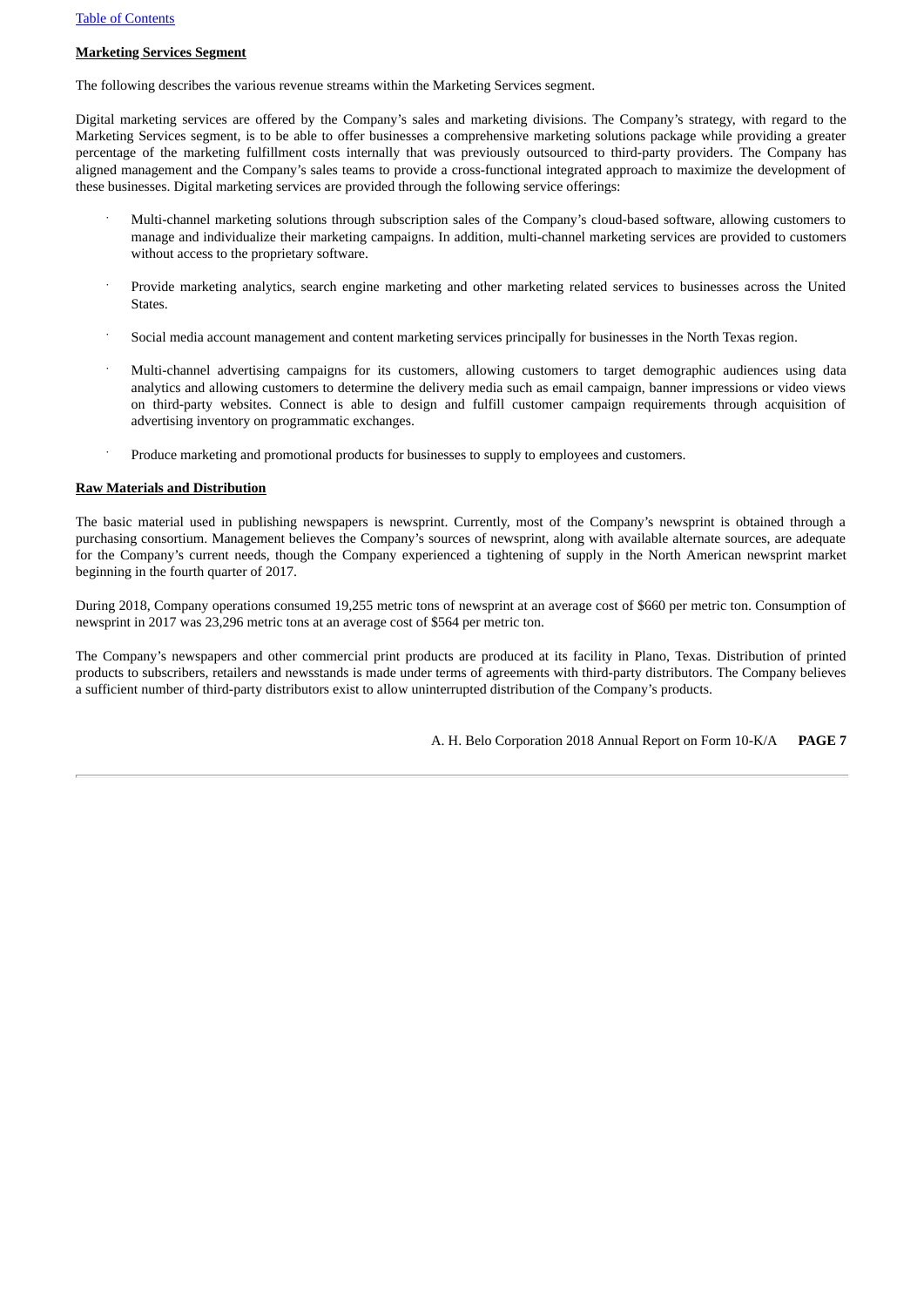**Marketing Services Segment**

The following describes the various revenue streams within the Marketing Services segment.

Digital marketing services are offered by the Company's sales and marketing divisions. The Company's strategy, with regard to the Marketing Services segment, is to be able to offer businesses a comprehensive marketing solutions package while providing a greater percentage of the marketing fulfillment costs internally that was previously outsourced to third-party providers. The Company has aligned management and the Company's sales teams to provide a cross-functional integrated approach to maximize the development of these businesses. Digital marketing services are provided through the following service offerings:

- Multi-channel marketing solutions through subscription sales of the Company's cloud-based software, allowing customers to manage and individualize their marketing campaigns. In addition, multi-channel marketing services are provided to customers without access to the proprietary software.

- Provide marketing analytics, search engine marketing and other marketing related services to businesses across the United States.

- Social media account management and content marketing services principally for businesses in the North Texas region.

- Multi-channel advertising campaigns for its customers, allowing customers to target demographic audiences using data analytics and allowing customers to determine the delivery media such as email campaign, banner impressions or video views on third-party websites. Connect is able to design and fulfill customer campaign requirements through acquisition of advertising inventory on programmatic exchanges.

- Produce marketing and promotional products for businesses to supply to employees and customers.

**Raw Materials and Distribution**

The basic material used in publishing newspapers is newsprint. Currently, most of the Company's newsprint is obtained through a purchasing consortium. Management believes the Company's sources of newsprint, along with available alternate sources, are adequate for the Company's current needs, though the Company experienced a tightening of supply in the North American newsprint market beginning in the fourth quarter of 2017.

During 2018, Company operations consumed 19,255 metric tons of newsprint at an average cost of $660 per metric ton. Consumption of newsprint in 2017 was 23,296 metric tons at an average cost of $564 per metric ton.

The Company's newspapers and other commercial print products are produced at its facility in Plano, Texas. Distribution of printed products to subscribers, retailers and newsstands is made under terms of agreements with third-party distributors. The Company believes a sufficient number of third-party distributors exist to allow uninterrupted distribution of the Company's products.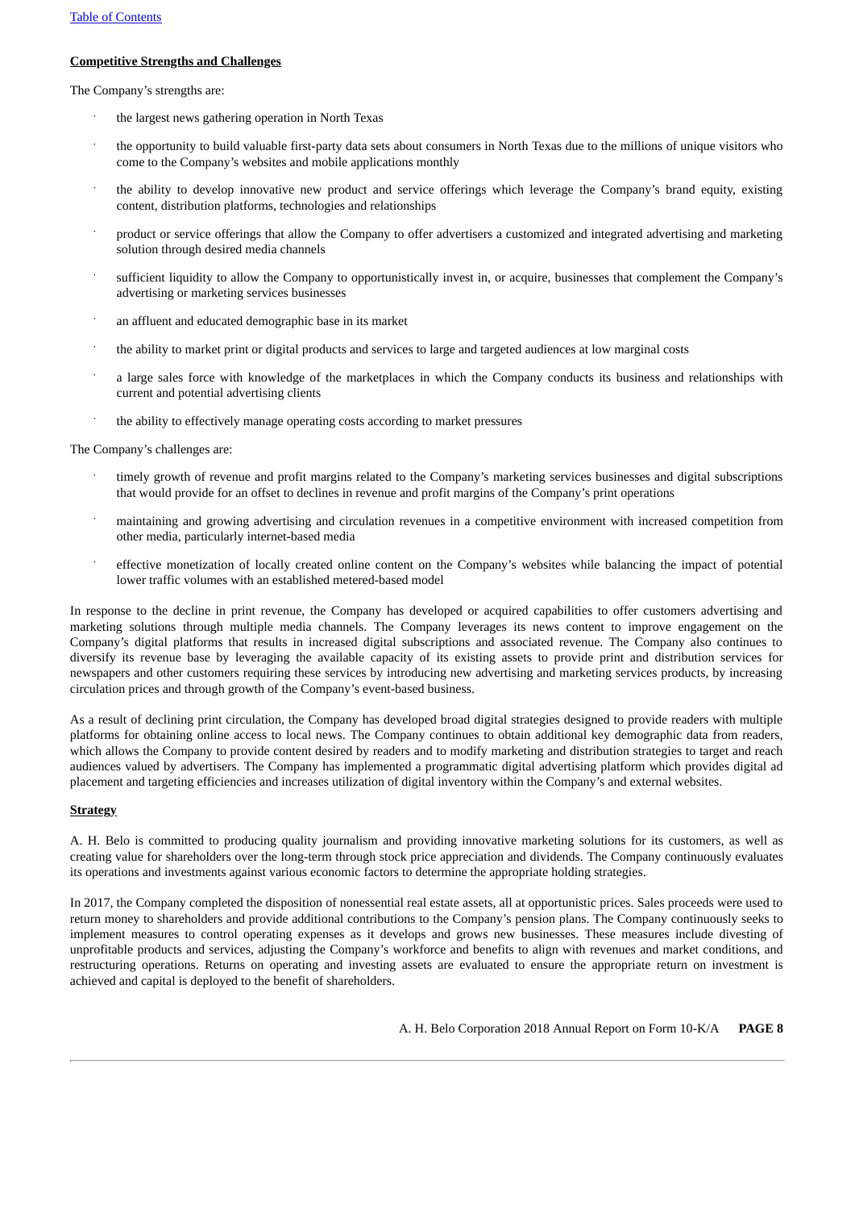**Competitive Strengths and Challenges**

The Company's strengths are:

- the largest news gathering operation in North Texas
- the opportunity to build valuable first-party data sets about consumers in North Texas due to the millions of unique visitors who come to the Company's websites and mobile applications monthly
- the ability to develop innovative new product and service offerings which leverage the Company's brand equity, existing content, distribution platforms, technologies and relationships
- product or service offerings that allow the Company to offer advertisers a customized and integrated advertising and marketing solution through desired media channels
- sufficient liquidity to allow the Company to opportunistically invest in, or acquire, businesses that complement the Company's advertising or marketing services businesses
- an affluent and educated demographic base in its market
- the ability to market print or digital products and services to large and targeted audiences at low marginal costs
- a large sales force with knowledge of the marketplaces in which the Company conducts its business and relationships with current and potential advertising clients
- the ability to effectively manage operating costs according to market pressures

The Company's challenges are:

- timely growth of revenue and profit margins related to the Company's marketing services businesses and digital subscriptions that would provide for an offset to declines in revenue and profit margins of the Company's print operations
- maintaining and growing advertising and circulation revenues in a competitive environment with increased competition from other media, particularly internet-based media
- effective monetization of locally created online content on the Company's websites while balancing the impact of potential lower traffic volumes with an established metered-based model

In response to the decline in print revenue, the Company has developed or acquired capabilities to offer customers advertising and marketing solutions through multiple media channels. The Company leverages its news content to improve engagement on the Company's digital platforms that results in increased digital subscriptions and associated revenue. The Company also continues to diversify its revenue base by leveraging the available capacity of its existing assets to provide print and distribution services for newspapers and other customers requiring these services by introducing new advertising and marketing services products, by increasing circulation prices and through growth of the Company's event-based business.

As a result of declining print circulation, the Company has developed broad digital strategies designed to provide readers with multiple platforms for obtaining online access to local news. The Company continues to obtain additional key demographic data from readers, which allows the Company to provide content desired by readers and to modify marketing and distribution strategies to target and reach audiences valued by advertisers. The Company has implemented a programmatic digital advertising platform which provides digital ad placement and targeting efficiencies and increases utilization of digital inventory within the Company's and external websites.

**Strategy**

A. H. Belo is committed to producing quality journalism and providing innovative marketing solutions for its customers, as well as creating value for shareholders over the long-term through stock price appreciation and dividends. The Company continuously evaluates its operations and investments against various economic factors to determine the appropriate holding strategies.

In 2017, the Company completed the disposition of nonessential real estate assets, all at opportunistic prices. Sales proceeds were used to return money to shareholders and provide additional contributions to the Company's pension plans. The Company continuously seeks to implement measures to control operating expenses as it develops and grows new businesses. These measures include divesting of unprofitable products and services, adjusting the Company's workforce and benefits to align with revenues and market conditions, and restructuring operations. Returns on operating and investing assets are evaluated to ensure the appropriate return on investment is achieved and capital is deployed to the benefit of shareholders.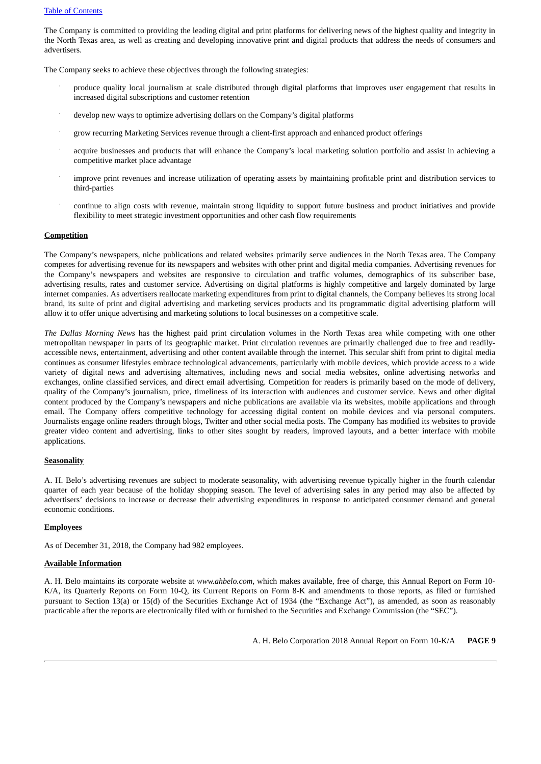The Company is committed to providing the leading digital and print platforms for delivering news of the highest quality and integrity in the North Texas area, as well as creating and developing innovative print and digital products that address the needs of consumers and advertisers.

The Company seeks to achieve these objectives through the following strategies:

- produce quality local journalism at scale distributed through digital platforms that improves user engagement that results in increased digital subscriptions and customer retention
- develop new ways to optimize advertising dollars on the Company's digital platforms
- grow recurring Marketing Services revenue through a client-first approach and enhanced product offerings
- acquire businesses and products that will enhance the Company's local marketing solution portfolio and assist in achieving a competitive market place advantage
- improve print revenues and increase utilization of operating assets by maintaining profitable print and distribution services to third-parties
- continue to align costs with revenue, maintain strong liquidity to support future business and product initiatives and provide flexibility to meet strategic investment opportunities and other cash flow requirements

**Competition**

The Company's newspapers, niche publications and related websites primarily serve audiences in the North Texas area. The Company competes for advertising revenue for its newspapers and websites with other print and digital media companies. Advertising revenues for the Company's newspapers and websites are responsive to circulation and traffic volumes, demographics of its subscriber base, advertising results, rates and customer service. Advertising on digital platforms is highly competitive and largely dominated by large internet companies. As advertisers reallocate marketing expenditures from print to digital channels, the Company believes its strong local brand, its suite of print and digital advertising and marketing services products and its programmatic digital advertising platform will allow it to offer unique advertising and marketing solutions to local businesses on a competitive scale.

*The Dallas Morning News* has the highest paid print circulation volumes in the North Texas area while competing with one other metropolitan newspaper in parts of its geographic market. Print circulation revenues are primarily challenged due to free and readily-accessible news, entertainment, advertising and other content available through the internet. This secular shift from print to digital media continues as consumer lifestyles embrace technological advancements, particularly with mobile devices, which provide access to a wide variety of digital news and advertising alternatives, including news and social media websites, online advertising networks and exchanges, online classified services, and direct email advertising. Competition for readers is primarily based on the mode of delivery, quality of the Company's journalism, price, timeliness of its interaction with audiences and customer service. News and other digital content produced by the Company's newspapers and niche publications are available via its websites, mobile applications and through email. The Company offers competitive technology for accessing digital content on mobile devices and via personal computers. Journalists engage online readers through blogs, Twitter and other social media posts. The Company has modified its websites to provide greater video content and advertising, links to other sites sought by readers, improved layouts, and a better interface with mobile applications.

**Seasonality**

A. H. Belo's advertising revenues are subject to moderate seasonality, with advertising revenue typically higher in the fourth calendar quarter of each year because of the holiday shopping season. The level of advertising sales in any period may also be affected by advertisers' decisions to increase or decrease their advertising expenditures in response to anticipated consumer demand and general economic conditions.

**Employees**

As of December 31, 2018, the Company had 982 employees.

**Available Information**

A. H. Belo maintains its corporate website at *www.ahbelo.com*, which makes available, free of charge, this Annual Report on Form 10-K/A, its Quarterly Reports on Form 10-Q, its Current Reports on Form 8-K and amendments to those reports, as filed or furnished pursuant to Section 13(a) or 15(d) of the Securities Exchange Act of 1934 (the "Exchange Act"), as amended, as soon as reasonably practicable after the reports are electronically filed with or furnished to the Securities and Exchange Commission (the "SEC").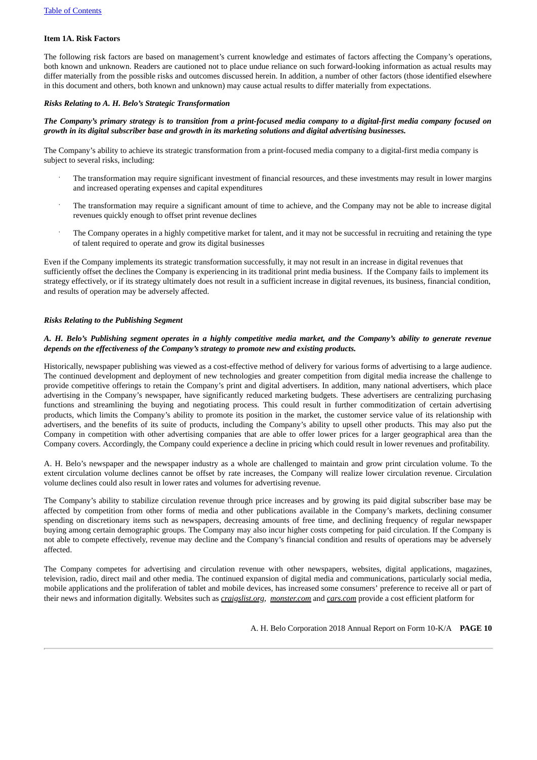## Item 1A. Risk Factors

The following risk factors are based on management's current knowledge and estimates of factors affecting the Company's operations, both known and unknown. Readers are cautioned not to place undue reliance on such forward-looking information as actual results may differ materially from the possible risks and outcomes discussed herein. In addition, a number of other factors (those identified elsewhere in this document and others, both known and unknown) may cause actual results to differ materially from expectations.

### *Risks Relating to A. H. Belo's Strategic Transformation*

***The Company's primary strategy is to transition from a print-focused media company to a digital-first media company focused on growth in its digital subscriber base and growth in its marketing solutions and digital advertising businesses.***

The Company's ability to achieve its strategic transformation from a print-focused media company to a digital-first media company is subject to several risks, including:

- The transformation may require significant investment of financial resources, and these investments may result in lower margins and increased operating expenses and capital expenditures
- The transformation may require a significant amount of time to achieve, and the Company may not be able to increase digital revenues quickly enough to offset print revenue declines
- The Company operates in a highly competitive market for talent, and it may not be successful in recruiting and retaining the type of talent required to operate and grow its digital businesses

Even if the Company implements its strategic transformation successfully, it may not result in an increase in digital revenues that sufficiently offset the declines the Company is experiencing in its traditional print media business. If the Company fails to implement its strategy effectively, or if its strategy ultimately does not result in a sufficient increase in digital revenues, its business, financial condition, and results of operation may be adversely affected.

### *Risks Relating to the Publishing Segment*

***A. H. Belo's Publishing segment operates in a highly competitive media market, and the Company's ability to generate revenue depends on the effectiveness of the Company's strategy to promote new and existing products.***

Historically, newspaper publishing was viewed as a cost-effective method of delivery for various forms of advertising to a large audience. The continued development and deployment of new technologies and greater competition from digital media increase the challenge to provide competitive offerings to retain the Company's print and digital advertisers. In addition, many national advertisers, which place advertising in the Company's newspaper, have significantly reduced marketing budgets. These advertisers are centralizing purchasing functions and streamlining the buying and negotiating process. This could result in further commoditization of certain advertising products, which limits the Company's ability to promote its position in the market, the customer service value of its relationship with advertisers, and the benefits of its suite of products, including the Company's ability to upsell other products. This may also put the Company in competition with other advertising companies that are able to offer lower prices for a larger geographical area than the Company covers. Accordingly, the Company could experience a decline in pricing which could result in lower revenues and profitability.

A. H. Belo's newspaper and the newspaper industry as a whole are challenged to maintain and grow print circulation volume. To the extent circulation volume declines cannot be offset by rate increases, the Company will realize lower circulation revenue. Circulation volume declines could also result in lower rates and volumes for advertising revenue.

The Company's ability to stabilize circulation revenue through price increases and by growing its paid digital subscriber base may be affected by competition from other forms of media and other publications available in the Company's markets, declining consumer spending on discretionary items such as newspapers, decreasing amounts of free time, and declining frequency of regular newspaper buying among certain demographic groups. The Company may also incur higher costs competing for paid circulation. If the Company is not able to compete effectively, revenue may decline and the Company's financial condition and results of operations may be adversely affected.

The Company competes for advertising and circulation revenue with other newspapers, websites, digital applications, magazines, television, radio, direct mail and other media. The continued expansion of digital media and communications, particularly social media, mobile applications and the proliferation of tablet and mobile devices, has increased some consumers' preference to receive all or part of their news and information digitally. Websites such as ***craigslist.org***, ***monster.com*** and ***cars.com*** provide a cost efficient platform for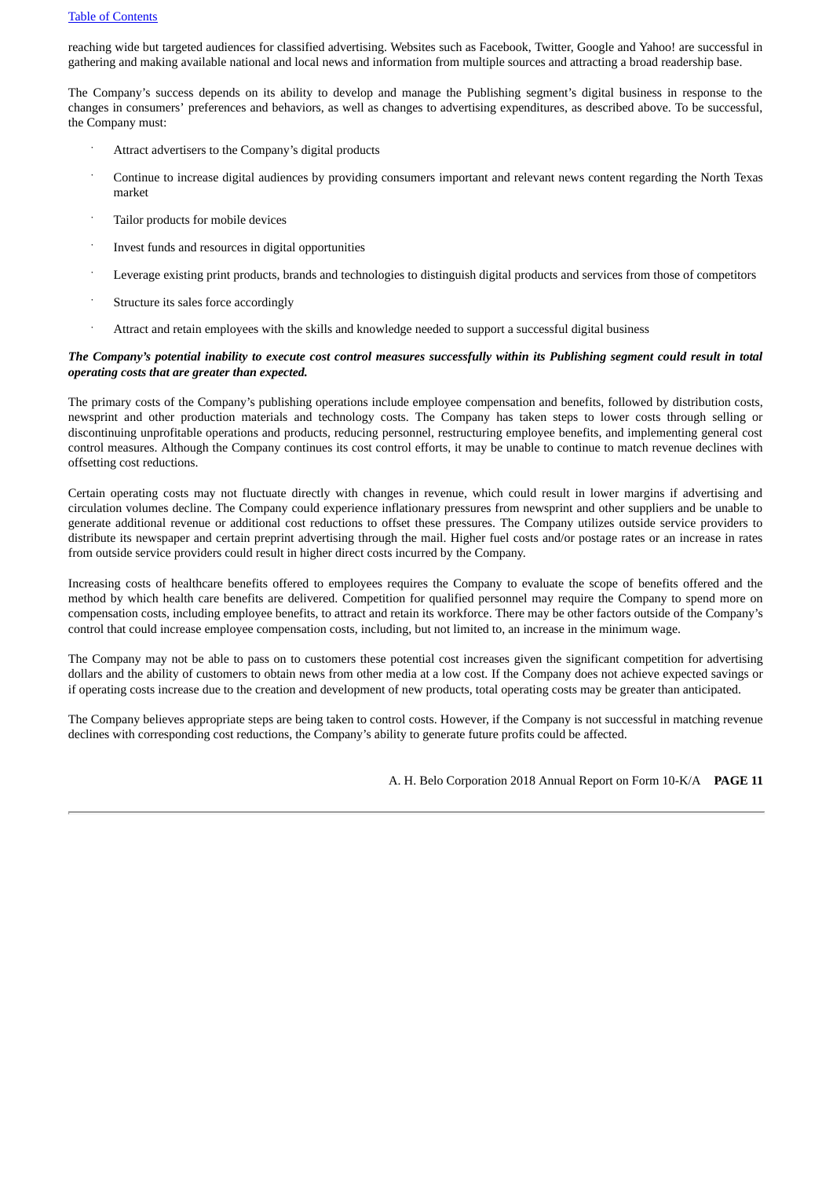reaching wide but targeted audiences for classified advertising. Websites such as Facebook, Twitter, Google and Yahoo! are successful in gathering and making available national and local news and information from multiple sources and attracting a broad readership base.

The Company's success depends on its ability to develop and manage the Publishing segment's digital business in response to the changes in consumers' preferences and behaviors, as well as changes to advertising expenditures, as described above. To be successful, the Company must:

- Attract advertisers to the Company's digital products
- Continue to increase digital audiences by providing consumers important and relevant news content regarding the North Texas market
- Tailor products for mobile devices
- Invest funds and resources in digital opportunities
- Leverage existing print products, brands and technologies to distinguish digital products and services from those of competitors
- Structure its sales force accordingly
- Attract and retain employees with the skills and knowledge needed to support a successful digital business

***The Company's potential inability to execute cost control measures successfully within its Publishing segment could result in total operating costs that are greater than expected.***

The primary costs of the Company's publishing operations include employee compensation and benefits, followed by distribution costs, newsprint and other production materials and technology costs. The Company has taken steps to lower costs through selling or discontinuing unprofitable operations and products, reducing personnel, restructuring employee benefits, and implementing general cost control measures. Although the Company continues its cost control efforts, it may be unable to continue to match revenue declines with offsetting cost reductions.

Certain operating costs may not fluctuate directly with changes in revenue, which could result in lower margins if advertising and circulation volumes decline. The Company could experience inflationary pressures from newsprint and other suppliers and be unable to generate additional revenue or additional cost reductions to offset these pressures. The Company utilizes outside service providers to distribute its newspaper and certain preprint advertising through the mail. Higher fuel costs and/or postage rates or an increase in rates from outside service providers could result in higher direct costs incurred by the Company.

Increasing costs of healthcare benefits offered to employees requires the Company to evaluate the scope of benefits offered and the method by which health care benefits are delivered. Competition for qualified personnel may require the Company to spend more on compensation costs, including employee benefits, to attract and retain its workforce. There may be other factors outside of the Company's control that could increase employee compensation costs, including, but not limited to, an increase in the minimum wage.

The Company may not be able to pass on to customers these potential cost increases given the significant competition for advertising dollars and the ability of customers to obtain news from other media at a low cost. If the Company does not achieve expected savings or if operating costs increase due to the creation and development of new products, total operating costs may be greater than anticipated.

The Company believes appropriate steps are being taken to control costs. However, if the Company is not successful in matching revenue declines with corresponding cost reductions, the Company's ability to generate future profits could be affected.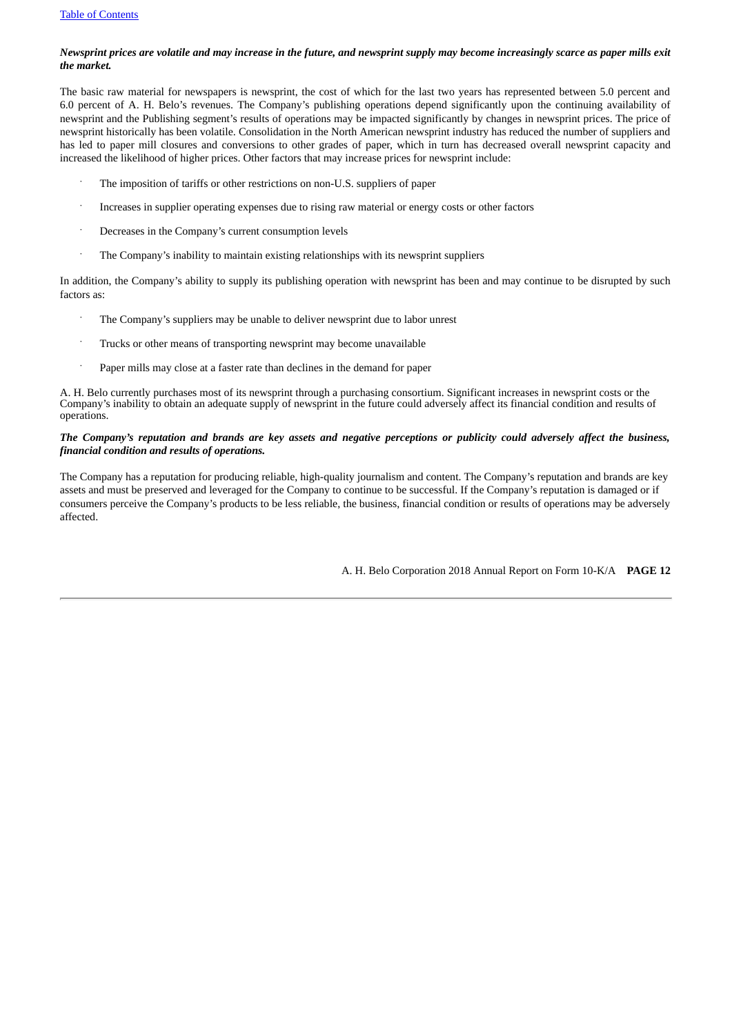***Newsprint prices are volatile and may increase in the future, and newsprint supply may become increasingly scarce as paper mills exit the market.***

The basic raw material for newspapers is newsprint, the cost of which for the last two years has represented between 5.0 percent and 6.0 percent of A. H. Belo's revenues. The Company's publishing operations depend significantly upon the continuing availability of newsprint and the Publishing segment's results of operations may be impacted significantly by changes in newsprint prices. The price of newsprint historically has been volatile. Consolidation in the North American newsprint industry has reduced the number of suppliers and has led to paper mill closures and conversions to other grades of paper, which in turn has decreased overall newsprint capacity and increased the likelihood of higher prices. Other factors that may increase prices for newsprint include:

- The imposition of tariffs or other restrictions on non-U.S. suppliers of paper
- Increases in supplier operating expenses due to rising raw material or energy costs or other factors
- Decreases in the Company's current consumption levels
- The Company's inability to maintain existing relationships with its newsprint suppliers

In addition, the Company's ability to supply its publishing operation with newsprint has been and may continue to be disrupted by such factors as:

- The Company's suppliers may be unable to deliver newsprint due to labor unrest
- Trucks or other means of transporting newsprint may become unavailable
- Paper mills may close at a faster rate than declines in the demand for paper

A. H. Belo currently purchases most of its newsprint through a purchasing consortium. Significant increases in newsprint costs or the Company's inability to obtain an adequate supply of newsprint in the future could adversely affect its financial condition and results of operations.

***The Company's reputation and brands are key assets and negative perceptions or publicity could adversely affect the business, financial condition and results of operations.***

The Company has a reputation for producing reliable, high-quality journalism and content. The Company's reputation and brands are key assets and must be preserved and leveraged for the Company to continue to be successful. If the Company's reputation is damaged or if consumers perceive the Company's products to be less reliable, the business, financial condition or results of operations may be adversely affected.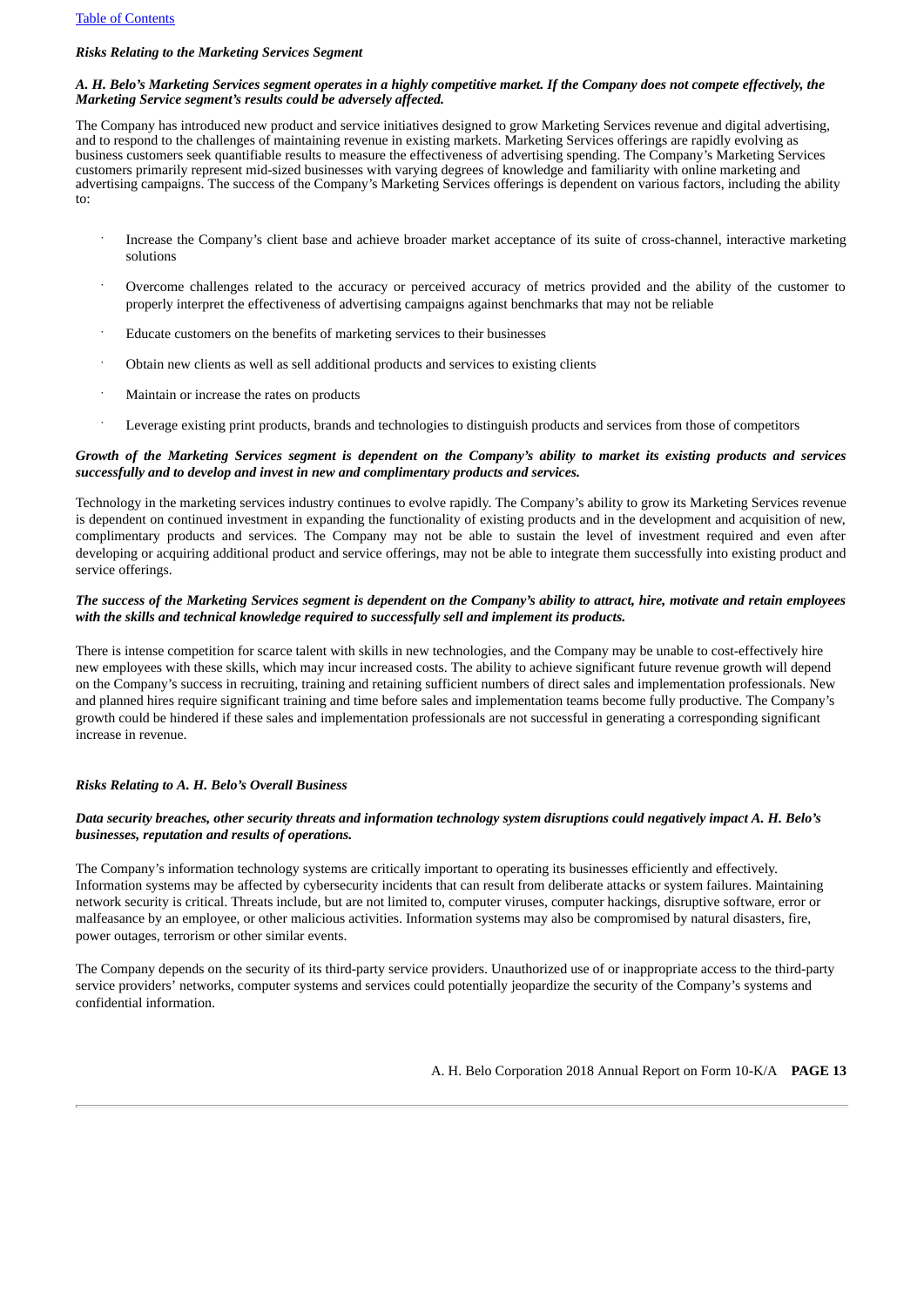*Risks Relating to the Marketing Services Segment*

***A. H. Belo's Marketing Services segment operates in a highly competitive market. If the Company does not compete effectively, the Marketing Service segment's results could be adversely affected.***

The Company has introduced new product and service initiatives designed to grow Marketing Services revenue and digital advertising, and to respond to the challenges of maintaining revenue in existing markets. Marketing Services offerings are rapidly evolving as business customers seek quantifiable results to measure the effectiveness of advertising spending. The Company's Marketing Services customers primarily represent mid-sized businesses with varying degrees of knowledge and familiarity with online marketing and advertising campaigns. The success of the Company's Marketing Services offerings is dependent on various factors, including the ability to:

- Increase the Company's client base and achieve broader market acceptance of its suite of cross-channel, interactive marketing solutions
- Overcome challenges related to the accuracy or perceived accuracy of metrics provided and the ability of the customer to properly interpret the effectiveness of advertising campaigns against benchmarks that may not be reliable
- Educate customers on the benefits of marketing services to their businesses
- Obtain new clients as well as sell additional products and services to existing clients
- Maintain or increase the rates on products
- Leverage existing print products, brands and technologies to distinguish products and services from those of competitors

***Growth of the Marketing Services segment is dependent on the Company's ability to market its existing products and services successfully and to develop and invest in new and complimentary products and services.***

Technology in the marketing services industry continues to evolve rapidly. The Company's ability to grow its Marketing Services revenue is dependent on continued investment in expanding the functionality of existing products and in the development and acquisition of new, complimentary products and services. The Company may not be able to sustain the level of investment required and even after developing or acquiring additional product and service offerings, may not be able to integrate them successfully into existing product and service offerings.

***The success of the Marketing Services segment is dependent on the Company's ability to attract, hire, motivate and retain employees with the skills and technical knowledge required to successfully sell and implement its products.***

There is intense competition for scarce talent with skills in new technologies, and the Company may be unable to cost-effectively hire new employees with these skills, which may incur increased costs. The ability to achieve significant future revenue growth will depend on the Company's success in recruiting, training and retaining sufficient numbers of direct sales and implementation professionals. New and planned hires require significant training and time before sales and implementation teams become fully productive. The Company's growth could be hindered if these sales and implementation professionals are not successful in generating a corresponding significant increase in revenue.

*Risks Relating to A. H. Belo's Overall Business*

***Data security breaches, other security threats and information technology system disruptions could negatively impact A. H. Belo's businesses, reputation and results of operations.***

The Company's information technology systems are critically important to operating its businesses efficiently and effectively. Information systems may be affected by cybersecurity incidents that can result from deliberate attacks or system failures. Maintaining network security is critical. Threats include, but are not limited to, computer viruses, computer hackings, disruptive software, error or malfeasance by an employee, or other malicious activities. Information systems may also be compromised by natural disasters, fire, power outages, terrorism or other similar events.

The Company depends on the security of its third-party service providers. Unauthorized use of or inappropriate access to the third-party service providers' networks, computer systems and services could potentially jeopardize the security of the Company's systems and confidential information.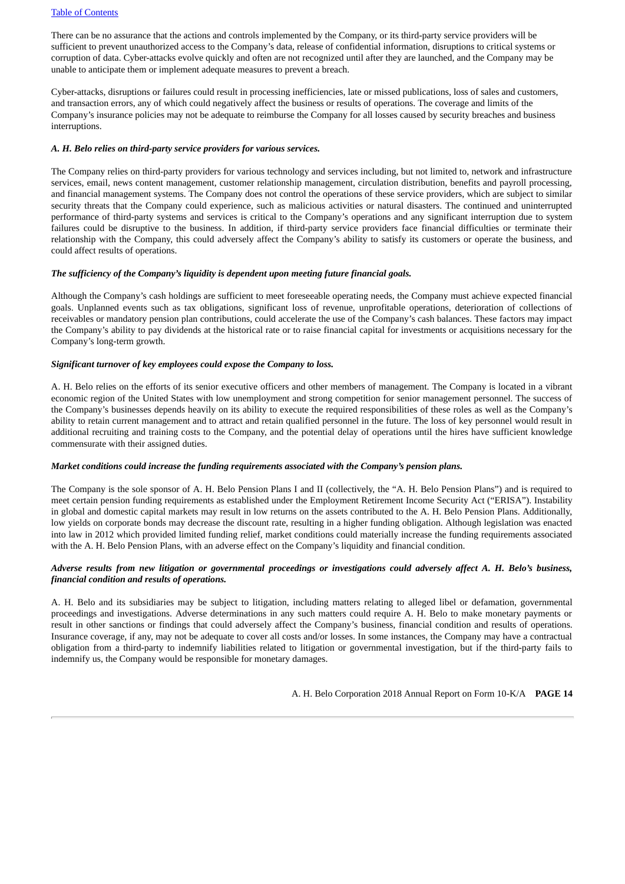There can be no assurance that the actions and controls implemented by the Company, or its third-party service providers will be sufficient to prevent unauthorized access to the Company's data, release of confidential information, disruptions to critical systems or corruption of data. Cyber-attacks evolve quickly and often are not recognized until after they are launched, and the Company may be unable to anticipate them or implement adequate measures to prevent a breach.

Cyber-attacks, disruptions or failures could result in processing inefficiencies, late or missed publications, loss of sales and customers, and transaction errors, any of which could negatively affect the business or results of operations. The coverage and limits of the Company's insurance policies may not be adequate to reimburse the Company for all losses caused by security breaches and business interruptions.

***A. H. Belo relies on third-party service providers for various services.***

The Company relies on third-party providers for various technology and services including, but not limited to, network and infrastructure services, email, news content management, customer relationship management, circulation distribution, benefits and payroll processing, and financial management systems. The Company does not control the operations of these service providers, which are subject to similar security threats that the Company could experience, such as malicious activities or natural disasters. The continued and uninterrupted performance of third-party systems and services is critical to the Company's operations and any significant interruption due to system failures could be disruptive to the business. In addition, if third-party service providers face financial difficulties or terminate their relationship with the Company, this could adversely affect the Company's ability to satisfy its customers or operate the business, and could affect results of operations.

***The sufficiency of the Company's liquidity is dependent upon meeting future financial goals.***

Although the Company's cash holdings are sufficient to meet foreseeable operating needs, the Company must achieve expected financial goals. Unplanned events such as tax obligations, significant loss of revenue, unprofitable operations, deterioration of collections of receivables or mandatory pension plan contributions, could accelerate the use of the Company's cash balances. These factors may impact the Company's ability to pay dividends at the historical rate or to raise financial capital for investments or acquisitions necessary for the Company's long-term growth.

***Significant turnover of key employees could expose the Company to loss.***

A. H. Belo relies on the efforts of its senior executive officers and other members of management. The Company is located in a vibrant economic region of the United States with low unemployment and strong competition for senior management personnel. The success of the Company's businesses depends heavily on its ability to execute the required responsibilities of these roles as well as the Company's ability to retain current management and to attract and retain qualified personnel in the future. The loss of key personnel would result in additional recruiting and training costs to the Company, and the potential delay of operations until the hires have sufficient knowledge commensurate with their assigned duties.

***Market conditions could increase the funding requirements associated with the Company's pension plans.***

The Company is the sole sponsor of A. H. Belo Pension Plans I and II (collectively, the "A. H. Belo Pension Plans") and is required to meet certain pension funding requirements as established under the Employment Retirement Income Security Act ("ERISA"). Instability in global and domestic capital markets may result in low returns on the assets contributed to the A. H. Belo Pension Plans. Additionally, low yields on corporate bonds may decrease the discount rate, resulting in a higher funding obligation. Although legislation was enacted into law in 2012 which provided limited funding relief, market conditions could materially increase the funding requirements associated with the A. H. Belo Pension Plans, with an adverse effect on the Company's liquidity and financial condition.

***Adverse results from new litigation or governmental proceedings or investigations could adversely affect A. H. Belo's business, financial condition and results of operations.***

A. H. Belo and its subsidiaries may be subject to litigation, including matters relating to alleged libel or defamation, governmental proceedings and investigations. Adverse determinations in any such matters could require A. H. Belo to make monetary payments or result in other sanctions or findings that could adversely affect the Company's business, financial condition and results of operations. Insurance coverage, if any, may not be adequate to cover all costs and/or losses. In some instances, the Company may have a contractual obligation from a third-party to indemnify liabilities related to litigation or governmental investigation, but if the third-party fails to indemnify us, the Company would be responsible for monetary damages.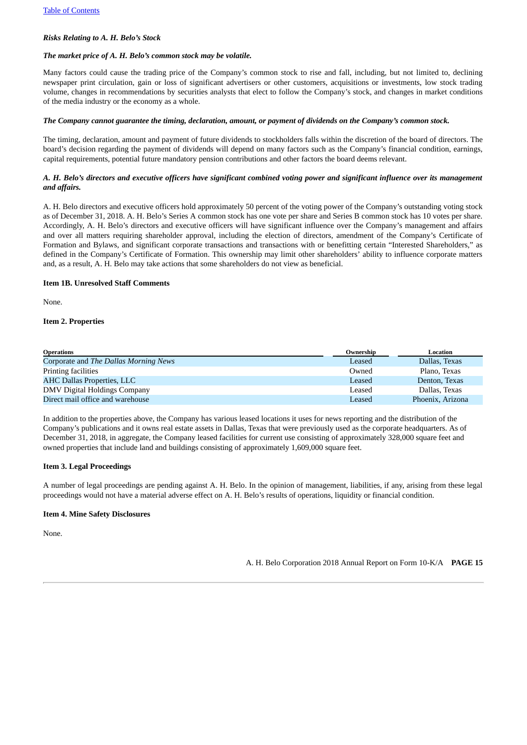### *Risks Relating to A. H. Belo's Stock*

***The market price of A. H. Belo's common stock may be volatile.***

Many factors could cause the trading price of the Company's common stock to rise and fall, including, but not limited to, declining newspaper print circulation, gain or loss of significant advertisers or other customers, acquisitions or investments, low stock trading volume, changes in recommendations by securities analysts that elect to follow the Company's stock, and changes in market conditions of the media industry or the economy as a whole.

***The Company cannot guarantee the timing, declaration, amount, or payment of dividends on the Company's common stock.***

The timing, declaration, amount and payment of future dividends to stockholders falls within the discretion of the board of directors. The board's decision regarding the payment of dividends will depend on many factors such as the Company's financial condition, earnings, capital requirements, potential future mandatory pension contributions and other factors the board deems relevant.

***A. H. Belo's directors and executive officers have significant combined voting power and significant influence over its management and affairs.***

A. H. Belo directors and executive officers hold approximately 50 percent of the voting power of the Company's outstanding voting stock as of December 31, 2018. A. H. Belo's Series A common stock has one vote per share and Series B common stock has 10 votes per share. Accordingly, A. H. Belo's directors and executive officers will have significant influence over the Company's management and affairs and over all matters requiring shareholder approval, including the election of directors, amendment of the Company's Certificate of Formation and Bylaws, and significant corporate transactions and transactions with or benefitting certain "Interested Shareholders," as defined in the Company's Certificate of Formation. This ownership may limit other shareholders' ability to influence corporate matters and, as a result, A. H. Belo may take actions that some shareholders do not view as beneficial.

### Item 1B. Unresolved Staff Comments

None.

### Item 2. Properties

| Operations | Ownership | Location |
|---|---|---|
| Corporate and *The Dallas Morning News* | Leased | Dallas, Texas |
| Printing facilities | Owned | Plano, Texas |
| AHC Dallas Properties, LLC | Leased | Denton, Texas |
| DMV Digital Holdings Company | Leased | Dallas, Texas |
| Direct mail office and warehouse | Leased | Phoenix, Arizona |

In addition to the properties above, the Company has various leased locations it uses for news reporting and the distribution of the Company's publications and it owns real estate assets in Dallas, Texas that were previously used as the corporate headquarters. As of December 31, 2018, in aggregate, the Company leased facilities for current use consisting of approximately 328,000 square feet and owned properties that include land and buildings consisting of approximately 1,609,000 square feet.

### Item 3. Legal Proceedings

A number of legal proceedings are pending against A. H. Belo. In the opinion of management, liabilities, if any, arising from these legal proceedings would not have a material adverse effect on A. H. Belo's results of operations, liquidity or financial condition.

### Item 4. Mine Safety Disclosures

None.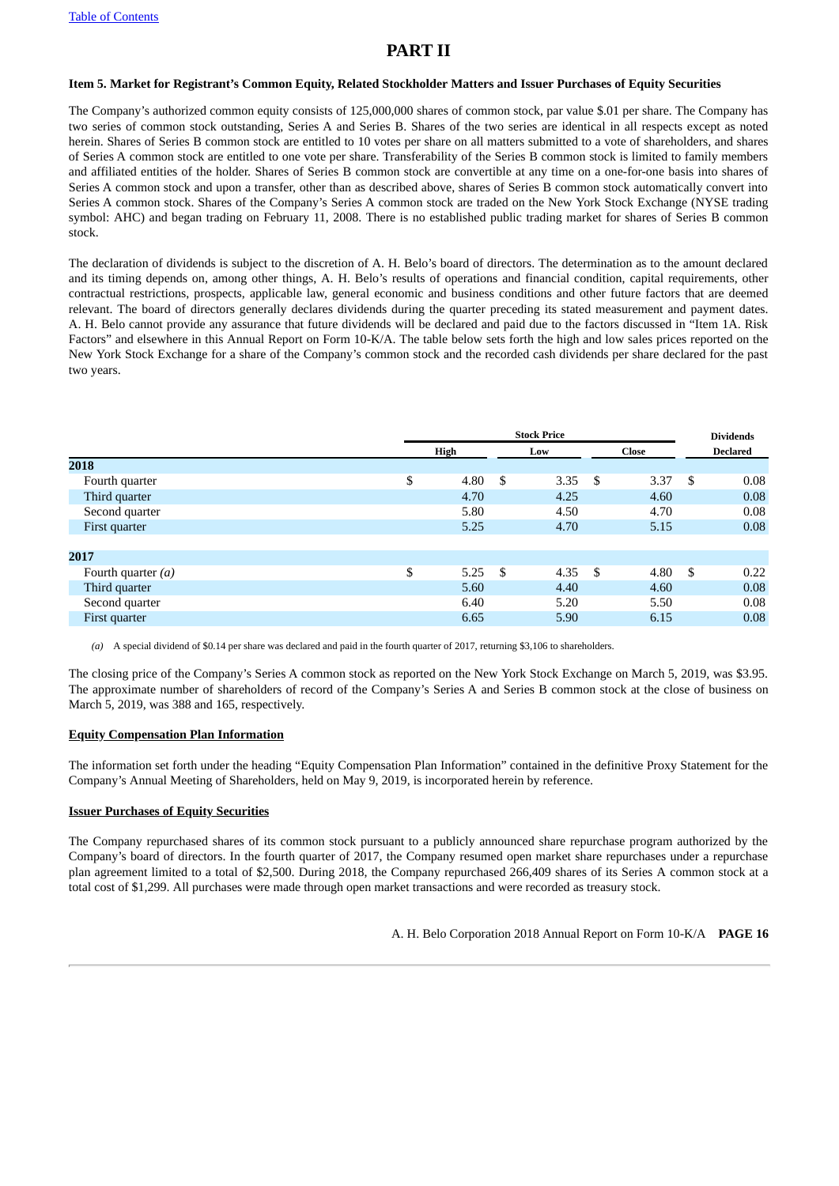# PART II

### Item 5. Market for Registrant's Common Equity, Related Stockholder Matters and Issuer Purchases of Equity Securities

The Company's authorized common equity consists of 125,000,000 shares of common stock, par value $.01 per share. The Company has two series of common stock outstanding, Series A and Series B. Shares of the two series are identical in all respects except as noted herein. Shares of Series B common stock are entitled to 10 votes per share on all matters submitted to a vote of shareholders, and shares of Series A common stock are entitled to one vote per share. Transferability of the Series B common stock is limited to family members and affiliated entities of the holder. Shares of Series B common stock are convertible at any time on a one-for-one basis into shares of Series A common stock and upon a transfer, other than as described above, shares of Series B common stock automatically convert into Series A common stock. Shares of the Company's Series A common stock are traded on the New York Stock Exchange (NYSE trading symbol: AHC) and began trading on February 11, 2008. There is no established public trading market for shares of Series B common stock.

The declaration of dividends is subject to the discretion of A. H. Belo's board of directors. The determination as to the amount declared and its timing depends on, among other things, A. H. Belo's results of operations and financial condition, capital requirements, other contractual restrictions, prospects, applicable law, general economic and business conditions and other future factors that are deemed relevant. The board of directors generally declares dividends during the quarter preceding its stated measurement and payment dates. A. H. Belo cannot provide any assurance that future dividends will be declared and paid due to the factors discussed in "Item 1A. Risk Factors" and elsewhere in this Annual Report on Form 10-K/A. The table below sets forth the high and low sales prices reported on the New York Stock Exchange for a share of the Company's common stock and the recorded cash dividends per share declared for the past two years.

| | Stock Price | | | Dividends |
|---|---|---|---|---|
| | High | Low | Close | Declared |
| **2018** | | | | |
| Fourth quarter | $ 4.80 | $ 3.35 | $ 3.37 | $ 0.08 |
| Third quarter | 4.70 | 4.25 | 4.60 | 0.08 |
| Second quarter | 5.80 | 4.50 | 4.70 | 0.08 |
| First quarter | 5.25 | 4.70 | 5.15 | 0.08 |
| | | | | |
| **2017** | | | | |
| Fourth quarter *(a)* | $ 5.25 | $ 4.35 | $ 4.80 | $ 0.22 |
| Third quarter | 5.60 | 4.40 | 4.60 | 0.08 |
| Second quarter | 6.40 | 5.20 | 5.50 | 0.08 |
| First quarter | 6.65 | 5.90 | 6.15 | 0.08 |

*(a)* A special dividend of $0.14 per share was declared and paid in the fourth quarter of 2017, returning $3,106 to shareholders.

The closing price of the Company's Series A common stock as reported on the New York Stock Exchange on March 5, 2019, was $3.95. The approximate number of shareholders of record of the Company's Series A and Series B common stock at the close of business on March 5, 2019, was 388 and 165, respectively.

**Equity Compensation Plan Information**

The information set forth under the heading "Equity Compensation Plan Information" contained in the definitive Proxy Statement for the Company's Annual Meeting of Shareholders, held on May 9, 2019, is incorporated herein by reference.

**Issuer Purchases of Equity Securities**

The Company repurchased shares of its common stock pursuant to a publicly announced share repurchase program authorized by the Company's board of directors. In the fourth quarter of 2017, the Company resumed open market share repurchases under a repurchase plan agreement limited to a total of $2,500. During 2018, the Company repurchased 266,409 shares of its Series A common stock at a total cost of $1,299. All purchases were made through open market transactions and were recorded as treasury stock.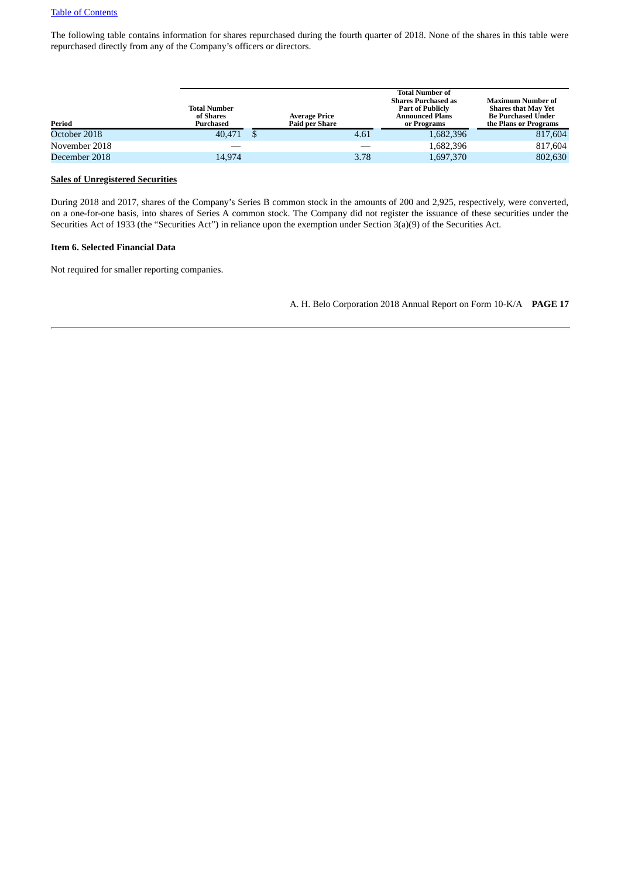The following table contains information for shares repurchased during the fourth quarter of 2018. None of the shares in this table were repurchased directly from any of the Company's officers or directors.

| Period | Total Number of Shares Purchased | Average Price Paid per Share | Total Number of Shares Purchased as Part of Publicly Announced Plans or Programs | Maximum Number of Shares that May Yet Be Purchased Under the Plans or Programs |
|---|---|---|---|---|
| October 2018 | 40,471 | $ 4.61 | 1,682,396 | 817,604 |
| November 2018 | — | — | 1,682,396 | 817,604 |
| December 2018 | 14,974 | 3.78 | 1,697,370 | 802,630 |

**Sales of Unregistered Securities**

During 2018 and 2017, shares of the Company's Series B common stock in the amounts of 200 and 2,925, respectively, were converted, on a one-for-one basis, into shares of Series A common stock. The Company did not register the issuance of these securities under the Securities Act of 1933 (the "Securities Act") in reliance upon the exemption under Section 3(a)(9) of the Securities Act.

**Item 6. Selected Financial Data**

Not required for smaller reporting companies.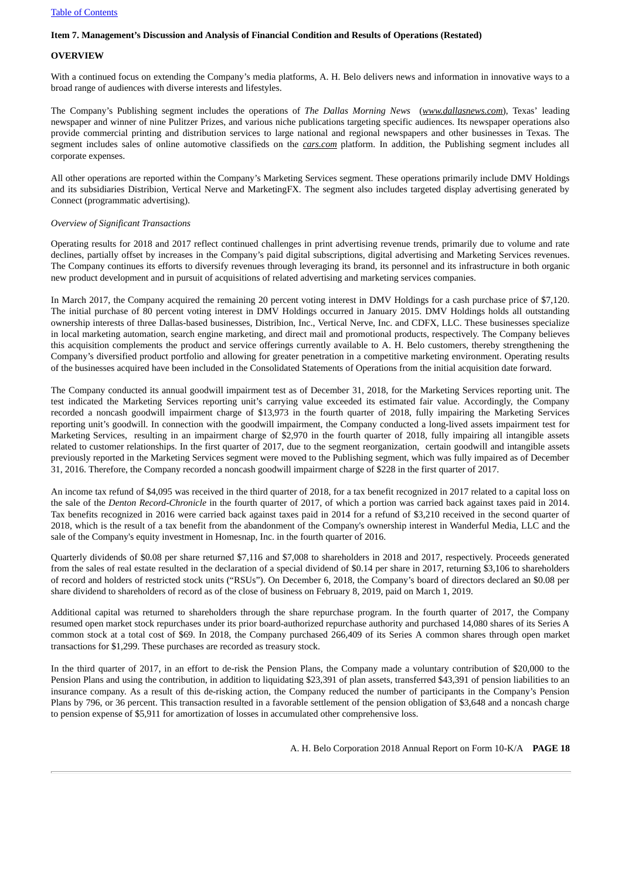## Item 7. Management's Discussion and Analysis of Financial Condition and Results of Operations (Restated)

### OVERVIEW

With a continued focus on extending the Company's media platforms, A. H. Belo delivers news and information in innovative ways to a broad range of audiences with diverse interests and lifestyles.

The Company's Publishing segment includes the operations of *The Dallas Morning News* (*www.dallasnews.com*), Texas' leading newspaper and winner of nine Pulitzer Prizes, and various niche publications targeting specific audiences. Its newspaper operations also provide commercial printing and distribution services to large national and regional newspapers and other businesses in Texas. The segment includes sales of online automotive classifieds on the *cars.com* platform. In addition, the Publishing segment includes all corporate expenses.

All other operations are reported within the Company's Marketing Services segment. These operations primarily include DMV Holdings and its subsidiaries Distribion, Vertical Nerve and MarketingFX. The segment also includes targeted display advertising generated by Connect (programmatic advertising).

*Overview of Significant Transactions*

Operating results for 2018 and 2017 reflect continued challenges in print advertising revenue trends, primarily due to volume and rate declines, partially offset by increases in the Company's paid digital subscriptions, digital advertising and Marketing Services revenues. The Company continues its efforts to diversify revenues through leveraging its brand, its personnel and its infrastructure in both organic new product development and in pursuit of acquisitions of related advertising and marketing services companies.

In March 2017, the Company acquired the remaining 20 percent voting interest in DMV Holdings for a cash purchase price of $7,120. The initial purchase of 80 percent voting interest in DMV Holdings occurred in January 2015. DMV Holdings holds all outstanding ownership interests of three Dallas-based businesses, Distribion, Inc., Vertical Nerve, Inc. and CDFX, LLC. These businesses specialize in local marketing automation, search engine marketing, and direct mail and promotional products, respectively. The Company believes this acquisition complements the product and service offerings currently available to A. H. Belo customers, thereby strengthening the Company's diversified product portfolio and allowing for greater penetration in a competitive marketing environment. Operating results of the businesses acquired have been included in the Consolidated Statements of Operations from the initial acquisition date forward.

The Company conducted its annual goodwill impairment test as of December 31, 2018, for the Marketing Services reporting unit. The test indicated the Marketing Services reporting unit's carrying value exceeded its estimated fair value. Accordingly, the Company recorded a noncash goodwill impairment charge of $13,973 in the fourth quarter of 2018, fully impairing the Marketing Services reporting unit's goodwill. In connection with the goodwill impairment, the Company conducted a long-lived assets impairment test for Marketing Services, resulting in an impairment charge of $2,970 in the fourth quarter of 2018, fully impairing all intangible assets related to customer relationships. In the first quarter of 2017, due to the segment reorganization, certain goodwill and intangible assets previously reported in the Marketing Services segment were moved to the Publishing segment, which was fully impaired as of December 31, 2016. Therefore, the Company recorded a noncash goodwill impairment charge of $228 in the first quarter of 2017.

An income tax refund of $4,095 was received in the third quarter of 2018, for a tax benefit recognized in 2017 related to a capital loss on the sale of the *Denton Record-Chronicle* in the fourth quarter of 2017, of which a portion was carried back against taxes paid in 2014. Tax benefits recognized in 2016 were carried back against taxes paid in 2014 for a refund of $3,210 received in the second quarter of 2018, which is the result of a tax benefit from the abandonment of the Company's ownership interest in Wanderful Media, LLC and the sale of the Company's equity investment in Homesnap, Inc. in the fourth quarter of 2016.

Quarterly dividends of $0.08 per share returned $7,116 and $7,008 to shareholders in 2018 and 2017, respectively. Proceeds generated from the sales of real estate resulted in the declaration of a special dividend of $0.14 per share in 2017, returning $3,106 to shareholders of record and holders of restricted stock units ("RSUs"). On December 6, 2018, the Company's board of directors declared an $0.08 per share dividend to shareholders of record as of the close of business on February 8, 2019, paid on March 1, 2019.

Additional capital was returned to shareholders through the share repurchase program. In the fourth quarter of 2017, the Company resumed open market stock repurchases under its prior board-authorized repurchase authority and purchased 14,080 shares of its Series A common stock at a total cost of $69. In 2018, the Company purchased 266,409 of its Series A common shares through open market transactions for $1,299. These purchases are recorded as treasury stock.

In the third quarter of 2017, in an effort to de-risk the Pension Plans, the Company made a voluntary contribution of $20,000 to the Pension Plans and using the contribution, in addition to liquidating $23,391 of plan assets, transferred $43,391 of pension liabilities to an insurance company. As a result of this de-risking action, the Company reduced the number of participants in the Company's Pension Plans by 796, or 36 percent. This transaction resulted in a favorable settlement of the pension obligation of $3,648 and a noncash charge to pension expense of $5,911 for amortization of losses in accumulated other comprehensive loss.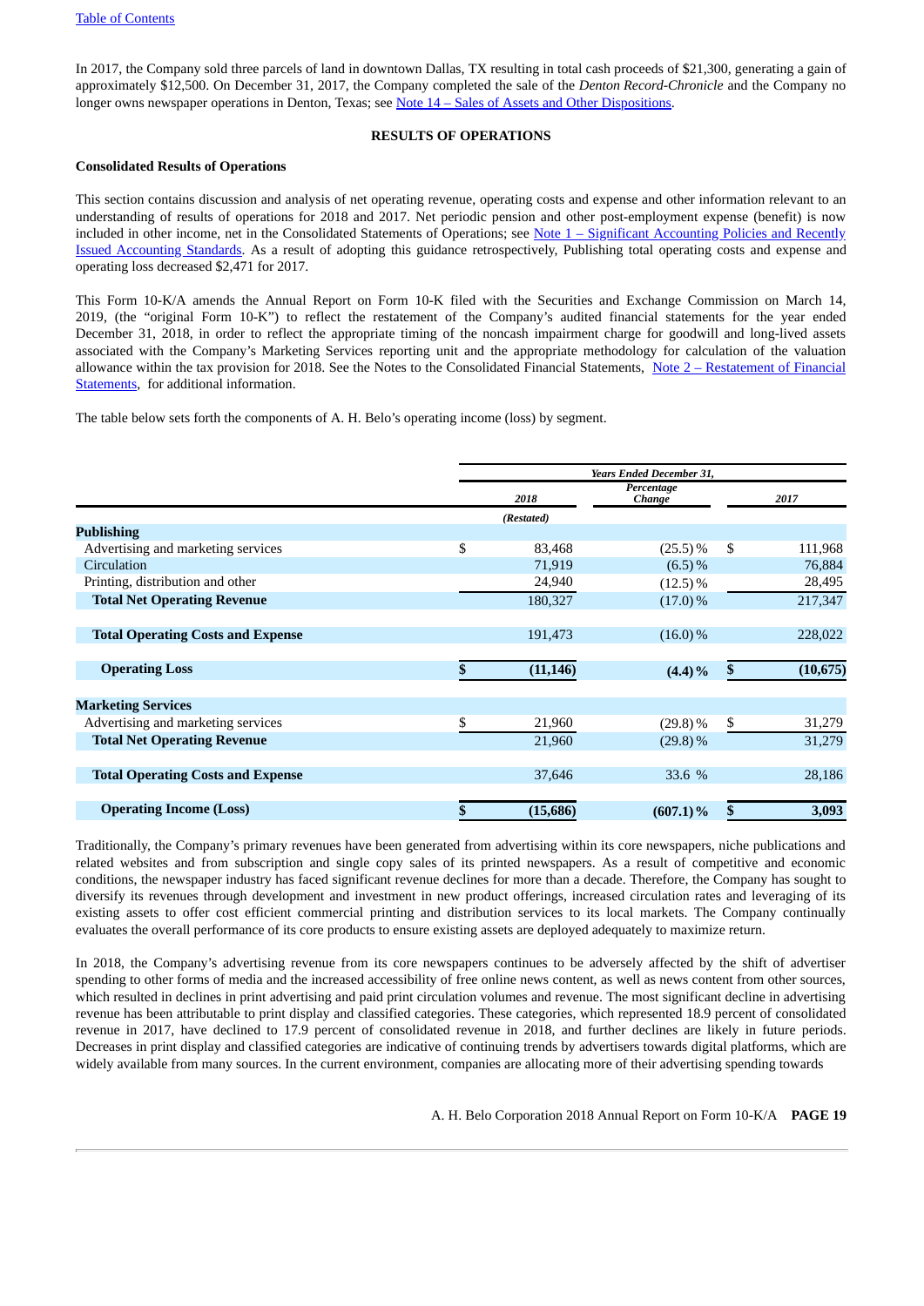In 2017, the Company sold three parcels of land in downtown Dallas, TX resulting in total cash proceeds of $21,300, generating a gain of approximately $12,500. On December 31, 2017, the Company completed the sale of the *Denton Record-Chronicle* and the Company no longer owns newspaper operations in Denton, Texas; see Note 14 – Sales of Assets and Other Dispositions.

## RESULTS OF OPERATIONS

### Consolidated Results of Operations

This section contains discussion and analysis of net operating revenue, operating costs and expense and other information relevant to an understanding of results of operations for 2018 and 2017. Net periodic pension and other post-employment expense (benefit) is now included in other income, net in the Consolidated Statements of Operations; see Note 1 – Significant Accounting Policies and Recently Issued Accounting Standards. As a result of adopting this guidance retrospectively, Publishing total operating costs and expense and operating loss decreased $2,471 for 2017.

This Form 10-K/A amends the Annual Report on Form 10-K filed with the Securities and Exchange Commission on March 14, 2019, (the "original Form 10-K") to reflect the restatement of the Company's audited financial statements for the year ended December 31, 2018, in order to reflect the appropriate timing of the noncash impairment charge for goodwill and long-lived assets associated with the Company's Marketing Services reporting unit and the appropriate methodology for calculation of the valuation allowance within the tax provision for 2018. See the Notes to the Consolidated Financial Statements, Note 2 – Restatement of Financial Statements, for additional information.

The table below sets forth the components of A. H. Belo's operating income (loss) by segment.

| | *Years Ended December 31,* | | |
|---|---|---|---|
| | *2018* | *Percentage Change* | *2017* |
| | *(Restated)* | | |
| **Publishing** | | | |
| Advertising and marketing services | $ 83,468 | (25.5) % | $ 111,968 |
| Circulation | 71,919 | (6.5) % | 76,884 |
| Printing, distribution and other | 24,940 | (12.5) % | 28,495 |
| **Total Net Operating Revenue** | 180,327 | (17.0) % | 217,347 |
| **Total Operating Costs and Expense** | 191,473 | (16.0) % | 228,022 |
| **Operating Loss** | **$ (11,146)** | **(4.4) %** | **$ (10,675)** |
| **Marketing Services** | | | |
| Advertising and marketing services | $ 21,960 | (29.8) % | $ 31,279 |
| **Total Net Operating Revenue** | 21,960 | (29.8) % | 31,279 |
| **Total Operating Costs and Expense** | 37,646 | 33.6 % | 28,186 |
| **Operating Income (Loss)** | **$ (15,686)** | **(607.1) %** | **$ 3,093** |

Traditionally, the Company's primary revenues have been generated from advertising within its core newspapers, niche publications and related websites and from subscription and single copy sales of its printed newspapers. As a result of competitive and economic conditions, the newspaper industry has faced significant revenue declines for more than a decade. Therefore, the Company has sought to diversify its revenues through development and investment in new product offerings, increased circulation rates and leveraging of its existing assets to offer cost efficient commercial printing and distribution services to its local markets. The Company continually evaluates the overall performance of its core products to ensure existing assets are deployed adequately to maximize return.

In 2018, the Company's advertising revenue from its core newspapers continues to be adversely affected by the shift of advertiser spending to other forms of media and the increased accessibility of free online news content, as well as news content from other sources, which resulted in declines in print advertising and paid print circulation volumes and revenue. The most significant decline in advertising revenue has been attributable to print display and classified categories. These categories, which represented 18.9 percent of consolidated revenue in 2017, have declined to 17.9 percent of consolidated revenue in 2018, and further declines are likely in future periods. Decreases in print display and classified categories are indicative of continuing trends by advertisers towards digital platforms, which are widely available from many sources. In the current environment, companies are allocating more of their advertising spending towards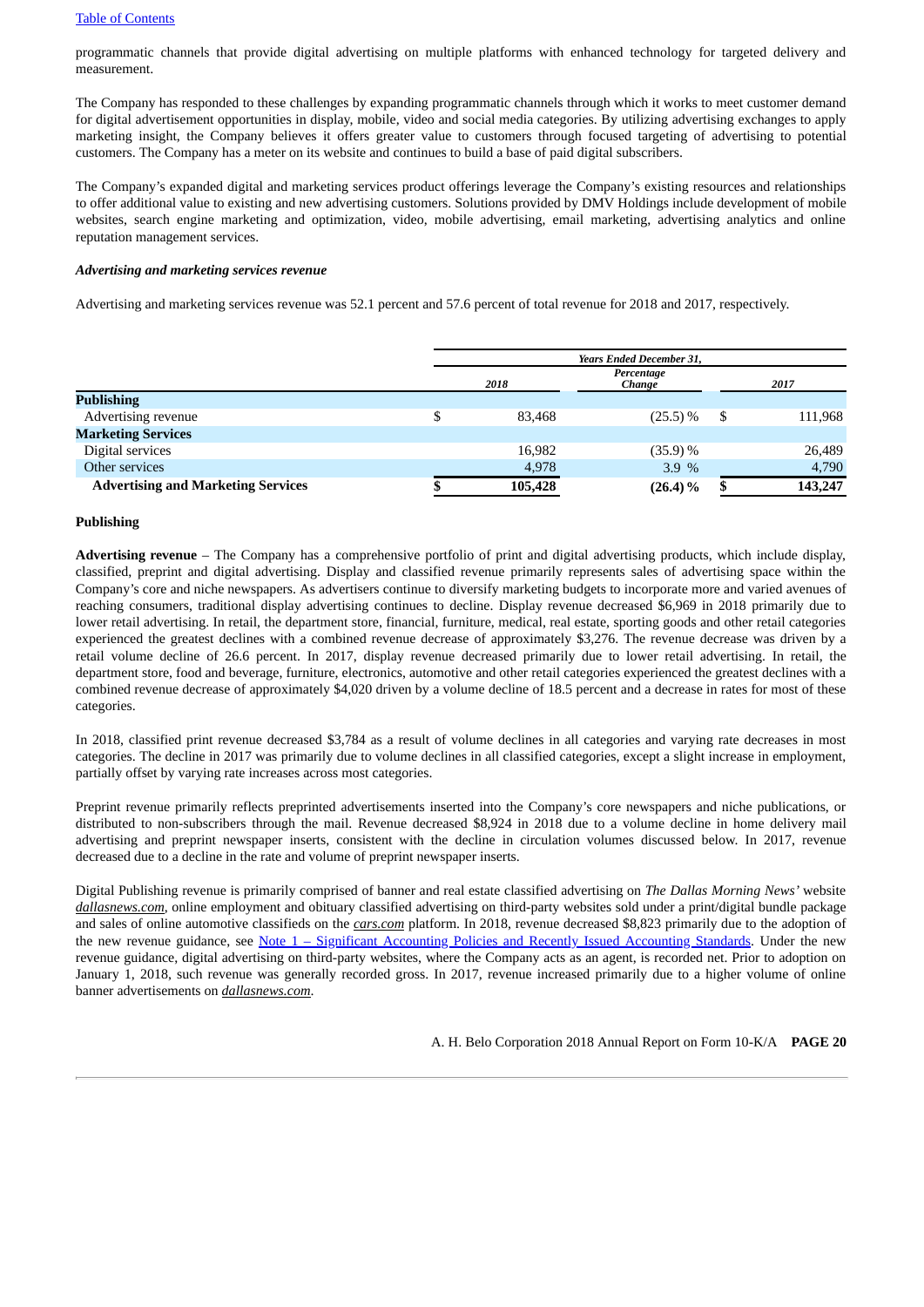programmatic channels that provide digital advertising on multiple platforms with enhanced technology for targeted delivery and measurement.

The Company has responded to these challenges by expanding programmatic channels through which it works to meet customer demand for digital advertisement opportunities in display, mobile, video and social media categories. By utilizing advertising exchanges to apply marketing insight, the Company believes it offers greater value to customers through focused targeting of advertising to potential customers. The Company has a meter on its website and continues to build a base of paid digital subscribers.

The Company's expanded digital and marketing services product offerings leverage the Company's existing resources and relationships to offer additional value to existing and new advertising customers. Solutions provided by DMV Holdings include development of mobile websites, search engine marketing and optimization, video, mobile advertising, email marketing, advertising analytics and online reputation management services.

***Advertising and marketing services revenue***

Advertising and marketing services revenue was 52.1 percent and 57.6 percent of total revenue for 2018 and 2017, respectively.

| | *Years Ended December 31,* | | |
|---|---|---|---|
| | *2018* | *Percentage Change* | *2017* |
| **Publishing** | | | |
| Advertising revenue | $ 83,468 | (25.5) % | $ 111,968 |
| **Marketing Services** | | | |
| Digital services | 16,982 | (35.9) % | 26,489 |
| Other services | 4,978 | 3.9 % | 4,790 |
| **Advertising and Marketing Services** | **$ 105,428** | **(26.4) %** | **$ 143,247** |

**Publishing**

**Advertising revenue** – The Company has a comprehensive portfolio of print and digital advertising products, which include display, classified, preprint and digital advertising. Display and classified revenue primarily represents sales of advertising space within the Company's core and niche newspapers. As advertisers continue to diversify marketing budgets to incorporate more and varied avenues of reaching consumers, traditional display advertising continues to decline. Display revenue decreased $6,969 in 2018 primarily due to lower retail advertising. In retail, the department store, financial, furniture, medical, real estate, sporting goods and other retail categories experienced the greatest declines with a combined revenue decrease of approximately $3,276. The revenue decrease was driven by a retail volume decline of 26.6 percent. In 2017, display revenue decreased primarily due to lower retail advertising. In retail, the department store, food and beverage, furniture, electronics, automotive and other retail categories experienced the greatest declines with a combined revenue decrease of approximately $4,020 driven by a volume decline of 18.5 percent and a decrease in rates for most of these categories.

In 2018, classified print revenue decreased $3,784 as a result of volume declines in all categories and varying rate decreases in most categories. The decline in 2017 was primarily due to volume declines in all classified categories, except a slight increase in employment, partially offset by varying rate increases across most categories.

Preprint revenue primarily reflects preprinted advertisements inserted into the Company's core newspapers and niche publications, or distributed to non-subscribers through the mail. Revenue decreased $8,924 in 2018 due to a volume decline in home delivery mail advertising and preprint newspaper inserts, consistent with the decline in circulation volumes discussed below. In 2017, revenue decreased due to a decline in the rate and volume of preprint newspaper inserts.

Digital Publishing revenue is primarily comprised of banner and real estate classified advertising on *The Dallas Morning News'* website ***dallasnews.com***, online employment and obituary classified advertising on third-party websites sold under a print/digital bundle package and sales of online automotive classifieds on the ***cars.com*** platform. In 2018, revenue decreased $8,823 primarily due to the adoption of the new revenue guidance, see Note 1 – Significant Accounting Policies and Recently Issued Accounting Standards. Under the new revenue guidance, digital advertising on third-party websites, where the Company acts as an agent, is recorded net. Prior to adoption on January 1, 2018, such revenue was generally recorded gross. In 2017, revenue increased primarily due to a higher volume of online banner advertisements on ***dallasnews.com***.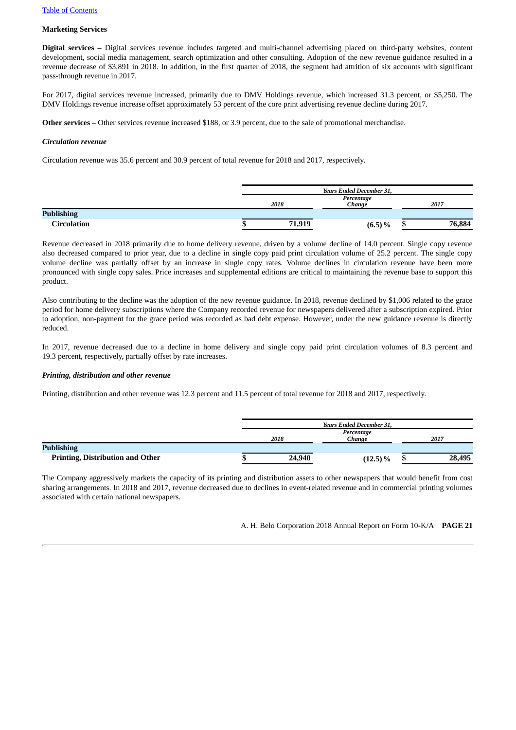**Marketing Services**

**Digital services –** Digital services revenue includes targeted and multi-channel advertising placed on third-party websites, content development, social media management, search optimization and other consulting. Adoption of the new revenue guidance resulted in a revenue decrease of $3,891 in 2018. In addition, in the first quarter of 2018, the segment had attrition of six accounts with significant pass-through revenue in 2017.

For 2017, digital services revenue increased, primarily due to DMV Holdings revenue, which increased 31.3 percent, or $5,250. The DMV Holdings revenue increase offset approximately 53 percent of the core print advertising revenue decline during 2017.

**Other services** – Other services revenue increased $188, or 3.9 percent, due to the sale of promotional merchandise.

***Circulation revenue***

Circulation revenue was 35.6 percent and 30.9 percent of total revenue for 2018 and 2017, respectively.

| | *Years Ended December 31,* | | |
|---|---|---|---|
| | *2018* | *Percentage Change* | *2017* |
| **Publishing** | | | |
| **Circulation** | **$ 71,919** | **(6.5) %** | **$ 76,884** |

Revenue decreased in 2018 primarily due to home delivery revenue, driven by a volume decline of 14.0 percent. Single copy revenue also decreased compared to prior year, due to a decline in single copy paid print circulation volume of 25.2 percent. The single copy volume decline was partially offset by an increase in single copy rates. Volume declines in circulation revenue have been more pronounced with single copy sales. Price increases and supplemental editions are critical to maintaining the revenue base to support this product.

Also contributing to the decline was the adoption of the new revenue guidance. In 2018, revenue declined by $1,006 related to the grace period for home delivery subscriptions where the Company recorded revenue for newspapers delivered after a subscription expired. Prior to adoption, non-payment for the grace period was recorded as bad debt expense. However, under the new guidance revenue is directly reduced.

In 2017, revenue decreased due to a decline in home delivery and single copy paid print circulation volumes of 8.3 percent and 19.3 percent, respectively, partially offset by rate increases.

***Printing, distribution and other revenue***

Printing, distribution and other revenue was 12.3 percent and 11.5 percent of total revenue for 2018 and 2017, respectively.

| | *Years Ended December 31,* | | |
|---|---|---|---|
| | *2018* | *Percentage Change* | *2017* |
| **Publishing** | | | |
| **Printing, Distribution and Other** | **$ 24,940** | **(12.5) %** | **$ 28,495** |

The Company aggressively markets the capacity of its printing and distribution assets to other newspapers that would benefit from cost sharing arrangements. In 2018 and 2017, revenue decreased due to declines in event-related revenue and in commercial printing volumes associated with certain national newspapers.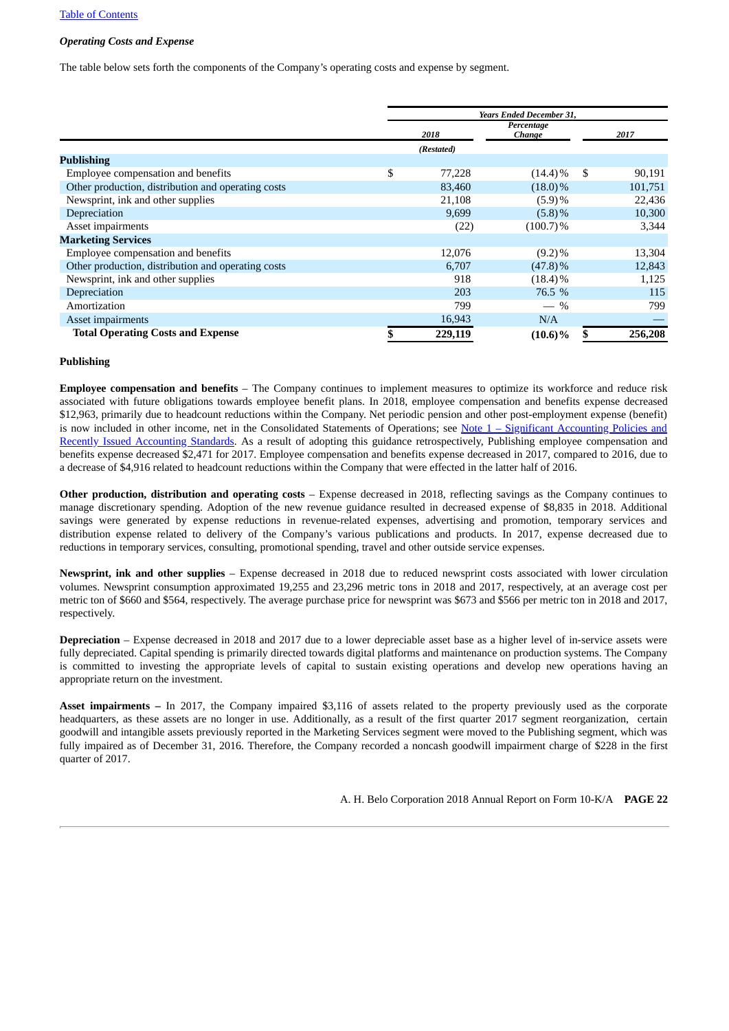[Table of Contents](#)

***Operating Costs and Expense***

The table below sets forth the components of the Company's operating costs and expense by segment.

| | *Years Ended December 31,* | | |
|---|---|---|---|
| | *2018* | *Percentage Change* | *2017* |
| | *(Restated)* | | |
| **Publishing** | | | |
| Employee compensation and benefits | $ 77,228 | (14.4)% | $ 90,191 |
| Other production, distribution and operating costs | 83,460 | (18.0)% | 101,751 |
| Newsprint, ink and other supplies | 21,108 | (5.9)% | 22,436 |
| Depreciation | 9,699 | (5.8)% | 10,300 |
| Asset impairments | (22) | (100.7)% | 3,344 |
| **Marketing Services** | | | |
| Employee compensation and benefits | 12,076 | (9.2)% | 13,304 |
| Other production, distribution and operating costs | 6,707 | (47.8)% | 12,843 |
| Newsprint, ink and other supplies | 918 | (18.4)% | 1,125 |
| Depreciation | 203 | 76.5 % | 115 |
| Amortization | 799 | — % | 799 |
| Asset impairments | 16,943 | N/A | — |
| **Total Operating Costs and Expense** | **$ 229,119** | **(10.6)%** | **$ 256,208** |

**Publishing**

**Employee compensation and benefits** – The Company continues to implement measures to optimize its workforce and reduce risk associated with future obligations towards employee benefit plans. In 2018, employee compensation and benefits expense decreased $12,963, primarily due to headcount reductions within the Company. Net periodic pension and other post-employment expense (benefit) is now included in other income, net in the Consolidated Statements of Operations; see [Note 1 – Significant Accounting Policies and Recently Issued Accounting Standards](#). As a result of adopting this guidance retrospectively, Publishing employee compensation and benefits expense decreased $2,471 for 2017. Employee compensation and benefits expense decreased in 2017, compared to 2016, due to a decrease of $4,916 related to headcount reductions within the Company that were effected in the latter half of 2016.

**Other production, distribution and operating costs** – Expense decreased in 2018, reflecting savings as the Company continues to manage discretionary spending. Adoption of the new revenue guidance resulted in decreased expense of $8,835 in 2018. Additional savings were generated by expense reductions in revenue-related expenses, advertising and promotion, temporary services and distribution expense related to delivery of the Company's various publications and products. In 2017, expense decreased due to reductions in temporary services, consulting, promotional spending, travel and other outside service expenses.

**Newsprint, ink and other supplies** – Expense decreased in 2018 due to reduced newsprint costs associated with lower circulation volumes. Newsprint consumption approximated 19,255 and 23,296 metric tons in 2018 and 2017, respectively, at an average cost per metric ton of $660 and $564, respectively. The average purchase price for newsprint was $673 and $566 per metric ton in 2018 and 2017, respectively.

**Depreciation** – Expense decreased in 2018 and 2017 due to a lower depreciable asset base as a higher level of in-service assets were fully depreciated. Capital spending is primarily directed towards digital platforms and maintenance on production systems. The Company is committed to investing the appropriate levels of capital to sustain existing operations and develop new operations having an appropriate return on the investment.

**Asset impairments –** In 2017, the Company impaired $3,116 of assets related to the property previously used as the corporate headquarters, as these assets are no longer in use. Additionally, as a result of the first quarter 2017 segment reorganization, certain goodwill and intangible assets previously reported in the Marketing Services segment were moved to the Publishing segment, which was fully impaired as of December 31, 2016. Therefore, the Company recorded a noncash goodwill impairment charge of $228 in the first quarter of 2017.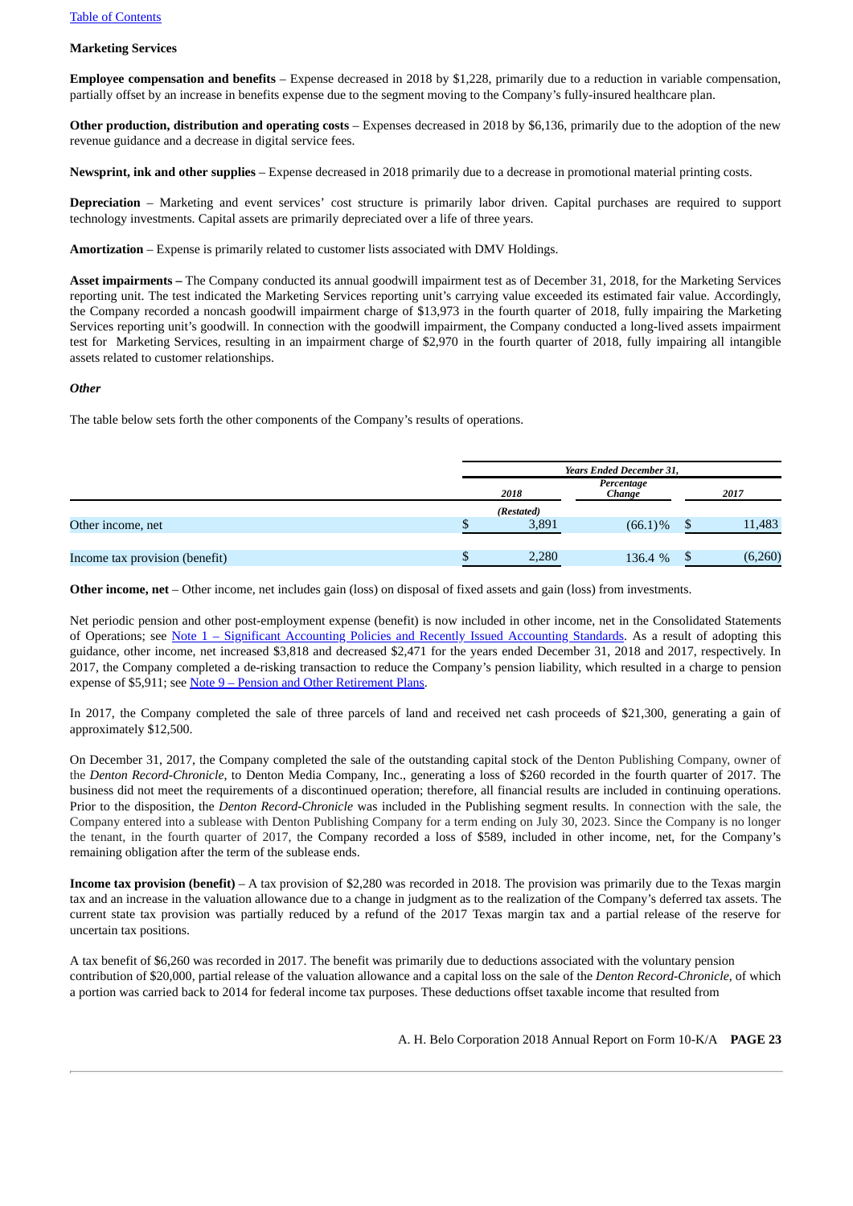[Table of Contents](#)

**Marketing Services**

**Employee compensation and benefits** – Expense decreased in 2018 by $1,228, primarily due to a reduction in variable compensation, partially offset by an increase in benefits expense due to the segment moving to the Company's fully-insured healthcare plan.

**Other production, distribution and operating costs** – Expenses decreased in 2018 by $6,136, primarily due to the adoption of the new revenue guidance and a decrease in digital service fees.

**Newsprint, ink and other supplies** – Expense decreased in 2018 primarily due to a decrease in promotional material printing costs.

**Depreciation** – Marketing and event services' cost structure is primarily labor driven. Capital purchases are required to support technology investments. Capital assets are primarily depreciated over a life of three years.

**Amortization** – Expense is primarily related to customer lists associated with DMV Holdings.

**Asset impairments –** The Company conducted its annual goodwill impairment test as of December 31, 2018, for the Marketing Services reporting unit. The test indicated the Marketing Services reporting unit's carrying value exceeded its estimated fair value. Accordingly, the Company recorded a noncash goodwill impairment charge of $13,973 in the fourth quarter of 2018, fully impairing the Marketing Services reporting unit's goodwill. In connection with the goodwill impairment, the Company conducted a long-lived assets impairment test for Marketing Services, resulting in an impairment charge of $2,970 in the fourth quarter of 2018, fully impairing all intangible assets related to customer relationships.

***Other***

The table below sets forth the other components of the Company's results of operations.

| | *Years Ended December 31,* | | |
|---|---|---|---|
| | *2018* | *Percentage Change* | *2017* |
| | *(Restated)* | | |
| Other income, net | $ 3,891 | (66.1)% | $ 11,483 |
| Income tax provision (benefit) | $ 2,280 | 136.4 % | $ (6,260) |

**Other income, net** – Other income, net includes gain (loss) on disposal of fixed assets and gain (loss) from investments.

Net periodic pension and other post-employment expense (benefit) is now included in other income, net in the Consolidated Statements of Operations; see [Note 1 – Significant Accounting Policies and Recently Issued Accounting Standards](#). As a result of adopting this guidance, other income, net increased $3,818 and decreased $2,471 for the years ended December 31, 2018 and 2017, respectively. In 2017, the Company completed a de-risking transaction to reduce the Company's pension liability, which resulted in a charge to pension expense of $5,911; see [Note 9 – Pension and Other Retirement Plans](#).

In 2017, the Company completed the sale of three parcels of land and received net cash proceeds of $21,300, generating a gain of approximately $12,500.

On December 31, 2017, the Company completed the sale of the outstanding capital stock of the Denton Publishing Company, owner of the *Denton Record-Chronicle*, to Denton Media Company, Inc., generating a loss of $260 recorded in the fourth quarter of 2017. The business did not meet the requirements of a discontinued operation; therefore, all financial results are included in continuing operations. Prior to the disposition, the *Denton Record-Chronicle* was included in the Publishing segment results. In connection with the sale, the Company entered into a sublease with Denton Publishing Company for a term ending on July 30, 2023. Since the Company is no longer the tenant, in the fourth quarter of 2017, the Company recorded a loss of $589, included in other income, net, for the Company's remaining obligation after the term of the sublease ends.

**Income tax provision (benefit)** – A tax provision of $2,280 was recorded in 2018. The provision was primarily due to the Texas margin tax and an increase in the valuation allowance due to a change in judgment as to the realization of the Company's deferred tax assets. The current state tax provision was partially reduced by a refund of the 2017 Texas margin tax and a partial release of the reserve for uncertain tax positions.

A tax benefit of $6,260 was recorded in 2017. The benefit was primarily due to deductions associated with the voluntary pension contribution of $20,000, partial release of the valuation allowance and a capital loss on the sale of the *Denton Record-Chronicle*, of which a portion was carried back to 2014 for federal income tax purposes. These deductions offset taxable income that resulted from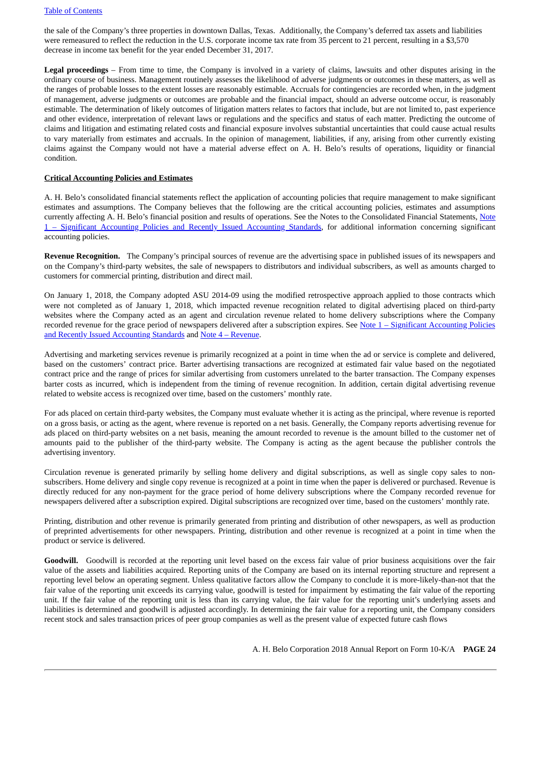the sale of the Company's three properties in downtown Dallas, Texas. Additionally, the Company's deferred tax assets and liabilities were remeasured to reflect the reduction in the U.S. corporate income tax rate from 35 percent to 21 percent, resulting in a $3,570 decrease in income tax benefit for the year ended December 31, 2017.

**Legal proceedings** – From time to time, the Company is involved in a variety of claims, lawsuits and other disputes arising in the ordinary course of business. Management routinely assesses the likelihood of adverse judgments or outcomes in these matters, as well as the ranges of probable losses to the extent losses are reasonably estimable. Accruals for contingencies are recorded when, in the judgment of management, adverse judgments or outcomes are probable and the financial impact, should an adverse outcome occur, is reasonably estimable. The determination of likely outcomes of litigation matters relates to factors that include, but are not limited to, past experience and other evidence, interpretation of relevant laws or regulations and the specifics and status of each matter. Predicting the outcome of claims and litigation and estimating related costs and financial exposure involves substantial uncertainties that could cause actual results to vary materially from estimates and accruals. In the opinion of management, liabilities, if any, arising from other currently existing claims against the Company would not have a material adverse effect on A. H. Belo's results of operations, liquidity or financial condition.

## Critical Accounting Policies and Estimates

A. H. Belo's consolidated financial statements reflect the application of accounting policies that require management to make significant estimates and assumptions. The Company believes that the following are the critical accounting policies, estimates and assumptions currently affecting A. H. Belo's financial position and results of operations. See the Notes to the Consolidated Financial Statements, Note 1 – Significant Accounting Policies and Recently Issued Accounting Standards, for additional information concerning significant accounting policies.

**Revenue Recognition.** The Company's principal sources of revenue are the advertising space in published issues of its newspapers and on the Company's third-party websites, the sale of newspapers to distributors and individual subscribers, as well as amounts charged to customers for commercial printing, distribution and direct mail.

On January 1, 2018, the Company adopted ASU 2014-09 using the modified retrospective approach applied to those contracts which were not completed as of January 1, 2018, which impacted revenue recognition related to digital advertising placed on third-party websites where the Company acted as an agent and circulation revenue related to home delivery subscriptions where the Company recorded revenue for the grace period of newspapers delivered after a subscription expires. See Note 1 – Significant Accounting Policies and Recently Issued Accounting Standards and Note 4 – Revenue.

Advertising and marketing services revenue is primarily recognized at a point in time when the ad or service is complete and delivered, based on the customers' contract price. Barter advertising transactions are recognized at estimated fair value based on the negotiated contract price and the range of prices for similar advertising from customers unrelated to the barter transaction. The Company expenses barter costs as incurred, which is independent from the timing of revenue recognition. In addition, certain digital advertising revenue related to website access is recognized over time, based on the customers' monthly rate.

For ads placed on certain third-party websites, the Company must evaluate whether it is acting as the principal, where revenue is reported on a gross basis, or acting as the agent, where revenue is reported on a net basis. Generally, the Company reports advertising revenue for ads placed on third-party websites on a net basis, meaning the amount recorded to revenue is the amount billed to the customer net of amounts paid to the publisher of the third-party website. The Company is acting as the agent because the publisher controls the advertising inventory.

Circulation revenue is generated primarily by selling home delivery and digital subscriptions, as well as single copy sales to non-subscribers. Home delivery and single copy revenue is recognized at a point in time when the paper is delivered or purchased. Revenue is directly reduced for any non-payment for the grace period of home delivery subscriptions where the Company recorded revenue for newspapers delivered after a subscription expired. Digital subscriptions are recognized over time, based on the customers' monthly rate.

Printing, distribution and other revenue is primarily generated from printing and distribution of other newspapers, as well as production of preprinted advertisements for other newspapers. Printing, distribution and other revenue is recognized at a point in time when the product or service is delivered.

**Goodwill.** Goodwill is recorded at the reporting unit level based on the excess fair value of prior business acquisitions over the fair value of the assets and liabilities acquired. Reporting units of the Company are based on its internal reporting structure and represent a reporting level below an operating segment. Unless qualitative factors allow the Company to conclude it is more-likely-than-not that the fair value of the reporting unit exceeds its carrying value, goodwill is tested for impairment by estimating the fair value of the reporting unit. If the fair value of the reporting unit is less than its carrying value, the fair value for the reporting unit's underlying assets and liabilities is determined and goodwill is adjusted accordingly. In determining the fair value for a reporting unit, the Company considers recent stock and sales transaction prices of peer group companies as well as the present value of expected future cash flows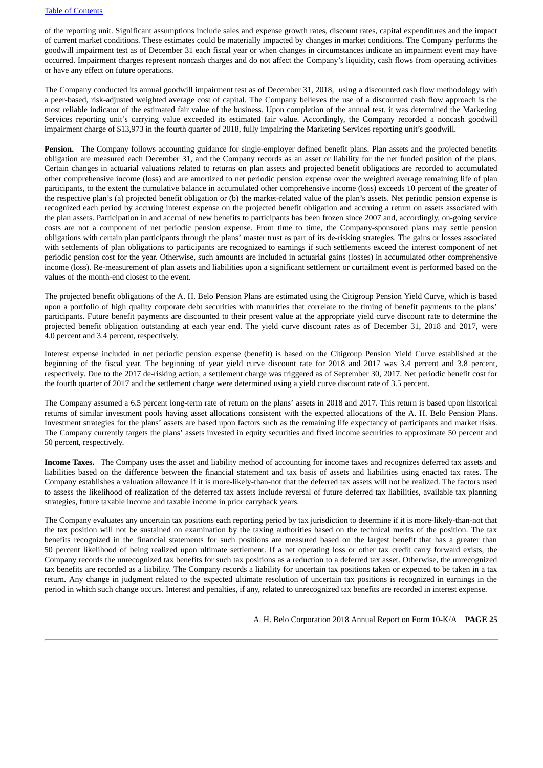of the reporting unit. Significant assumptions include sales and expense growth rates, discount rates, capital expenditures and the impact of current market conditions. These estimates could be materially impacted by changes in market conditions. The Company performs the goodwill impairment test as of December 31 each fiscal year or when changes in circumstances indicate an impairment event may have occurred. Impairment charges represent noncash charges and do not affect the Company's liquidity, cash flows from operating activities or have any effect on future operations.

The Company conducted its annual goodwill impairment test as of December 31, 2018, using a discounted cash flow methodology with a peer-based, risk-adjusted weighted average cost of capital. The Company believes the use of a discounted cash flow approach is the most reliable indicator of the estimated fair value of the business. Upon completion of the annual test, it was determined the Marketing Services reporting unit's carrying value exceeded its estimated fair value. Accordingly, the Company recorded a noncash goodwill impairment charge of $13,973 in the fourth quarter of 2018, fully impairing the Marketing Services reporting unit's goodwill.

**Pension.** The Company follows accounting guidance for single-employer defined benefit plans. Plan assets and the projected benefits obligation are measured each December 31, and the Company records as an asset or liability for the net funded position of the plans. Certain changes in actuarial valuations related to returns on plan assets and projected benefit obligations are recorded to accumulated other comprehensive income (loss) and are amortized to net periodic pension expense over the weighted average remaining life of plan participants, to the extent the cumulative balance in accumulated other comprehensive income (loss) exceeds 10 percent of the greater of the respective plan's (a) projected benefit obligation or (b) the market-related value of the plan's assets. Net periodic pension expense is recognized each period by accruing interest expense on the projected benefit obligation and accruing a return on assets associated with the plan assets. Participation in and accrual of new benefits to participants has been frozen since 2007 and, accordingly, on-going service costs are not a component of net periodic pension expense. From time to time, the Company-sponsored plans may settle pension obligations with certain plan participants through the plans' master trust as part of its de-risking strategies. The gains or losses associated with settlements of plan obligations to participants are recognized to earnings if such settlements exceed the interest component of net periodic pension cost for the year. Otherwise, such amounts are included in actuarial gains (losses) in accumulated other comprehensive income (loss). Re-measurement of plan assets and liabilities upon a significant settlement or curtailment event is performed based on the values of the month-end closest to the event.

The projected benefit obligations of the A. H. Belo Pension Plans are estimated using the Citigroup Pension Yield Curve, which is based upon a portfolio of high quality corporate debt securities with maturities that correlate to the timing of benefit payments to the plans' participants. Future benefit payments are discounted to their present value at the appropriate yield curve discount rate to determine the projected benefit obligation outstanding at each year end. The yield curve discount rates as of December 31, 2018 and 2017, were 4.0 percent and 3.4 percent, respectively.

Interest expense included in net periodic pension expense (benefit) is based on the Citigroup Pension Yield Curve established at the beginning of the fiscal year. The beginning of year yield curve discount rate for 2018 and 2017 was 3.4 percent and 3.8 percent, respectively. Due to the 2017 de-risking action, a settlement charge was triggered as of September 30, 2017. Net periodic benefit cost for the fourth quarter of 2017 and the settlement charge were determined using a yield curve discount rate of 3.5 percent.

The Company assumed a 6.5 percent long-term rate of return on the plans' assets in 2018 and 2017. This return is based upon historical returns of similar investment pools having asset allocations consistent with the expected allocations of the A. H. Belo Pension Plans. Investment strategies for the plans' assets are based upon factors such as the remaining life expectancy of participants and market risks. The Company currently targets the plans' assets invested in equity securities and fixed income securities to approximate 50 percent and 50 percent, respectively.

**Income Taxes.** The Company uses the asset and liability method of accounting for income taxes and recognizes deferred tax assets and liabilities based on the difference between the financial statement and tax basis of assets and liabilities using enacted tax rates. The Company establishes a valuation allowance if it is more-likely-than-not that the deferred tax assets will not be realized. The factors used to assess the likelihood of realization of the deferred tax assets include reversal of future deferred tax liabilities, available tax planning strategies, future taxable income and taxable income in prior carryback years.

The Company evaluates any uncertain tax positions each reporting period by tax jurisdiction to determine if it is more-likely-than-not that the tax position will not be sustained on examination by the taxing authorities based on the technical merits of the position. The tax benefits recognized in the financial statements for such positions are measured based on the largest benefit that has a greater than 50 percent likelihood of being realized upon ultimate settlement. If a net operating loss or other tax credit carry forward exists, the Company records the unrecognized tax benefits for such tax positions as a reduction to a deferred tax asset. Otherwise, the unrecognized tax benefits are recorded as a liability. The Company records a liability for uncertain tax positions taken or expected to be taken in a tax return. Any change in judgment related to the expected ultimate resolution of uncertain tax positions is recognized in earnings in the period in which such change occurs. Interest and penalties, if any, related to unrecognized tax benefits are recorded in interest expense.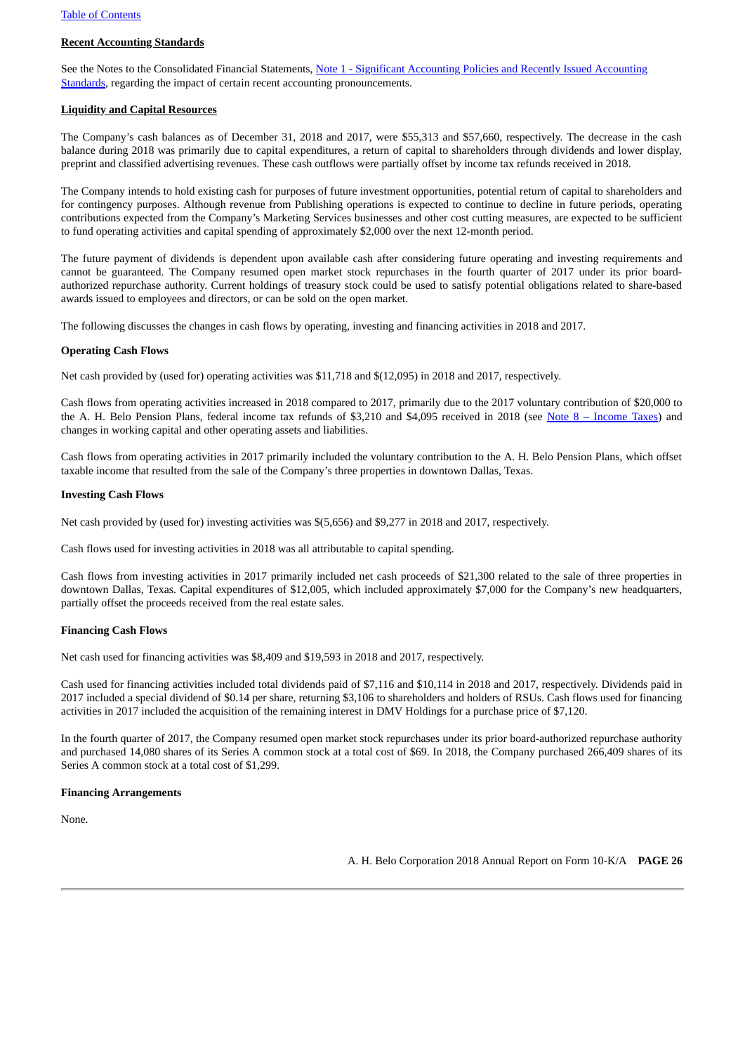[Table of Contents](#)

**Recent Accounting Standards**

See the Notes to the Consolidated Financial Statements, [Note 1 - Significant Accounting Policies and Recently Issued Accounting Standards](#), regarding the impact of certain recent accounting pronouncements.

**Liquidity and Capital Resources**

The Company's cash balances as of December 31, 2018 and 2017, were $55,313 and $57,660, respectively. The decrease in the cash balance during 2018 was primarily due to capital expenditures, a return of capital to shareholders through dividends and lower display, preprint and classified advertising revenues. These cash outflows were partially offset by income tax refunds received in 2018.

The Company intends to hold existing cash for purposes of future investment opportunities, potential return of capital to shareholders and for contingency purposes. Although revenue from Publishing operations is expected to continue to decline in future periods, operating contributions expected from the Company's Marketing Services businesses and other cost cutting measures, are expected to be sufficient to fund operating activities and capital spending of approximately $2,000 over the next 12-month period.

The future payment of dividends is dependent upon available cash after considering future operating and investing requirements and cannot be guaranteed. The Company resumed open market stock repurchases in the fourth quarter of 2017 under its prior board-authorized repurchase authority. Current holdings of treasury stock could be used to satisfy potential obligations related to share-based awards issued to employees and directors, or can be sold on the open market.

The following discusses the changes in cash flows by operating, investing and financing activities in 2018 and 2017.

**Operating Cash Flows**

Net cash provided by (used for) operating activities was $11,718 and $(12,095) in 2018 and 2017, respectively.

Cash flows from operating activities increased in 2018 compared to 2017, primarily due to the 2017 voluntary contribution of $20,000 to the A. H. Belo Pension Plans, federal income tax refunds of $3,210 and $4,095 received in 2018 (see [Note 8 – Income Taxes](#)) and changes in working capital and other operating assets and liabilities.

Cash flows from operating activities in 2017 primarily included the voluntary contribution to the A. H. Belo Pension Plans, which offset taxable income that resulted from the sale of the Company's three properties in downtown Dallas, Texas.

**Investing Cash Flows**

Net cash provided by (used for) investing activities was $(5,656) and $9,277 in 2018 and 2017, respectively.

Cash flows used for investing activities in 2018 was all attributable to capital spending.

Cash flows from investing activities in 2017 primarily included net cash proceeds of $21,300 related to the sale of three properties in downtown Dallas, Texas. Capital expenditures of $12,005, which included approximately $7,000 for the Company's new headquarters, partially offset the proceeds received from the real estate sales.

**Financing Cash Flows**

Net cash used for financing activities was $8,409 and $19,593 in 2018 and 2017, respectively.

Cash used for financing activities included total dividends paid of $7,116 and $10,114 in 2018 and 2017, respectively. Dividends paid in 2017 included a special dividend of $0.14 per share, returning $3,106 to shareholders and holders of RSUs. Cash flows used for financing activities in 2017 included the acquisition of the remaining interest in DMV Holdings for a purchase price of $7,120.

In the fourth quarter of 2017, the Company resumed open market stock repurchases under its prior board-authorized repurchase authority and purchased 14,080 shares of its Series A common stock at a total cost of $69. In 2018, the Company purchased 266,409 shares of its Series A common stock at a total cost of $1,299.

**Financing Arrangements**

None.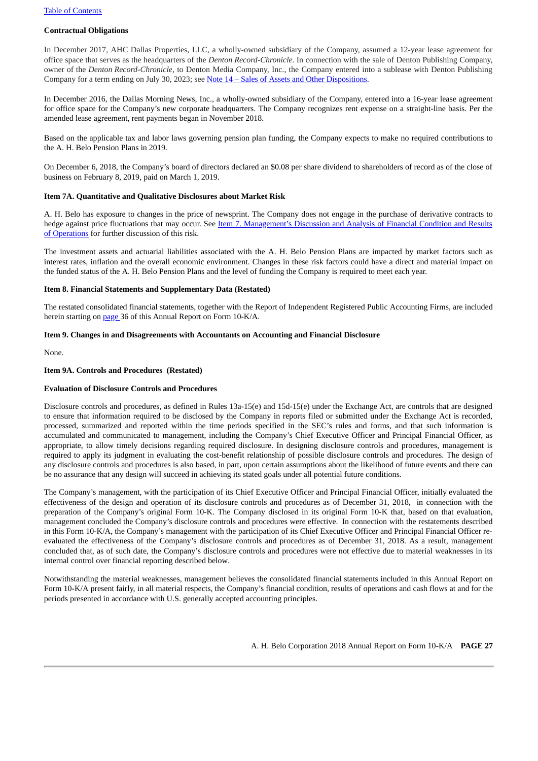**Contractual Obligations**

In December 2017, AHC Dallas Properties, LLC, a wholly-owned subsidiary of the Company, assumed a 12-year lease agreement for office space that serves as the headquarters of the *Denton Record-Chronicle*. In connection with the sale of Denton Publishing Company, owner of the *Denton Record-Chronicle*, to Denton Media Company, Inc., the Company entered into a sublease with Denton Publishing Company for a term ending on July 30, 2023; see Note 14 – Sales of Assets and Other Dispositions.

In December 2016, the Dallas Morning News, Inc., a wholly-owned subsidiary of the Company, entered into a 16-year lease agreement for office space for the Company's new corporate headquarters. The Company recognizes rent expense on a straight-line basis. Per the amended lease agreement, rent payments began in November 2018.

Based on the applicable tax and labor laws governing pension plan funding, the Company expects to make no required contributions to the A. H. Belo Pension Plans in 2019.

On December 6, 2018, the Company's board of directors declared an $0.08 per share dividend to shareholders of record as of the close of business on February 8, 2019, paid on March 1, 2019.

**Item 7A. Quantitative and Qualitative Disclosures about Market Risk**

A. H. Belo has exposure to changes in the price of newsprint. The Company does not engage in the purchase of derivative contracts to hedge against price fluctuations that may occur. See Item 7. Management's Discussion and Analysis of Financial Condition and Results of Operations for further discussion of this risk.

The investment assets and actuarial liabilities associated with the A. H. Belo Pension Plans are impacted by market factors such as interest rates, inflation and the overall economic environment. Changes in these risk factors could have a direct and material impact on the funded status of the A. H. Belo Pension Plans and the level of funding the Company is required to meet each year.

**Item 8. Financial Statements and Supplementary Data (Restated)**

The restated consolidated financial statements, together with the Report of Independent Registered Public Accounting Firms, are included herein starting on page 36 of this Annual Report on Form 10-K/A.

**Item 9. Changes in and Disagreements with Accountants on Accounting and Financial Disclosure**

None.

**Item 9A. Controls and Procedures (Restated)**

**Evaluation of Disclosure Controls and Procedures**

Disclosure controls and procedures, as defined in Rules 13a-15(e) and 15d-15(e) under the Exchange Act, are controls that are designed to ensure that information required to be disclosed by the Company in reports filed or submitted under the Exchange Act is recorded, processed, summarized and reported within the time periods specified in the SEC's rules and forms, and that such information is accumulated and communicated to management, including the Company's Chief Executive Officer and Principal Financial Officer, as appropriate, to allow timely decisions regarding required disclosure. In designing disclosure controls and procedures, management is required to apply its judgment in evaluating the cost-benefit relationship of possible disclosure controls and procedures. The design of any disclosure controls and procedures is also based, in part, upon certain assumptions about the likelihood of future events and there can be no assurance that any design will succeed in achieving its stated goals under all potential future conditions.

The Company's management, with the participation of its Chief Executive Officer and Principal Financial Officer, initially evaluated the effectiveness of the design and operation of its disclosure controls and procedures as of December 31, 2018, in connection with the preparation of the Company's original Form 10-K. The Company disclosed in its original Form 10-K that, based on that evaluation, management concluded the Company's disclosure controls and procedures were effective. In connection with the restatements described in this Form 10-K/A, the Company's management with the participation of its Chief Executive Officer and Principal Financial Officer re-evaluated the effectiveness of the Company's disclosure controls and procedures as of December 31, 2018. As a result, management concluded that, as of such date, the Company's disclosure controls and procedures were not effective due to material weaknesses in its internal control over financial reporting described below.

Notwithstanding the material weaknesses, management believes the consolidated financial statements included in this Annual Report on Form 10-K/A present fairly, in all material respects, the Company's financial condition, results of operations and cash flows at and for the periods presented in accordance with U.S. generally accepted accounting principles.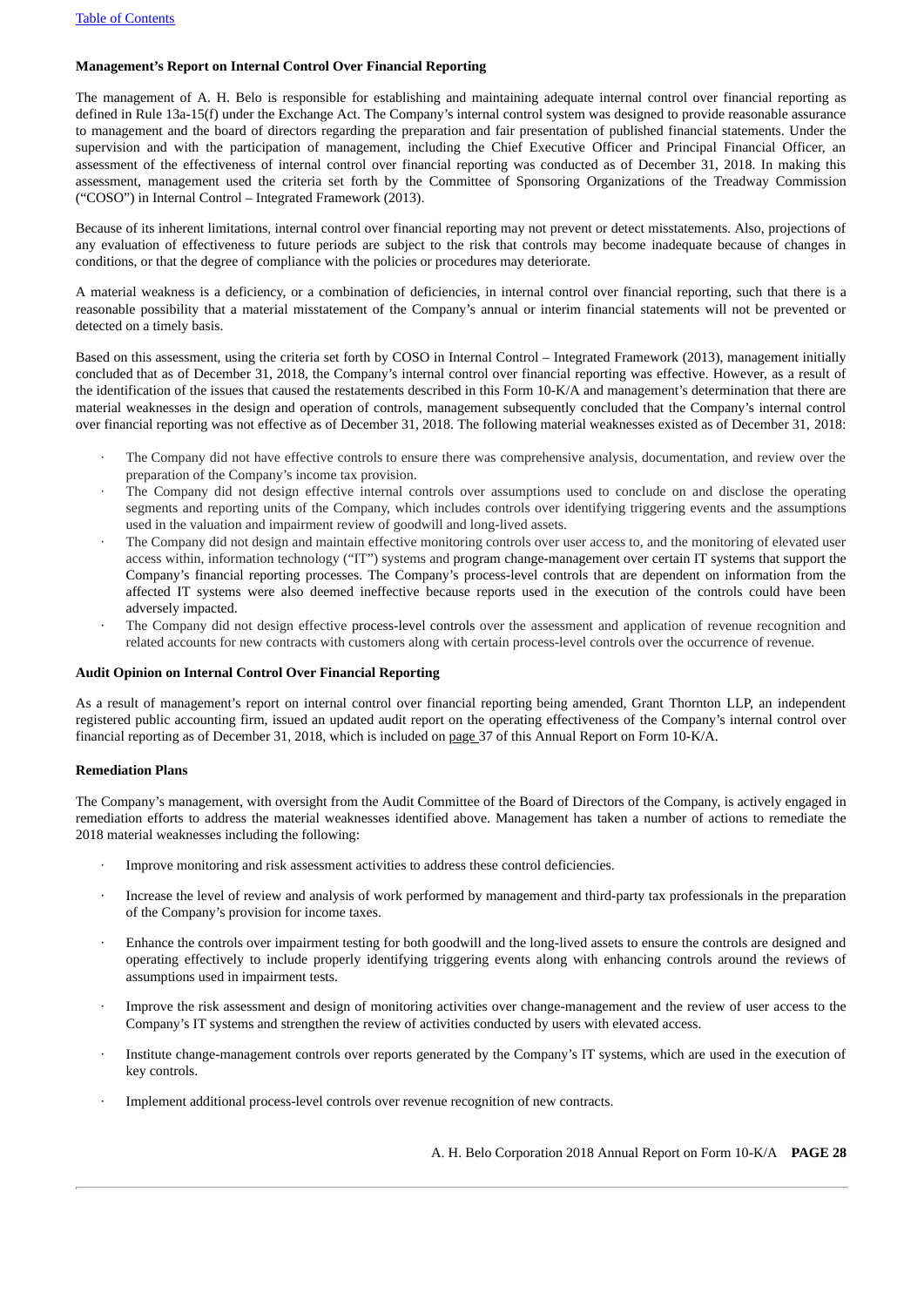**Management's Report on Internal Control Over Financial Reporting**

The management of A. H. Belo is responsible for establishing and maintaining adequate internal control over financial reporting as defined in Rule 13a-15(f) under the Exchange Act. The Company's internal control system was designed to provide reasonable assurance to management and the board of directors regarding the preparation and fair presentation of published financial statements. Under the supervision and with the participation of management, including the Chief Executive Officer and Principal Financial Officer, an assessment of the effectiveness of internal control over financial reporting was conducted as of December 31, 2018. In making this assessment, management used the criteria set forth by the Committee of Sponsoring Organizations of the Treadway Commission ("COSO") in Internal Control – Integrated Framework (2013).

Because of its inherent limitations, internal control over financial reporting may not prevent or detect misstatements. Also, projections of any evaluation of effectiveness to future periods are subject to the risk that controls may become inadequate because of changes in conditions, or that the degree of compliance with the policies or procedures may deteriorate.

A material weakness is a deficiency, or a combination of deficiencies, in internal control over financial reporting, such that there is a reasonable possibility that a material misstatement of the Company's annual or interim financial statements will not be prevented or detected on a timely basis.

Based on this assessment, using the criteria set forth by COSO in Internal Control – Integrated Framework (2013), management initially concluded that as of December 31, 2018, the Company's internal control over financial reporting was effective. However, as a result of the identification of the issues that caused the restatements described in this Form 10-K/A and management's determination that there are material weaknesses in the design and operation of controls, management subsequently concluded that the Company's internal control over financial reporting was not effective as of December 31, 2018. The following material weaknesses existed as of December 31, 2018:

- The Company did not have effective controls to ensure there was comprehensive analysis, documentation, and review over the preparation of the Company's income tax provision.
- The Company did not design effective internal controls over assumptions used to conclude on and disclose the operating segments and reporting units of the Company, which includes controls over identifying triggering events and the assumptions used in the valuation and impairment review of goodwill and long-lived assets.
- The Company did not design and maintain effective monitoring controls over user access to, and the monitoring of elevated user access within, information technology ("IT") systems and program change-management over certain IT systems that support the Company's financial reporting processes. The Company's process-level controls that are dependent on information from the affected IT systems were also deemed ineffective because reports used in the execution of the controls could have been adversely impacted.
- The Company did not design effective process-level controls over the assessment and application of revenue recognition and related accounts for new contracts with customers along with certain process-level controls over the occurrence of revenue.

**Audit Opinion on Internal Control Over Financial Reporting**

As a result of management's report on internal control over financial reporting being amended, Grant Thornton LLP, an independent registered public accounting firm, issued an updated audit report on the operating effectiveness of the Company's internal control over financial reporting as of December 31, 2018, which is included on page 37 of this Annual Report on Form 10-K/A.

**Remediation Plans**

The Company's management, with oversight from the Audit Committee of the Board of Directors of the Company, is actively engaged in remediation efforts to address the material weaknesses identified above. Management has taken a number of actions to remediate the 2018 material weaknesses including the following:

- Improve monitoring and risk assessment activities to address these control deficiencies.
- Increase the level of review and analysis of work performed by management and third-party tax professionals in the preparation of the Company's provision for income taxes.
- Enhance the controls over impairment testing for both goodwill and the long-lived assets to ensure the controls are designed and operating effectively to include properly identifying triggering events along with enhancing controls around the reviews of assumptions used in impairment tests.
- Improve the risk assessment and design of monitoring activities over change-management and the review of user access to the Company's IT systems and strengthen the review of activities conducted by users with elevated access.
- Institute change-management controls over reports generated by the Company's IT systems, which are used in the execution of key controls.
- Implement additional process-level controls over revenue recognition of new contracts.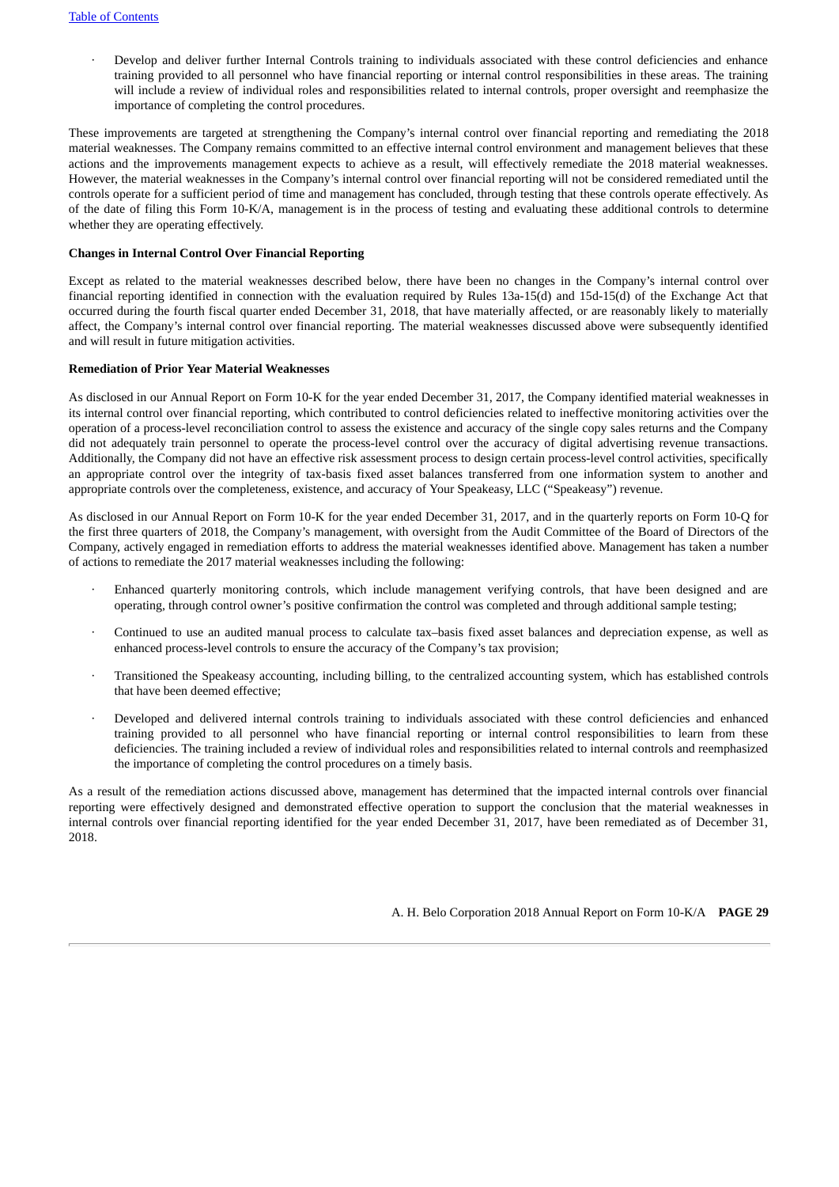- Develop and deliver further Internal Controls training to individuals associated with these control deficiencies and enhance training provided to all personnel who have financial reporting or internal control responsibilities in these areas. The training will include a review of individual roles and responsibilities related to internal controls, proper oversight and reemphasize the importance of completing the control procedures.

These improvements are targeted at strengthening the Company's internal control over financial reporting and remediating the 2018 material weaknesses. The Company remains committed to an effective internal control environment and management believes that these actions and the improvements management expects to achieve as a result, will effectively remediate the 2018 material weaknesses. However, the material weaknesses in the Company's internal control over financial reporting will not be considered remediated until the controls operate for a sufficient period of time and management has concluded, through testing that these controls operate effectively. As of the date of filing this Form 10-K/A, management is in the process of testing and evaluating these additional controls to determine whether they are operating effectively.

**Changes in Internal Control Over Financial Reporting**

Except as related to the material weaknesses described below, there have been no changes in the Company's internal control over financial reporting identified in connection with the evaluation required by Rules 13a-15(d) and 15d-15(d) of the Exchange Act that occurred during the fourth fiscal quarter ended December 31, 2018, that have materially affected, or are reasonably likely to materially affect, the Company's internal control over financial reporting. The material weaknesses discussed above were subsequently identified and will result in future mitigation activities.

**Remediation of Prior Year Material Weaknesses**

As disclosed in our Annual Report on Form 10-K for the year ended December 31, 2017, the Company identified material weaknesses in its internal control over financial reporting, which contributed to control deficiencies related to ineffective monitoring activities over the operation of a process-level reconciliation control to assess the existence and accuracy of the single copy sales returns and the Company did not adequately train personnel to operate the process-level control over the accuracy of digital advertising revenue transactions. Additionally, the Company did not have an effective risk assessment process to design certain process-level control activities, specifically an appropriate control over the integrity of tax-basis fixed asset balances transferred from one information system to another and appropriate controls over the completeness, existence, and accuracy of Your Speakeasy, LLC ("Speakeasy") revenue.

As disclosed in our Annual Report on Form 10-K for the year ended December 31, 2017, and in the quarterly reports on Form 10-Q for the first three quarters of 2018, the Company's management, with oversight from the Audit Committee of the Board of Directors of the Company, actively engaged in remediation efforts to address the material weaknesses identified above. Management has taken a number of actions to remediate the 2017 material weaknesses including the following:

- Enhanced quarterly monitoring controls, which include management verifying controls, that have been designed and are operating, through control owner's positive confirmation the control was completed and through additional sample testing;
- Continued to use an audited manual process to calculate tax–basis fixed asset balances and depreciation expense, as well as enhanced process-level controls to ensure the accuracy of the Company's tax provision;
- Transitioned the Speakeasy accounting, including billing, to the centralized accounting system, which has established controls that have been deemed effective;
- Developed and delivered internal controls training to individuals associated with these control deficiencies and enhanced training provided to all personnel who have financial reporting or internal control responsibilities to learn from these deficiencies. The training included a review of individual roles and responsibilities related to internal controls and reemphasized the importance of completing the control procedures on a timely basis.

As a result of the remediation actions discussed above, management has determined that the impacted internal controls over financial reporting were effectively designed and demonstrated effective operation to support the conclusion that the material weaknesses in internal controls over financial reporting identified for the year ended December 31, 2017, have been remediated as of December 31, 2018.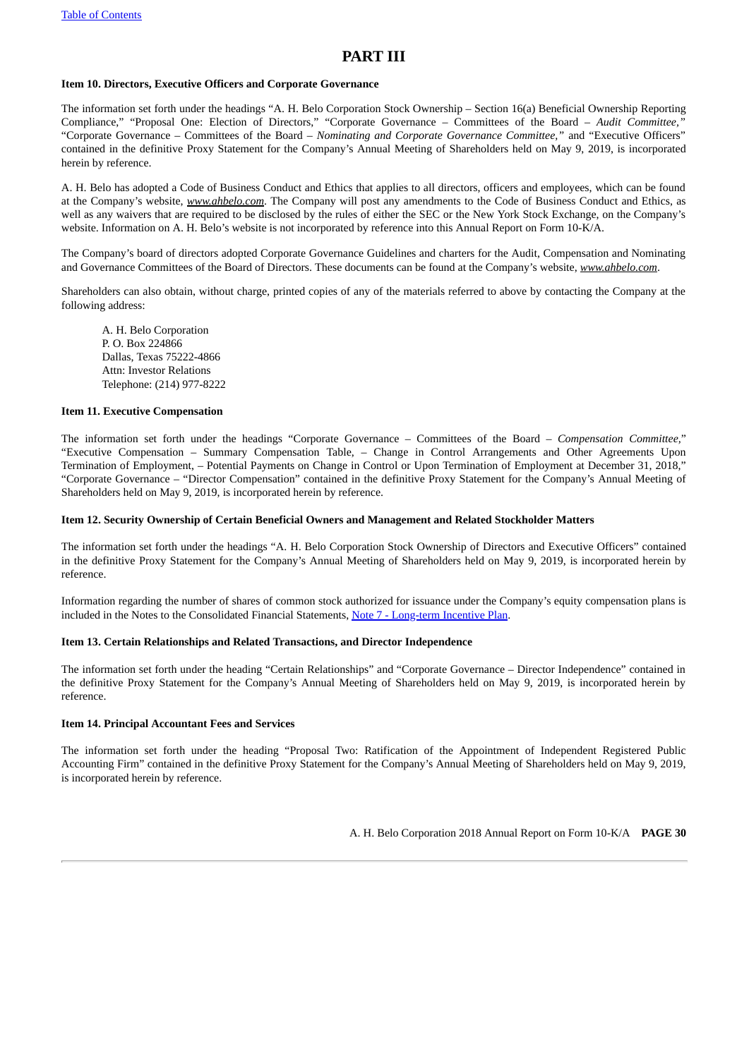# PART III

### Item 10. Directors, Executive Officers and Corporate Governance

The information set forth under the headings "A. H. Belo Corporation Stock Ownership – Section 16(a) Beneficial Ownership Reporting Compliance," "Proposal One: Election of Directors," "Corporate Governance – Committees of the Board – *Audit Committee,*" "Corporate Governance – Committees of the Board – *Nominating and Corporate Governance Committee,*" and "Executive Officers" contained in the definitive Proxy Statement for the Company's Annual Meeting of Shareholders held on May 9, 2019, is incorporated herein by reference.

A. H. Belo has adopted a Code of Business Conduct and Ethics that applies to all directors, officers and employees, which can be found at the Company's website, ***www.ahbelo.com***. The Company will post any amendments to the Code of Business Conduct and Ethics, as well as any waivers that are required to be disclosed by the rules of either the SEC or the New York Stock Exchange, on the Company's website. Information on A. H. Belo's website is not incorporated by reference into this Annual Report on Form 10-K/A.

The Company's board of directors adopted Corporate Governance Guidelines and charters for the Audit, Compensation and Nominating and Governance Committees of the Board of Directors. These documents can be found at the Company's website, ***www.ahbelo.com***.

Shareholders can also obtain, without charge, printed copies of any of the materials referred to above by contacting the Company at the following address:

A. H. Belo Corporation
P. O. Box 224866
Dallas, Texas 75222-4866
Attn: Investor Relations
Telephone: (214) 977-8222

### Item 11. Executive Compensation

The information set forth under the headings "Corporate Governance – Committees of the Board – *Compensation Committee,*" "Executive Compensation – Summary Compensation Table, – Change in Control Arrangements and Other Agreements Upon Termination of Employment, – Potential Payments on Change in Control or Upon Termination of Employment at December 31, 2018," "Corporate Governance – "Director Compensation" contained in the definitive Proxy Statement for the Company's Annual Meeting of Shareholders held on May 9, 2019, is incorporated herein by reference.

### Item 12. Security Ownership of Certain Beneficial Owners and Management and Related Stockholder Matters

The information set forth under the headings "A. H. Belo Corporation Stock Ownership of Directors and Executive Officers" contained in the definitive Proxy Statement for the Company's Annual Meeting of Shareholders held on May 9, 2019, is incorporated herein by reference.

Information regarding the number of shares of common stock authorized for issuance under the Company's equity compensation plans is included in the Notes to the Consolidated Financial Statements, Note 7 - Long-term Incentive Plan.

### Item 13. Certain Relationships and Related Transactions, and Director Independence

The information set forth under the heading "Certain Relationships" and "Corporate Governance – Director Independence" contained in the definitive Proxy Statement for the Company's Annual Meeting of Shareholders held on May 9, 2019, is incorporated herein by reference.

### Item 14. Principal Accountant Fees and Services

The information set forth under the heading "Proposal Two: Ratification of the Appointment of Independent Registered Public Accounting Firm" contained in the definitive Proxy Statement for the Company's Annual Meeting of Shareholders held on May 9, 2019, is incorporated herein by reference.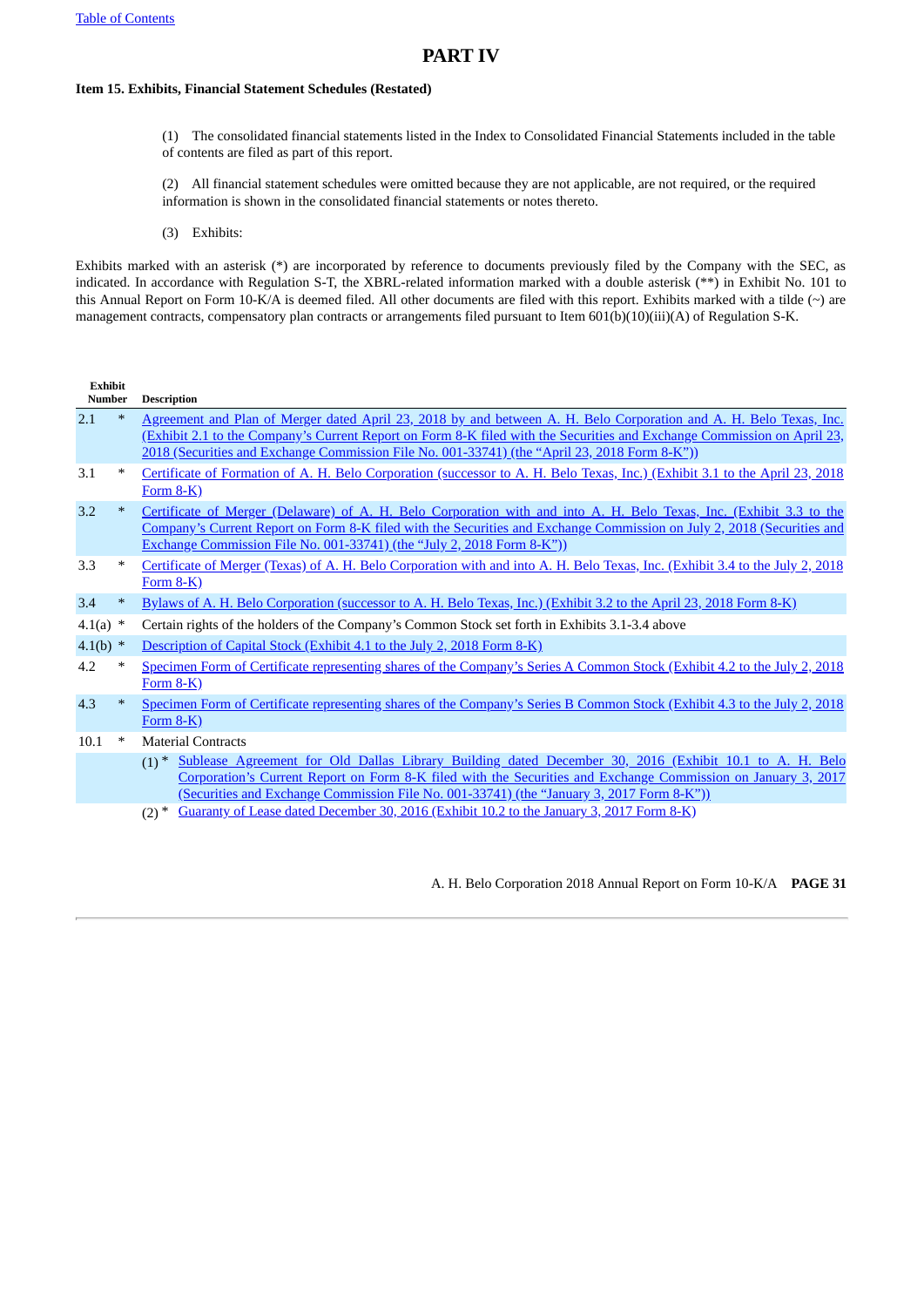[Table of Contents]

# PART IV

**Item 15. Exhibits, Financial Statement Schedules (Restated)**

(1) The consolidated financial statements listed in the Index to Consolidated Financial Statements included in the table of contents are filed as part of this report.

(2) All financial statement schedules were omitted because they are not applicable, are not required, or the required information is shown in the consolidated financial statements or notes thereto.

(3) Exhibits:

Exhibits marked with an asterisk (*) are incorporated by reference to documents previously filed by the Company with the SEC, as indicated. In accordance with Regulation S-T, the XBRL-related information marked with a double asterisk (**) in Exhibit No. 101 to this Annual Report on Form 10-K/A is deemed filed. All other documents are filed with this report. Exhibits marked with a tilde (~) are management contracts, compensatory plan contracts or arrangements filed pursuant to Item 601(b)(10)(iii)(A) of Regulation S-K.

| Exhibit Number | | Description |
|---|---|---|
| 2.1 | * | Agreement and Plan of Merger dated April 23, 2018 by and between A. H. Belo Corporation and A. H. Belo Texas, Inc. (Exhibit 2.1 to the Company's Current Report on Form 8-K filed with the Securities and Exchange Commission on April 23, 2018 (Securities and Exchange Commission File No. 001-33741) (the "April 23, 2018 Form 8-K")) |
| 3.1 | * | Certificate of Formation of A. H. Belo Corporation (successor to A. H. Belo Texas, Inc.) (Exhibit 3.1 to the April 23, 2018 Form 8-K) |
| 3.2 | * | Certificate of Merger (Delaware) of A. H. Belo Corporation with and into A. H. Belo Texas, Inc. (Exhibit 3.3 to the Company's Current Report on Form 8-K filed with the Securities and Exchange Commission on July 2, 2018 (Securities and Exchange Commission File No. 001-33741) (the "July 2, 2018 Form 8-K")) |
| 3.3 | * | Certificate of Merger (Texas) of A. H. Belo Corporation with and into A. H. Belo Texas, Inc. (Exhibit 3.4 to the July 2, 2018 Form 8-K) |
| 3.4 | * | Bylaws of A. H. Belo Corporation (successor to A. H. Belo Texas, Inc.) (Exhibit 3.2 to the April 23, 2018 Form 8-K) |
| 4.1(a) | * | Certain rights of the holders of the Company's Common Stock set forth in Exhibits 3.1-3.4 above |
| 4.1(b) | * | Description of Capital Stock (Exhibit 4.1 to the July 2, 2018 Form 8-K) |
| 4.2 | * | Specimen Form of Certificate representing shares of the Company's Series A Common Stock (Exhibit 4.2 to the July 2, 2018 Form 8-K) |
| 4.3 | * | Specimen Form of Certificate representing shares of the Company's Series B Common Stock (Exhibit 4.3 to the July 2, 2018 Form 8-K) |
| 10.1 | * | Material Contracts |
| | | (1) * Sublease Agreement for Old Dallas Library Building dated December 30, 2016 (Exhibit 10.1 to A. H. Belo Corporation's Current Report on Form 8-K filed with the Securities and Exchange Commission on January 3, 2017 (Securities and Exchange Commission File No. 001-33741) (the "January 3, 2017 Form 8-K")) |
| | | (2) * Guaranty of Lease dated December 30, 2016 (Exhibit 10.2 to the January 3, 2017 Form 8-K) |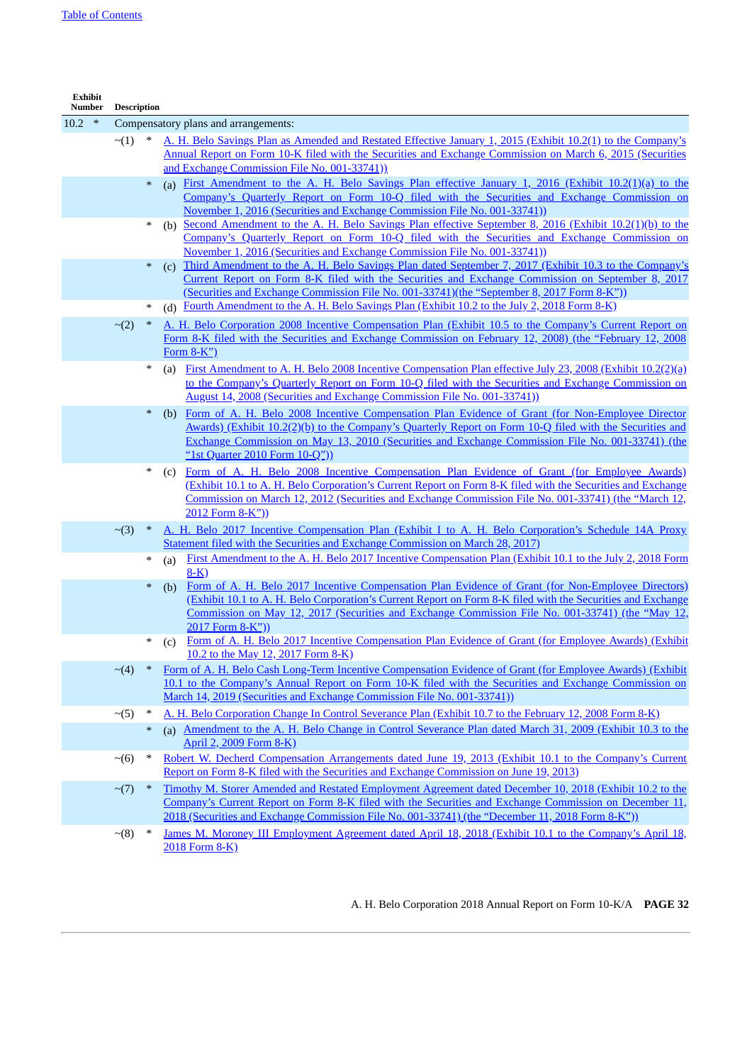[Table of Contents](#)

| Exhibit Number | | | | | Description |
|---|---|---|---|---|---|
| 10.2 | * | | | | Compensatory plans and arrangements: |
| | | ~(1) | * | | A. H. Belo Savings Plan as Amended and Restated Effective January 1, 2015 (Exhibit 10.2(1) to the Company's Annual Report on Form 10-K filed with the Securities and Exchange Commission on March 6, 2015 (Securities and Exchange Commission File No. 001-33741)) |
| | | | * | (a) | First Amendment to the A. H. Belo Savings Plan effective January 1, 2016 (Exhibit 10.2(1)(a) to the Company's Quarterly Report on Form 10-Q filed with the Securities and Exchange Commission on November 1, 2016 (Securities and Exchange Commission File No. 001-33741)) |
| | | | * | (b) | Second Amendment to the A. H. Belo Savings Plan effective September 8, 2016 (Exhibit 10.2(1)(b) to the Company's Quarterly Report on Form 10-Q filed with the Securities and Exchange Commission on November 1, 2016 (Securities and Exchange Commission File No. 001-33741)) |
| | | | * | (c) | Third Amendment to the A. H. Belo Savings Plan dated September 7, 2017 (Exhibit 10.3 to the Company's Current Report on Form 8-K filed with the Securities and Exchange Commission on September 8, 2017 (Securities and Exchange Commission File No. 001-33741)(the "September 8, 2017 Form 8-K")) |
| | | | * | (d) | Fourth Amendment to the A. H. Belo Savings Plan (Exhibit 10.2 to the July 2, 2018 Form 8-K) |
| | | ~(2) | * | | A. H. Belo Corporation 2008 Incentive Compensation Plan (Exhibit 10.5 to the Company's Current Report on Form 8-K filed with the Securities and Exchange Commission on February 12, 2008) (the "February 12, 2008 Form 8-K") |
| | | | * | (a) | First Amendment to A. H. Belo 2008 Incentive Compensation Plan effective July 23, 2008 (Exhibit 10.2(2)(a) to the Company's Quarterly Report on Form 10-Q filed with the Securities and Exchange Commission on August 14, 2008 (Securities and Exchange Commission File No. 001-33741)) |
| | | | * | (b) | Form of A. H. Belo 2008 Incentive Compensation Plan Evidence of Grant (for Non-Employee Director Awards) (Exhibit 10.2(2)(b) to the Company's Quarterly Report on Form 10-Q filed with the Securities and Exchange Commission on May 13, 2010 (Securities and Exchange Commission File No. 001-33741) (the "1st Quarter 2010 Form 10-Q")) |
| | | | * | (c) | Form of A. H. Belo 2008 Incentive Compensation Plan Evidence of Grant (for Employee Awards) (Exhibit 10.1 to A. H. Belo Corporation's Current Report on Form 8-K filed with the Securities and Exchange Commission on March 12, 2012 (Securities and Exchange Commission File No. 001-33741) (the "March 12, 2012 Form 8-K")) |
| | | ~(3) | * | | A. H. Belo 2017 Incentive Compensation Plan (Exhibit I to A. H. Belo Corporation's Schedule 14A Proxy Statement filed with the Securities and Exchange Commission on March 28, 2017) |
| | | | * | (a) | First Amendment to the A. H. Belo 2017 Incentive Compensation Plan (Exhibit 10.1 to the July 2, 2018 Form 8-K) |
| | | | * | (b) | Form of A. H. Belo 2017 Incentive Compensation Plan Evidence of Grant (for Non-Employee Directors) (Exhibit 10.1 to A. H. Belo Corporation's Current Report on Form 8-K filed with the Securities and Exchange Commission on May 12, 2017 (Securities and Exchange Commission File No. 001-33741) (the "May 12, 2017 Form 8-K")) |
| | | | * | (c) | Form of A. H. Belo 2017 Incentive Compensation Plan Evidence of Grant (for Employee Awards) (Exhibit 10.2 to the May 12, 2017 Form 8-K) |
| | | ~(4) | * | | Form of A. H. Belo Cash Long-Term Incentive Compensation Evidence of Grant (for Employee Awards) (Exhibit 10.1 to the Company's Annual Report on Form 10-K filed with the Securities and Exchange Commission on March 14, 2019 (Securities and Exchange Commission File No. 001-33741)) |
| | | ~(5) | * | | A. H. Belo Corporation Change In Control Severance Plan (Exhibit 10.7 to the February 12, 2008 Form 8-K) |
| | | | * | (a) | Amendment to the A. H. Belo Change in Control Severance Plan dated March 31, 2009 (Exhibit 10.3 to the April 2, 2009 Form 8-K) |
| | | ~(6) | * | | Robert W. Decherd Compensation Arrangements dated June 19, 2013 (Exhibit 10.1 to the Company's Current Report on Form 8-K filed with the Securities and Exchange Commission on June 19, 2013) |
| | | ~(7) | * | | Timothy M. Storer Amended and Restated Employment Agreement dated December 10, 2018 (Exhibit 10.2 to the Company's Current Report on Form 8-K filed with the Securities and Exchange Commission on December 11, 2018 (Securities and Exchange Commission File No. 001-33741) (the "December 11, 2018 Form 8-K")) |
| | | ~(8) | * | | James M. Moroney III Employment Agreement dated April 18, 2018 (Exhibit 10.1 to the Company's April 18, 2018 Form 8-K) |

A. H. Belo Corporation 2018 Annual Report on Form 10-K/A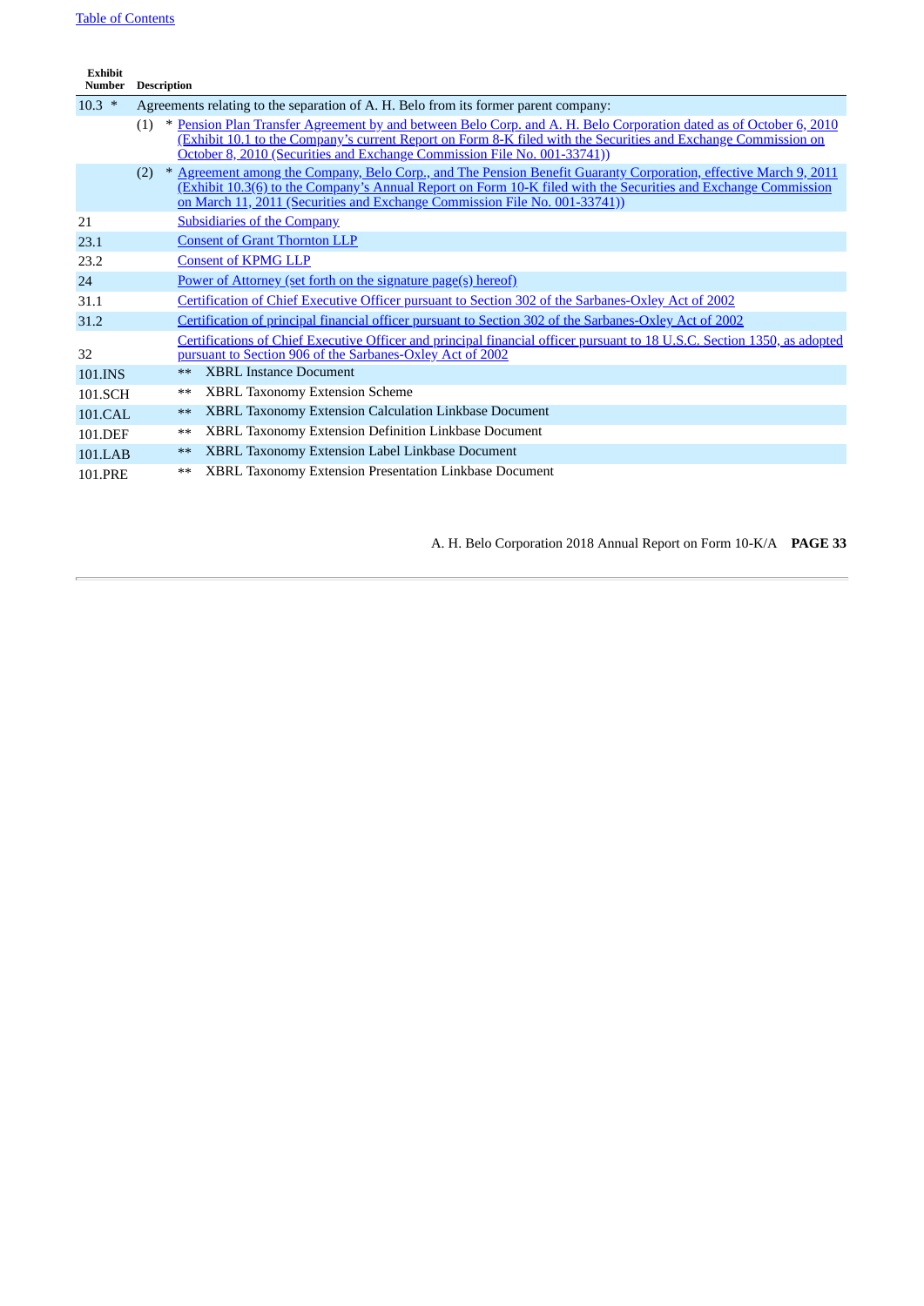| Exhibit Number | Description |
|---|---|
| 10.3 * | Agreements relating to the separation of A. H. Belo from its former parent company: |
| | (1) * Pension Plan Transfer Agreement by and between Belo Corp. and A. H. Belo Corporation dated as of October 6, 2010 (Exhibit 10.1 to the Company's current Report on Form 8-K filed with the Securities and Exchange Commission on October 8, 2010 (Securities and Exchange Commission File No. 001-33741)) |
| | (2) * Agreement among the Company, Belo Corp., and The Pension Benefit Guaranty Corporation, effective March 9, 2011 (Exhibit 10.3(6) to the Company's Annual Report on Form 10-K filed with the Securities and Exchange Commission on March 11, 2011 (Securities and Exchange Commission File No. 001-33741)) |
| 21 | Subsidiaries of the Company |
| 23.1 | Consent of Grant Thornton LLP |
| 23.2 | Consent of KPMG LLP |
| 24 | Power of Attorney (set forth on the signature page(s) hereof) |
| 31.1 | Certification of Chief Executive Officer pursuant to Section 302 of the Sarbanes-Oxley Act of 2002 |
| 31.2 | Certification of principal financial officer pursuant to Section 302 of the Sarbanes-Oxley Act of 2002 |
| 32 | Certifications of Chief Executive Officer and principal financial officer pursuant to 18 U.S.C. Section 1350, as adopted pursuant to Section 906 of the Sarbanes-Oxley Act of 2002 |
| 101.INS | ** XBRL Instance Document |
| 101.SCH | ** XBRL Taxonomy Extension Scheme |
| 101.CAL | ** XBRL Taxonomy Extension Calculation Linkbase Document |
| 101.DEF | ** XBRL Taxonomy Extension Definition Linkbase Document |
| 101.LAB | ** XBRL Taxonomy Extension Label Linkbase Document |
| 101.PRE | ** XBRL Taxonomy Extension Presentation Linkbase Document |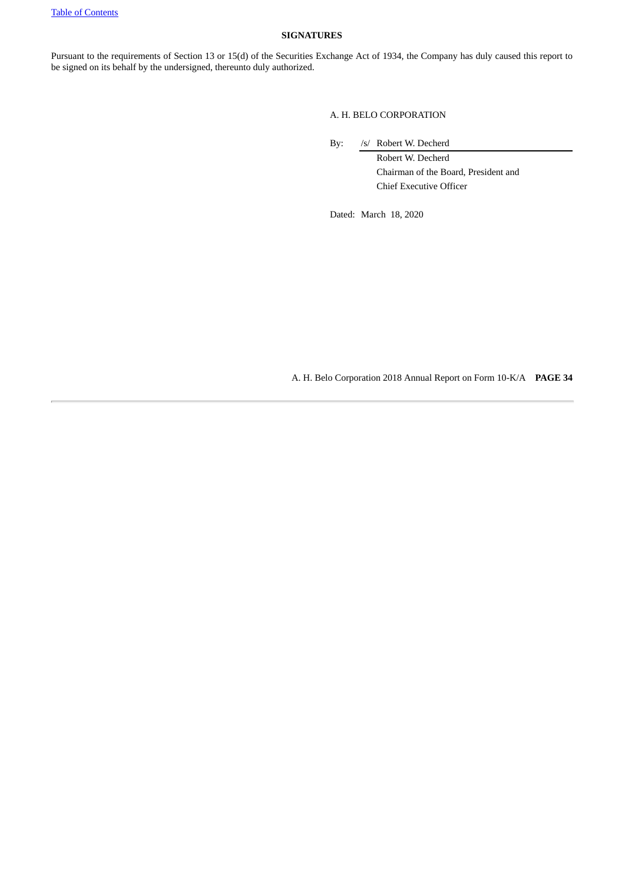## SIGNATURES

Pursuant to the requirements of Section 13 or 15(d) of the Securities Exchange Act of 1934, the Company has duly caused this report to be signed on its behalf by the undersigned, thereunto duly authorized.

A. H. BELO CORPORATION

By: /s/ Robert W. Decherd

Robert W. Decherd
Chairman of the Board, President and
Chief Executive Officer

Dated: March 18, 2020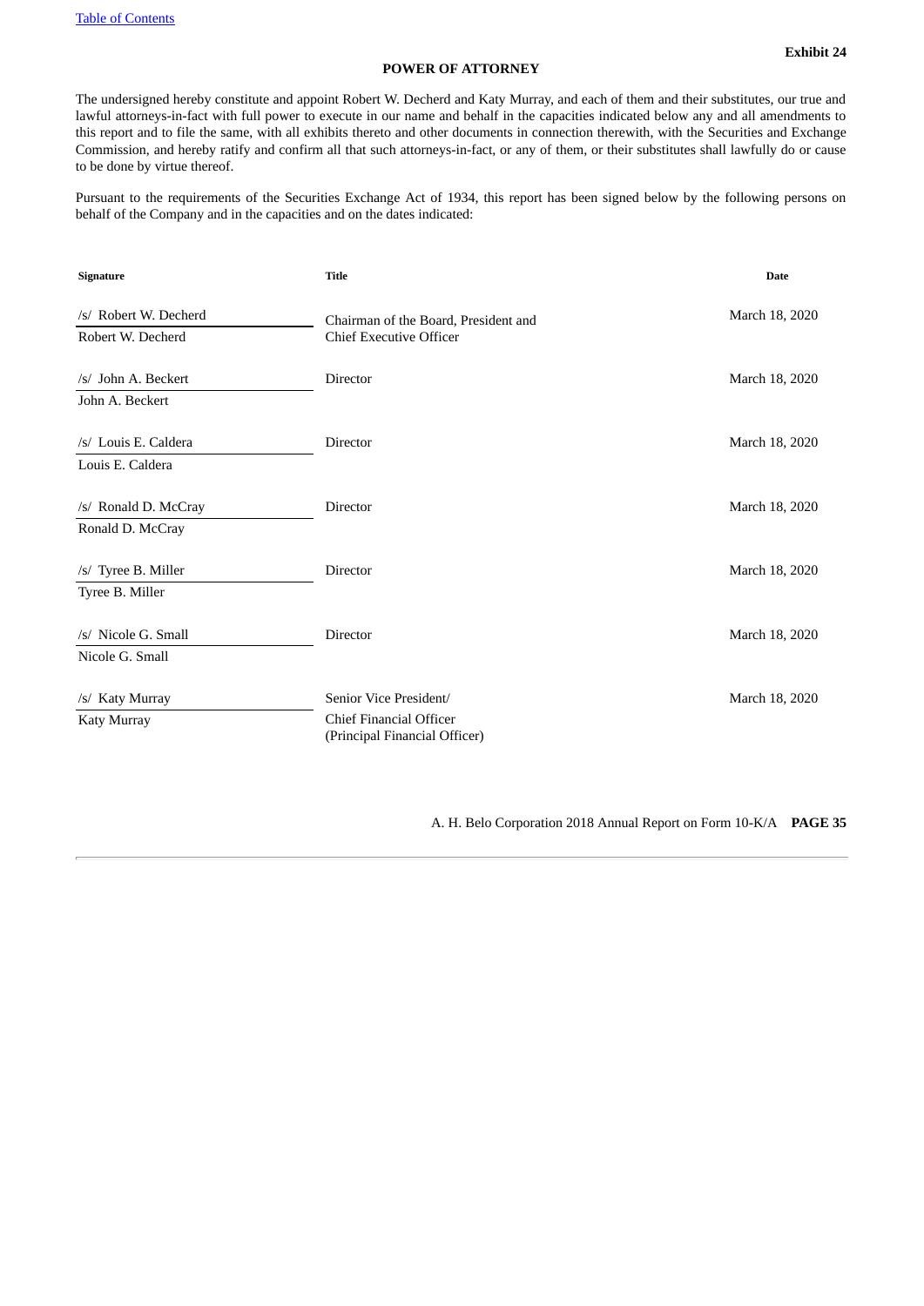**Exhibit 24**

# POWER OF ATTORNEY

The undersigned hereby constitute and appoint Robert W. Decherd and Katy Murray, and each of them and their substitutes, our true and lawful attorneys-in-fact with full power to execute in our name and behalf in the capacities indicated below any and all amendments to this report and to file the same, with all exhibits thereto and other documents in connection therewith, with the Securities and Exchange Commission, and hereby ratify and confirm all that such attorneys-in-fact, or any of them, or their substitutes shall lawfully do or cause to be done by virtue thereof.

Pursuant to the requirements of the Securities Exchange Act of 1934, this report has been signed below by the following persons on behalf of the Company and in the capacities and on the dates indicated:

| Signature | Title | Date |
|---|---|---|
| /s/ Robert W. Decherd<br>Robert W. Decherd | Chairman of the Board, President and Chief Executive Officer | March 18, 2020 |
| /s/ John A. Beckert<br>John A. Beckert | Director | March 18, 2020 |
| /s/ Louis E. Caldera<br>Louis E. Caldera | Director | March 18, 2020 |
| /s/ Ronald D. McCray<br>Ronald D. McCray | Director | March 18, 2020 |
| /s/ Tyree B. Miller<br>Tyree B. Miller | Director | March 18, 2020 |
| /s/ Nicole G. Small<br>Nicole G. Small | Director | March 18, 2020 |
| /s/ Katy Murray<br>Katy Murray | Senior Vice President/ Chief Financial Officer (Principal Financial Officer) | March 18, 2020 |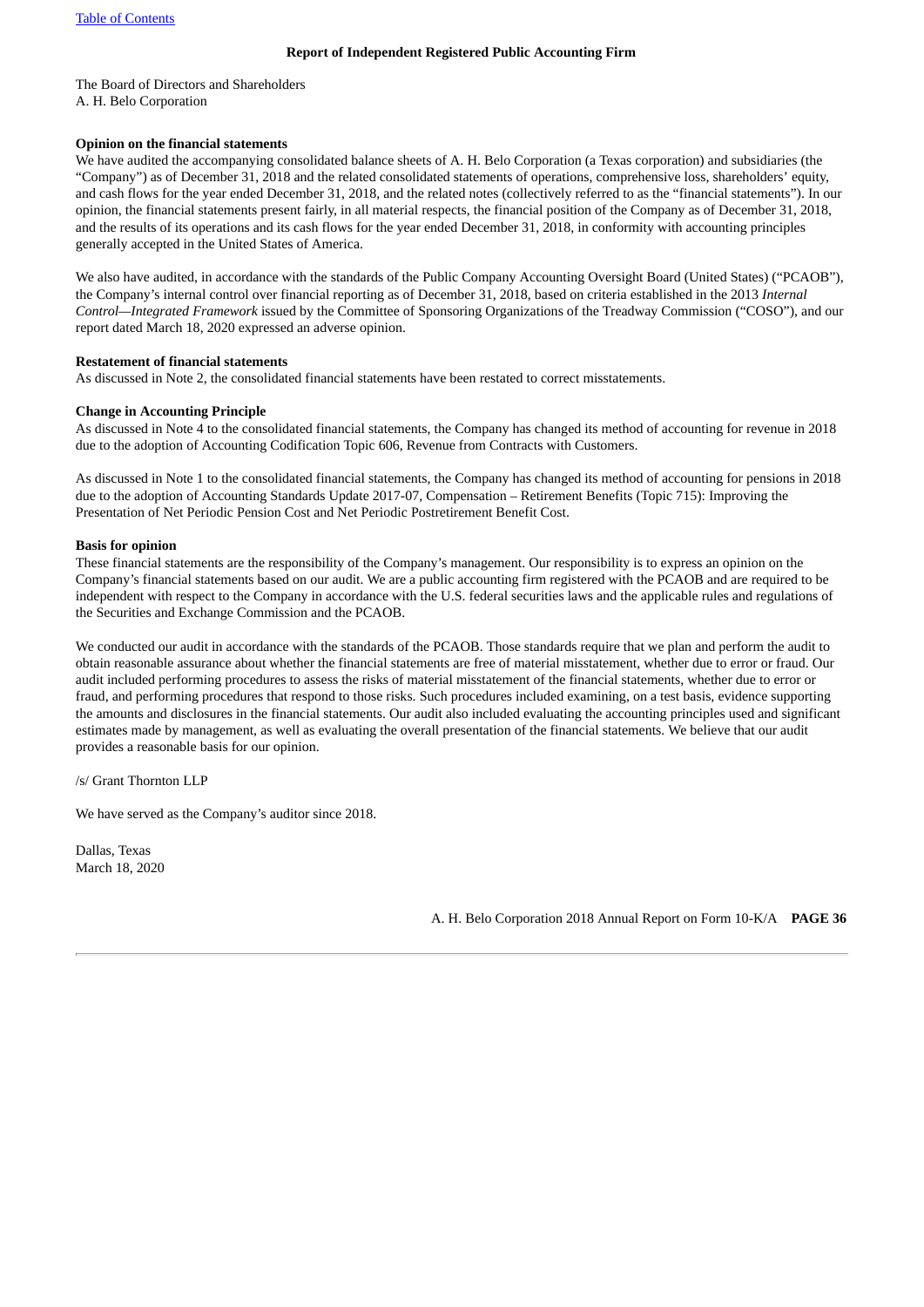## Report of Independent Registered Public Accounting Firm

The Board of Directors and Shareholders
A. H. Belo Corporation

**Opinion on the financial statements**

We have audited the accompanying consolidated balance sheets of A. H. Belo Corporation (a Texas corporation) and subsidiaries (the "Company") as of December 31, 2018 and the related consolidated statements of operations, comprehensive loss, shareholders' equity, and cash flows for the year ended December 31, 2018, and the related notes (collectively referred to as the "financial statements"). In our opinion, the financial statements present fairly, in all material respects, the financial position of the Company as of December 31, 2018, and the results of its operations and its cash flows for the year ended December 31, 2018, in conformity with accounting principles generally accepted in the United States of America.

We also have audited, in accordance with the standards of the Public Company Accounting Oversight Board (United States) ("PCAOB"), the Company's internal control over financial reporting as of December 31, 2018, based on criteria established in the 2013 *Internal Control—Integrated Framework* issued by the Committee of Sponsoring Organizations of the Treadway Commission ("COSO"), and our report dated March 18, 2020 expressed an adverse opinion.

**Restatement of financial statements**

As discussed in Note 2, the consolidated financial statements have been restated to correct misstatements.

**Change in Accounting Principle**

As discussed in Note 4 to the consolidated financial statements, the Company has changed its method of accounting for revenue in 2018 due to the adoption of Accounting Codification Topic 606, Revenue from Contracts with Customers.

As discussed in Note 1 to the consolidated financial statements, the Company has changed its method of accounting for pensions in 2018 due to the adoption of Accounting Standards Update 2017-07, Compensation – Retirement Benefits (Topic 715): Improving the Presentation of Net Periodic Pension Cost and Net Periodic Postretirement Benefit Cost.

**Basis for opinion**

These financial statements are the responsibility of the Company's management. Our responsibility is to express an opinion on the Company's financial statements based on our audit. We are a public accounting firm registered with the PCAOB and are required to be independent with respect to the Company in accordance with the U.S. federal securities laws and the applicable rules and regulations of the Securities and Exchange Commission and the PCAOB.

We conducted our audit in accordance with the standards of the PCAOB. Those standards require that we plan and perform the audit to obtain reasonable assurance about whether the financial statements are free of material misstatement, whether due to error or fraud. Our audit included performing procedures to assess the risks of material misstatement of the financial statements, whether due to error or fraud, and performing procedures that respond to those risks. Such procedures included examining, on a test basis, evidence supporting the amounts and disclosures in the financial statements. Our audit also included evaluating the accounting principles used and significant estimates made by management, as well as evaluating the overall presentation of the financial statements. We believe that our audit provides a reasonable basis for our opinion.

/s/ Grant Thornton LLP

We have served as the Company's auditor since 2018.

Dallas, Texas
March 18, 2020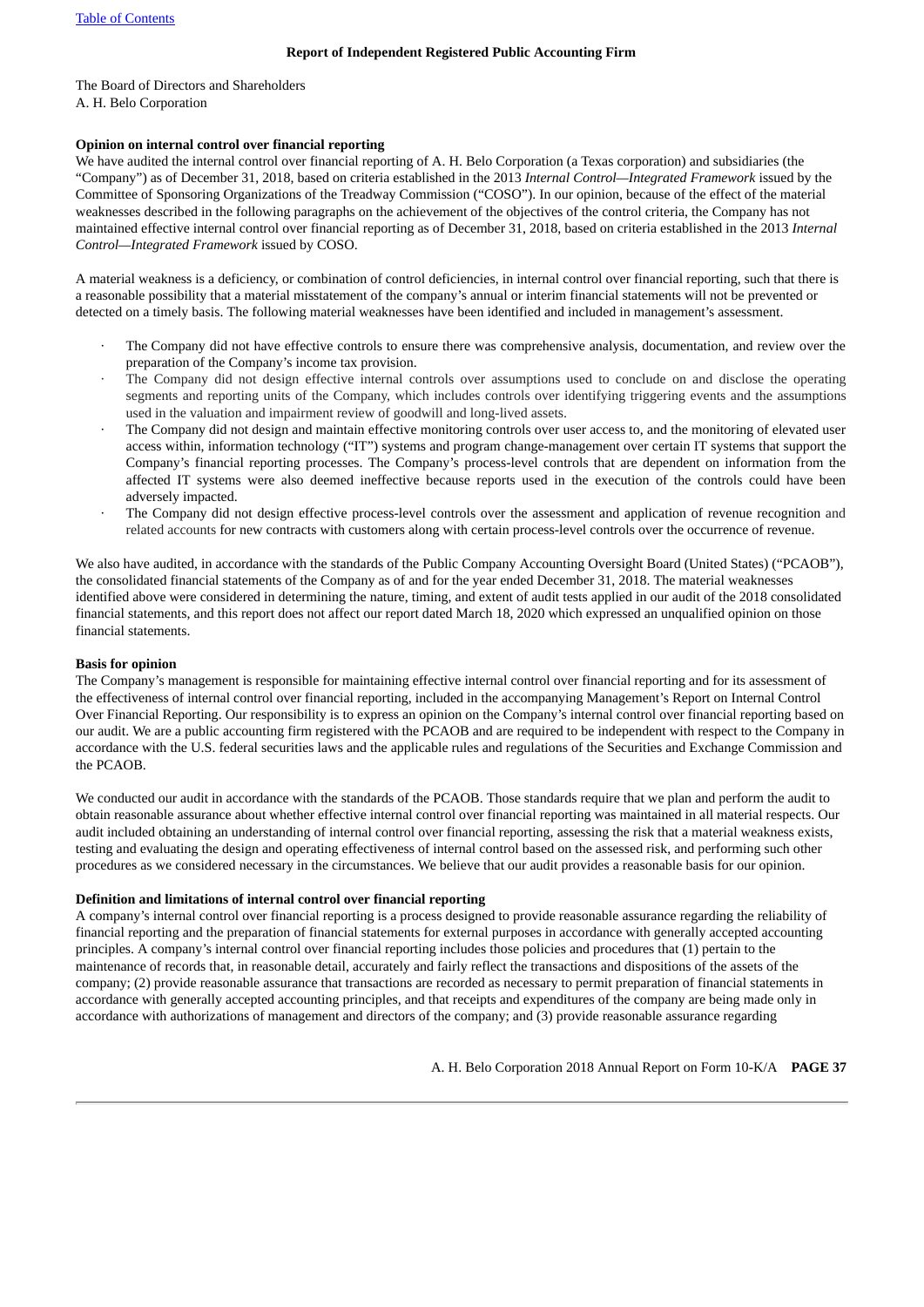**Report of Independent Registered Public Accounting Firm**

The Board of Directors and Shareholders
A. H. Belo Corporation

**Opinion on internal control over financial reporting**

We have audited the internal control over financial reporting of A. H. Belo Corporation (a Texas corporation) and subsidiaries (the "Company") as of December 31, 2018, based on criteria established in the 2013 *Internal Control—Integrated Framework* issued by the Committee of Sponsoring Organizations of the Treadway Commission ("COSO"). In our opinion, because of the effect of the material weaknesses described in the following paragraphs on the achievement of the objectives of the control criteria, the Company has not maintained effective internal control over financial reporting as of December 31, 2018, based on criteria established in the 2013 *Internal Control—Integrated Framework* issued by COSO.

A material weakness is a deficiency, or combination of control deficiencies, in internal control over financial reporting, such that there is a reasonable possibility that a material misstatement of the company's annual or interim financial statements will not be prevented or detected on a timely basis. The following material weaknesses have been identified and included in management's assessment.

- The Company did not have effective controls to ensure there was comprehensive analysis, documentation, and review over the preparation of the Company's income tax provision.
- The Company did not design effective internal controls over assumptions used to conclude on and disclose the operating segments and reporting units of the Company, which includes controls over identifying triggering events and the assumptions used in the valuation and impairment review of goodwill and long-lived assets.
- The Company did not design and maintain effective monitoring controls over user access to, and the monitoring of elevated user access within, information technology ("IT") systems and program change-management over certain IT systems that support the Company's financial reporting processes. The Company's process-level controls that are dependent on information from the affected IT systems were also deemed ineffective because reports used in the execution of the controls could have been adversely impacted.
- The Company did not design effective process-level controls over the assessment and application of revenue recognition and related accounts for new contracts with customers along with certain process-level controls over the occurrence of revenue.

We also have audited, in accordance with the standards of the Public Company Accounting Oversight Board (United States) ("PCAOB"), the consolidated financial statements of the Company as of and for the year ended December 31, 2018. The material weaknesses identified above were considered in determining the nature, timing, and extent of audit tests applied in our audit of the 2018 consolidated financial statements, and this report does not affect our report dated March 18, 2020 which expressed an unqualified opinion on those financial statements.

**Basis for opinion**

The Company's management is responsible for maintaining effective internal control over financial reporting and for its assessment of the effectiveness of internal control over financial reporting, included in the accompanying Management's Report on Internal Control Over Financial Reporting. Our responsibility is to express an opinion on the Company's internal control over financial reporting based on our audit. We are a public accounting firm registered with the PCAOB and are required to be independent with respect to the Company in accordance with the U.S. federal securities laws and the applicable rules and regulations of the Securities and Exchange Commission and the PCAOB.

We conducted our audit in accordance with the standards of the PCAOB. Those standards require that we plan and perform the audit to obtain reasonable assurance about whether effective internal control over financial reporting was maintained in all material respects. Our audit included obtaining an understanding of internal control over financial reporting, assessing the risk that a material weakness exists, testing and evaluating the design and operating effectiveness of internal control based on the assessed risk, and performing such other procedures as we considered necessary in the circumstances. We believe that our audit provides a reasonable basis for our opinion.

**Definition and limitations of internal control over financial reporting**

A company's internal control over financial reporting is a process designed to provide reasonable assurance regarding the reliability of financial reporting and the preparation of financial statements for external purposes in accordance with generally accepted accounting principles. A company's internal control over financial reporting includes those policies and procedures that (1) pertain to the maintenance of records that, in reasonable detail, accurately and fairly reflect the transactions and dispositions of the assets of the company; (2) provide reasonable assurance that transactions are recorded as necessary to permit preparation of financial statements in accordance with generally accepted accounting principles, and that receipts and expenditures of the company are being made only in accordance with authorizations of management and directors of the company; and (3) provide reasonable assurance regarding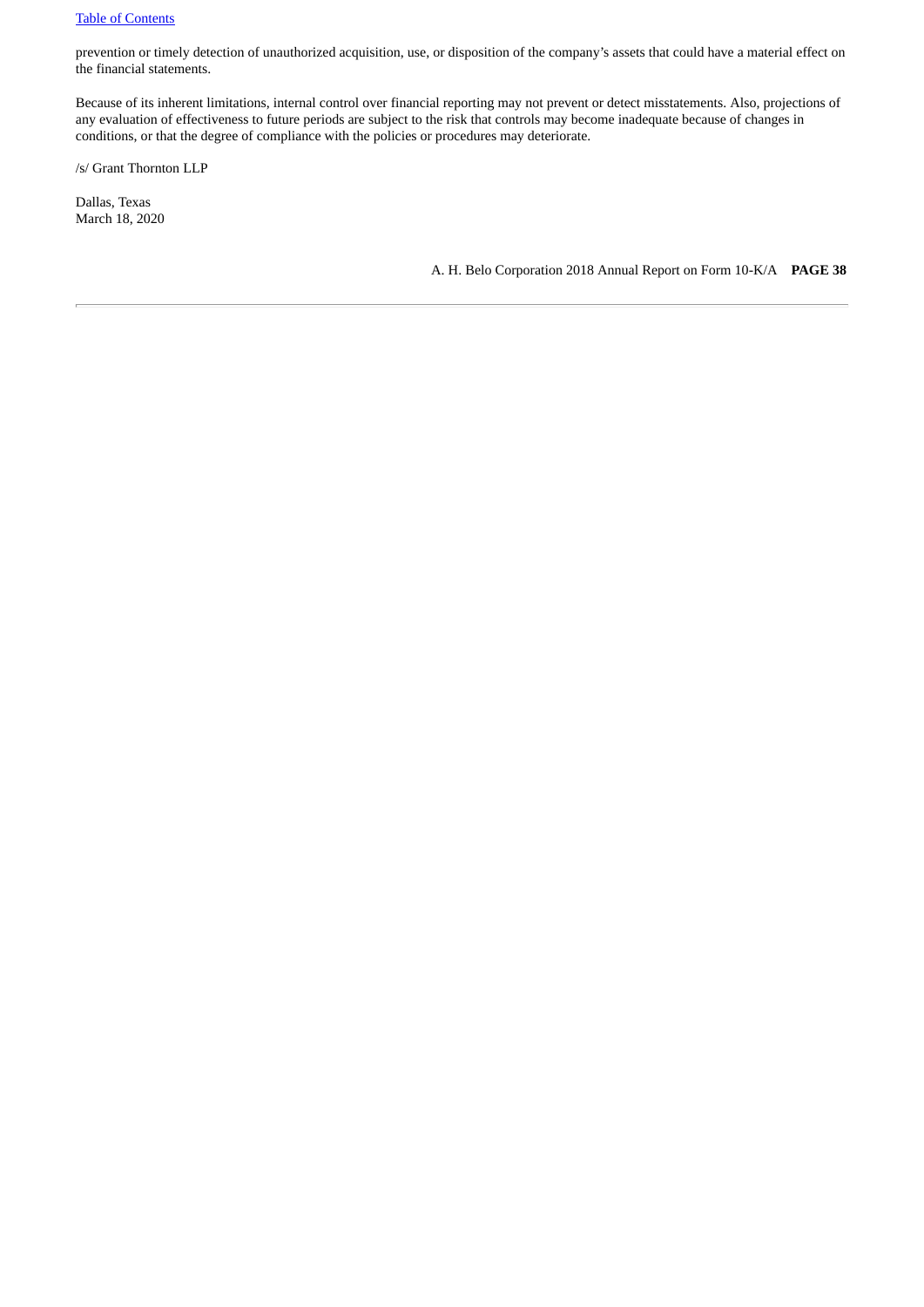prevention or timely detection of unauthorized acquisition, use, or disposition of the company's assets that could have a material effect on the financial statements.

Because of its inherent limitations, internal control over financial reporting may not prevent or detect misstatements. Also, projections of any evaluation of effectiveness to future periods are subject to the risk that controls may become inadequate because of changes in conditions, or that the degree of compliance with the policies or procedures may deteriorate.

/s/ Grant Thornton LLP

Dallas, Texas
March 18, 2020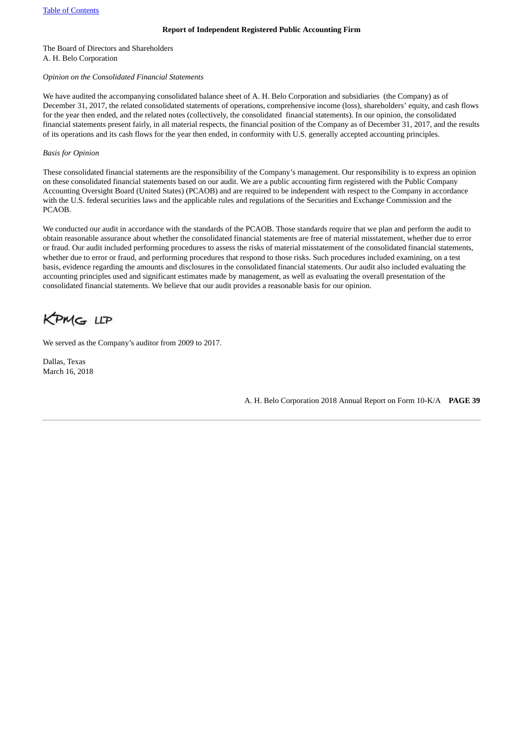## Report of Independent Registered Public Accounting Firm

The Board of Directors and Shareholders
A. H. Belo Corporation

*Opinion on the Consolidated Financial Statements*

We have audited the accompanying consolidated balance sheet of A. H. Belo Corporation and subsidiaries (the Company) as of December 31, 2017, the related consolidated statements of operations, comprehensive income (loss), shareholders' equity, and cash flows for the year then ended, and the related notes (collectively, the consolidated financial statements). In our opinion, the consolidated financial statements present fairly, in all material respects, the financial position of the Company as of December 31, 2017, and the results of its operations and its cash flows for the year then ended, in conformity with U.S. generally accepted accounting principles.

*Basis for Opinion*

These consolidated financial statements are the responsibility of the Company's management. Our responsibility is to express an opinion on these consolidated financial statements based on our audit. We are a public accounting firm registered with the Public Company Accounting Oversight Board (United States) (PCAOB) and are required to be independent with respect to the Company in accordance with the U.S. federal securities laws and the applicable rules and regulations of the Securities and Exchange Commission and the PCAOB.

We conducted our audit in accordance with the standards of the PCAOB. Those standards require that we plan and perform the audit to obtain reasonable assurance about whether the consolidated financial statements are free of material misstatement, whether due to error or fraud. Our audit included performing procedures to assess the risks of material misstatement of the consolidated financial statements, whether due to error or fraud, and performing procedures that respond to those risks. Such procedures included examining, on a test basis, evidence regarding the amounts and disclosures in the consolidated financial statements. Our audit also included evaluating the accounting principles used and significant estimates made by management, as well as evaluating the overall presentation of the consolidated financial statements. We believe that our audit provides a reasonable basis for our opinion.

KPMG LLP

We served as the Company's auditor from 2009 to 2017.

Dallas, Texas
March 16, 2018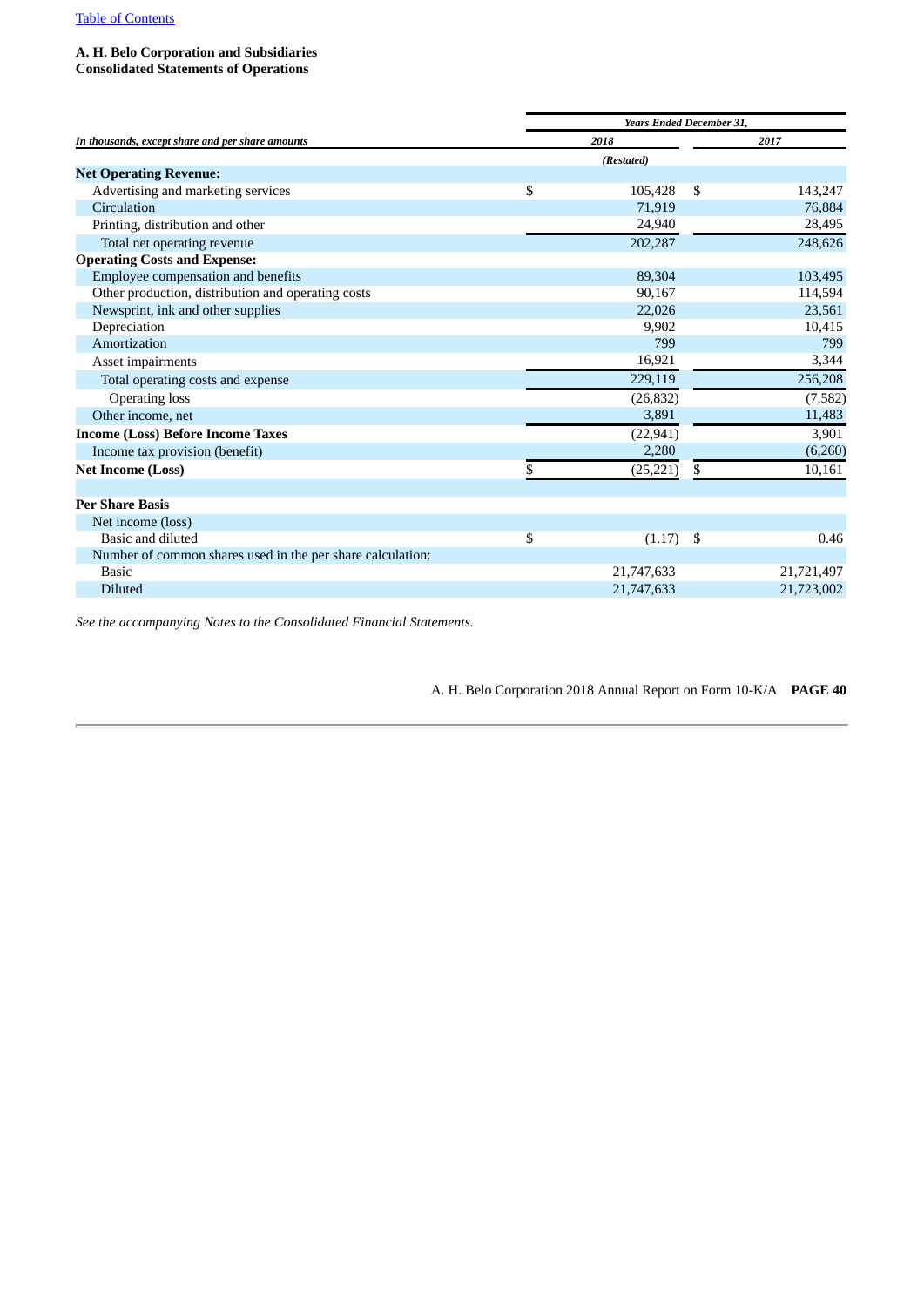**A. H. Belo Corporation and Subsidiaries**
**Consolidated Statements of Operations**

| *In thousands, except share and per share amounts* | Years Ended December 31, 2018 | 2017 |
|---|---|---|
| | *(Restated)* | |
| **Net Operating Revenue:** | | |
| Advertising and marketing services | $ 105,428 | $ 143,247 |
| Circulation | 71,919 | 76,884 |
| Printing, distribution and other | 24,940 | 28,495 |
| Total net operating revenue | 202,287 | 248,626 |
| **Operating Costs and Expense:** | | |
| Employee compensation and benefits | 89,304 | 103,495 |
| Other production, distribution and operating costs | 90,167 | 114,594 |
| Newsprint, ink and other supplies | 22,026 | 23,561 |
| Depreciation | 9,902 | 10,415 |
| Amortization | 799 | 799 |
| Asset impairments | 16,921 | 3,344 |
| Total operating costs and expense | 229,119 | 256,208 |
| Operating loss | (26,832) | (7,582) |
| Other income, net | 3,891 | 11,483 |
| **Income (Loss) Before Income Taxes** | (22,941) | 3,901 |
| Income tax provision (benefit) | 2,280 | (6,260) |
| **Net Income (Loss)** | $ (25,221) | $ 10,161 |
| | | |
| **Per Share Basis** | | |
| Net income (loss) | | |
| Basic and diluted | $ (1.17) | $ 0.46 |
| Number of common shares used in the per share calculation: | | |
| Basic | 21,747,633 | 21,721,497 |
| Diluted | 21,747,633 | 21,723,002 |

*See the accompanying Notes to the Consolidated Financial Statements.*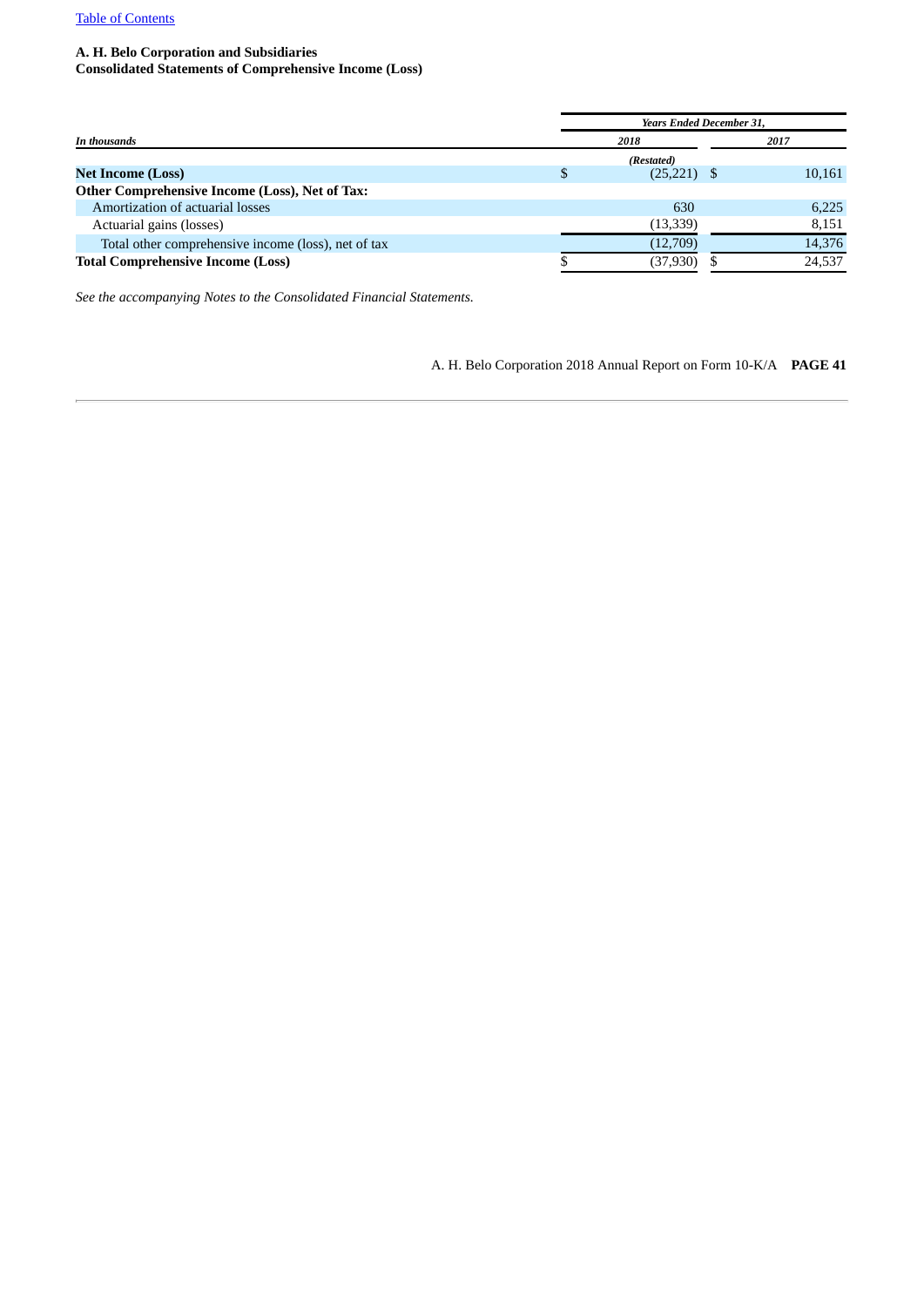**A. H. Belo Corporation and Subsidiaries**
**Consolidated Statements of Comprehensive Income (Loss)**

| *In thousands* | *Years Ended December 31,* | |
|---|---|---|
| | *2018* | *2017* |
| | *(Restated)* | |
| **Net Income (Loss)** | $ (25,221) | $ 10,161 |
| **Other Comprehensive Income (Loss), Net of Tax:** | | |
| Amortization of actuarial losses | 630 | 6,225 |
| Actuarial gains (losses) | (13,339) | 8,151 |
| Total other comprehensive income (loss), net of tax | (12,709) | 14,376 |
| **Total Comprehensive Income (Loss)** | $ (37,930) | $ 24,537 |

*See the accompanying Notes to the Consolidated Financial Statements.*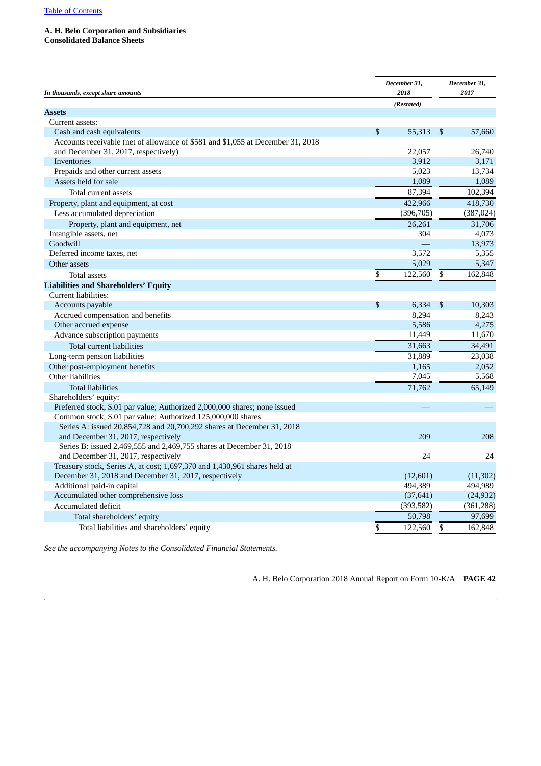[Table of Contents]

**A. H. Belo Corporation and Subsidiaries**
**Consolidated Balance Sheets**

| *In thousands, except share amounts* | *December 31, 2018* *(Restated)* | *December 31, 2017* |
|---|---|---|
| **Assets** | | |
| Current assets: | | |
| Cash and cash equivalents | $ 55,313 | $ 57,660 |
| Accounts receivable (net of allowance of $581 and $1,055 at December 31, 2018 and December 31, 2017, respectively) | 22,057 | 26,740 |
| Inventories | 3,912 | 3,171 |
| Prepaids and other current assets | 5,023 | 13,734 |
| Assets held for sale | 1,089 | 1,089 |
| Total current assets | 87,394 | 102,394 |
| Property, plant and equipment, at cost | 422,966 | 418,730 |
| Less accumulated depreciation | (396,705) | (387,024) |
| Property, plant and equipment, net | 26,261 | 31,706 |
| Intangible assets, net | 304 | 4,073 |
| Goodwill | — | 13,973 |
| Deferred income taxes, net | 3,572 | 5,355 |
| Other assets | 5,029 | 5,347 |
| Total assets | $ 122,560 | $ 162,848 |
| **Liabilities and Shareholders' Equity** | | |
| Current liabilities: | | |
| Accounts payable | $ 6,334 | $ 10,303 |
| Accrued compensation and benefits | 8,294 | 8,243 |
| Other accrued expense | 5,586 | 4,275 |
| Advance subscription payments | 11,449 | 11,670 |
| Total current liabilities | 31,663 | 34,491 |
| Long-term pension liabilities | 31,889 | 23,038 |
| Other post-employment benefits | 1,165 | 2,052 |
| Other liabilities | 7,045 | 5,568 |
| Total liabilities | 71,762 | 65,149 |
| Shareholders' equity: | | |
| Preferred stock, $.01 par value; Authorized 2,000,000 shares; none issued | — | — |
| Common stock, $.01 par value; Authorized 125,000,000 shares | | |
| Series A: issued 20,854,728 and 20,700,292 shares at December 31, 2018 and December 31, 2017, respectively | 209 | 208 |
| Series B: issued 2,469,555 and 2,469,755 shares at December 31, 2018 and December 31, 2017, respectively | 24 | 24 |
| Treasury stock, Series A, at cost; 1,697,370 and 1,430,961 shares held at December 31, 2018 and December 31, 2017, respectively | (12,601) | (11,302) |
| Additional paid-in capital | 494,389 | 494,989 |
| Accumulated other comprehensive loss | (37,641) | (24,932) |
| Accumulated deficit | (393,582) | (361,288) |
| Total shareholders' equity | 50,798 | 97,699 |
| Total liabilities and shareholders' equity | $ 122,560 | $ 162,848 |

*See the accompanying Notes to the Consolidated Financial Statements.*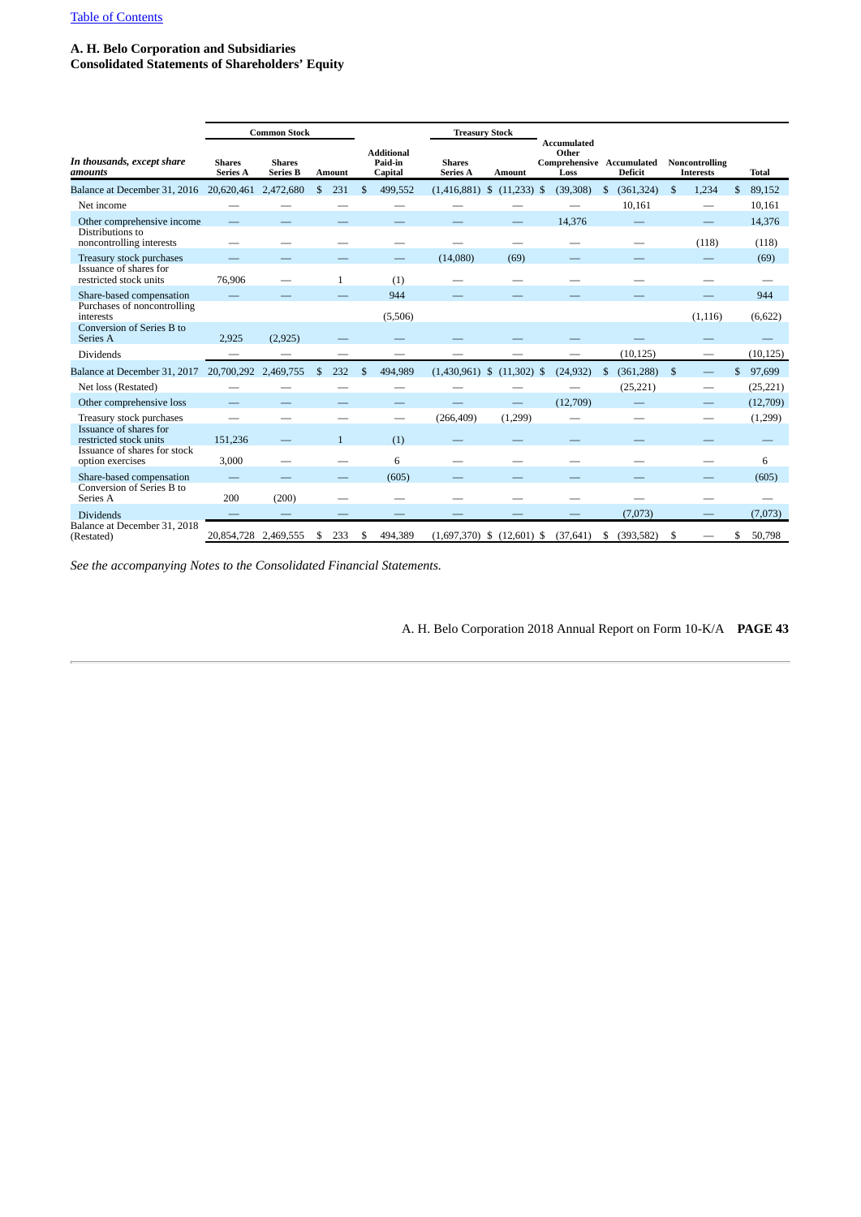[Table of Contents](#)

**A. H. Belo Corporation and Subsidiaries**
**Consolidated Statements of Shareholders' Equity**

| *In thousands, except share amounts* | Common Stock | | | Additional Paid-in Capital | Treasury Stock | | Accumulated Other Comprehensive Loss | Accumulated Deficit | Noncontrolling Interests | Total |
|---|---|---|---|---|---|---|---|---|---|---|
| | Shares Series A | Shares Series B | Amount | | Shares Series A | Amount | | | | |
| Balance at December 31, 2016 | 20,620,461 | 2,472,680 | $ 231 | $ 499,552 | (1,416,881) | $ (11,233) | $ (39,308) | $ (361,324) | $ 1,234 | $ 89,152 |
| Net income | — | — | — | — | — | — | — | 10,161 | — | 10,161 |
| Other comprehensive income | — | — | — | — | — | — | 14,376 | — | — | 14,376 |
| Distributions to noncontrolling interests | — | — | — | — | — | — | — | — | (118) | (118) |
| Treasury stock purchases | — | — | — | — | (14,080) | (69) | — | — | — | (69) |
| Issuance of shares for restricted stock units | 76,906 | — | 1 | (1) | — | — | — | — | — | — |
| Share-based compensation | — | — | — | 944 | — | — | — | — | — | 944 |
| Purchases of noncontrolling interests | | | | (5,506) | | | | | (1,116) | (6,622) |
| Conversion of Series B to Series A | 2,925 | (2,925) | — | — | — | — | — | — | — | — |
| Dividends | — | — | — | — | — | — | — | (10,125) | — | (10,125) |
| Balance at December 31, 2017 | 20,700,292 | 2,469,755 | $ 232 | $ 494,989 | (1,430,961) | $ (11,302) | $ (24,932) | $ (361,288) | $ — | $ 97,699 |
| Net loss (Restated) | — | — | — | — | — | — | — | (25,221) | — | (25,221) |
| Other comprehensive loss | — | — | — | — | — | — | (12,709) | — | — | (12,709) |
| Treasury stock purchases | — | — | — | — | (266,409) | (1,299) | — | — | — | (1,299) |
| Issuance of shares for restricted stock units | 151,236 | — | 1 | (1) | — | — | — | — | — | — |
| Issuance of shares for stock option exercises | 3,000 | — | — | 6 | — | — | — | — | — | 6 |
| Share-based compensation | — | — | — | (605) | — | — | — | — | — | (605) |
| Conversion of Series B to Series A | 200 | (200) | — | — | — | — | — | — | — | — |
| Dividends | — | — | — | — | — | — | — | (7,073) | — | (7,073) |
| Balance at December 31, 2018 (Restated) | 20,854,728 | 2,469,555 | $ 233 | $ 494,389 | (1,697,370) | $ (12,601) | $ (37,641) | $ (393,582) | $ — | $ 50,798 |

*See the accompanying Notes to the Consolidated Financial Statements.*

A. H. Belo Corporation 2018 Annual Report on Form 10-K/A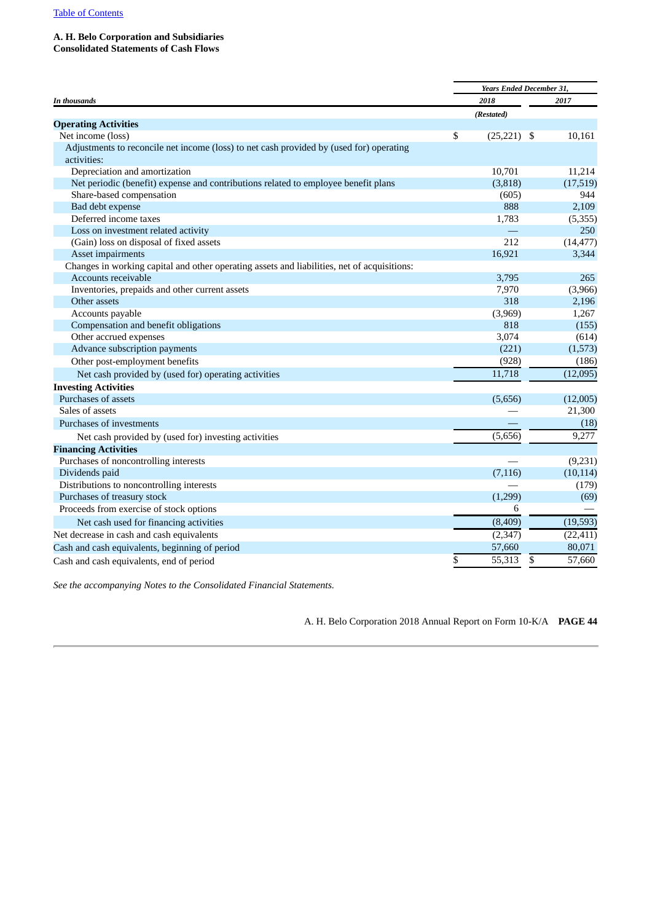**A. H. Belo Corporation and Subsidiaries**
**Consolidated Statements of Cash Flows**

| *In thousands* | *Years Ended December 31,* | |
|---|---|---|
| | *2018* | *2017* |
| | *(Restated)* | |
| **Operating Activities** | | |
| Net income (loss) | $ (25,221) | $ 10,161 |
| Adjustments to reconcile net income (loss) to net cash provided by (used for) operating activities: | | |
| Depreciation and amortization | 10,701 | 11,214 |
| Net periodic (benefit) expense and contributions related to employee benefit plans | (3,818) | (17,519) |
| Share-based compensation | (605) | 944 |
| Bad debt expense | 888 | 2,109 |
| Deferred income taxes | 1,783 | (5,355) |
| Loss on investment related activity | — | 250 |
| (Gain) loss on disposal of fixed assets | 212 | (14,477) |
| Asset impairments | 16,921 | 3,344 |
| Changes in working capital and other operating assets and liabilities, net of acquisitions: | | |
| Accounts receivable | 3,795 | 265 |
| Inventories, prepaids and other current assets | 7,970 | (3,966) |
| Other assets | 318 | 2,196 |
| Accounts payable | (3,969) | 1,267 |
| Compensation and benefit obligations | 818 | (155) |
| Other accrued expenses | 3,074 | (614) |
| Advance subscription payments | (221) | (1,573) |
| Other post-employment benefits | (928) | (186) |
| Net cash provided by (used for) operating activities | 11,718 | (12,095) |
| **Investing Activities** | | |
| Purchases of assets | (5,656) | (12,005) |
| Sales of assets | — | 21,300 |
| Purchases of investments | — | (18) |
| Net cash provided by (used for) investing activities | (5,656) | 9,277 |
| **Financing Activities** | | |
| Purchases of noncontrolling interests | — | (9,231) |
| Dividends paid | (7,116) | (10,114) |
| Distributions to noncontrolling interests | — | (179) |
| Purchases of treasury stock | (1,299) | (69) |
| Proceeds from exercise of stock options | 6 | — |
| Net cash used for financing activities | (8,409) | (19,593) |
| Net decrease in cash and cash equivalents | (2,347) | (22,411) |
| Cash and cash equivalents, beginning of period | 57,660 | 80,071 |
| Cash and cash equivalents, end of period | $ 55,313 | $ 57,660 |

*See the accompanying Notes to the Consolidated Financial Statements.*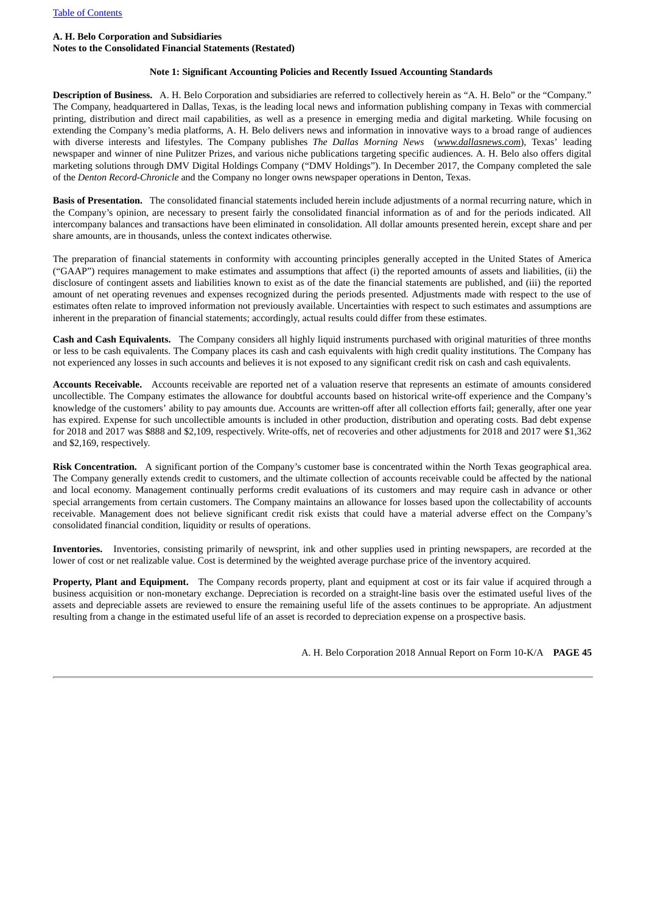**A. H. Belo Corporation and Subsidiaries**
**Notes to the Consolidated Financial Statements (Restated)**

## Note 1: Significant Accounting Policies and Recently Issued Accounting Standards

**Description of Business.** A. H. Belo Corporation and subsidiaries are referred to collectively herein as "A. H. Belo" or the "Company." The Company, headquartered in Dallas, Texas, is the leading local news and information publishing company in Texas with commercial printing, distribution and direct mail capabilities, as well as a presence in emerging media and digital marketing. While focusing on extending the Company's media platforms, A. H. Belo delivers news and information in innovative ways to a broad range of audiences with diverse interests and lifestyles. The Company publishes *The Dallas Morning News* (*www.dallasnews.com*), Texas' leading newspaper and winner of nine Pulitzer Prizes, and various niche publications targeting specific audiences. A. H. Belo also offers digital marketing solutions through DMV Digital Holdings Company ("DMV Holdings"). In December 2017, the Company completed the sale of the *Denton Record-Chronicle* and the Company no longer owns newspaper operations in Denton, Texas.

**Basis of Presentation.** The consolidated financial statements included herein include adjustments of a normal recurring nature, which in the Company's opinion, are necessary to present fairly the consolidated financial information as of and for the periods indicated. All intercompany balances and transactions have been eliminated in consolidation. All dollar amounts presented herein, except share and per share amounts, are in thousands, unless the context indicates otherwise.

The preparation of financial statements in conformity with accounting principles generally accepted in the United States of America ("GAAP") requires management to make estimates and assumptions that affect (i) the reported amounts of assets and liabilities, (ii) the disclosure of contingent assets and liabilities known to exist as of the date the financial statements are published, and (iii) the reported amount of net operating revenues and expenses recognized during the periods presented. Adjustments made with respect to the use of estimates often relate to improved information not previously available. Uncertainties with respect to such estimates and assumptions are inherent in the preparation of financial statements; accordingly, actual results could differ from these estimates.

**Cash and Cash Equivalents.** The Company considers all highly liquid instruments purchased with original maturities of three months or less to be cash equivalents. The Company places its cash and cash equivalents with high credit quality institutions. The Company has not experienced any losses in such accounts and believes it is not exposed to any significant credit risk on cash and cash equivalents.

**Accounts Receivable.** Accounts receivable are reported net of a valuation reserve that represents an estimate of amounts considered uncollectible. The Company estimates the allowance for doubtful accounts based on historical write-off experience and the Company's knowledge of the customers' ability to pay amounts due. Accounts are written-off after all collection efforts fail; generally, after one year has expired. Expense for such uncollectible amounts is included in other production, distribution and operating costs. Bad debt expense for 2018 and 2017 was $888 and $2,109, respectively. Write-offs, net of recoveries and other adjustments for 2018 and 2017 were $1,362 and $2,169, respectively.

**Risk Concentration.** A significant portion of the Company's customer base is concentrated within the North Texas geographical area. The Company generally extends credit to customers, and the ultimate collection of accounts receivable could be affected by the national and local economy. Management continually performs credit evaluations of its customers and may require cash in advance or other special arrangements from certain customers. The Company maintains an allowance for losses based upon the collectability of accounts receivable. Management does not believe significant credit risk exists that could have a material adverse effect on the Company's consolidated financial condition, liquidity or results of operations.

**Inventories.** Inventories, consisting primarily of newsprint, ink and other supplies used in printing newspapers, are recorded at the lower of cost or net realizable value. Cost is determined by the weighted average purchase price of the inventory acquired.

**Property, Plant and Equipment.** The Company records property, plant and equipment at cost or its fair value if acquired through a business acquisition or non-monetary exchange. Depreciation is recorded on a straight-line basis over the estimated useful lives of the assets and depreciable assets are reviewed to ensure the remaining useful life of the assets continues to be appropriate. An adjustment resulting from a change in the estimated useful life of an asset is recorded to depreciation expense on a prospective basis.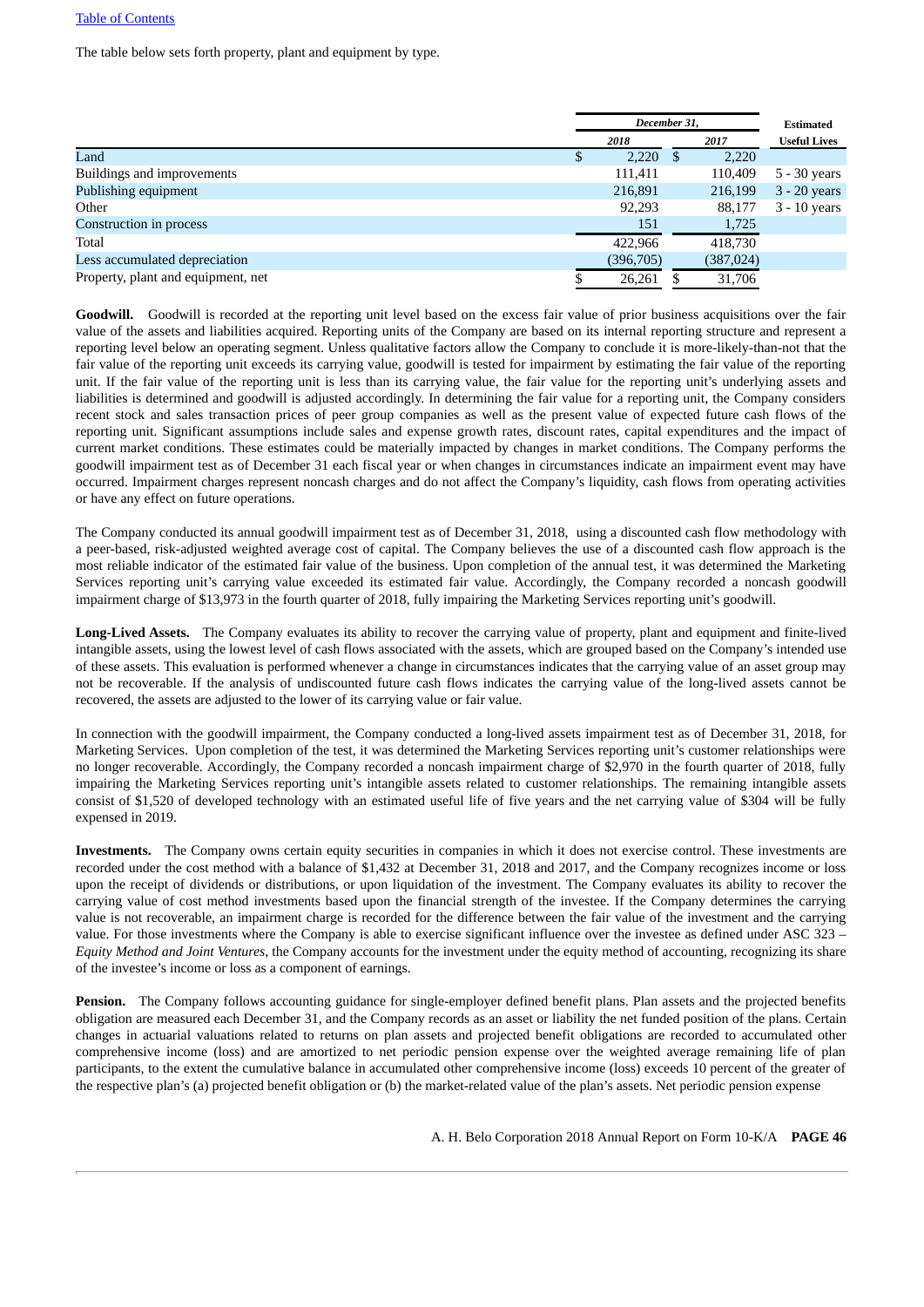The table below sets forth property, plant and equipment by type.

| | December 31, | | Estimated |
|---|---|---|---|
| | 2018 | 2017 | Useful Lives |
| Land | $ 2,220 | $ 2,220 | |
| Buildings and improvements | 111,411 | 110,409 | 5 - 30 years |
| Publishing equipment | 216,891 | 216,199 | 3 - 20 years |
| Other | 92,293 | 88,177 | 3 - 10 years |
| Construction in process | 151 | 1,725 | |
| Total | 422,966 | 418,730 | |
| Less accumulated depreciation | (396,705) | (387,024) | |
| Property, plant and equipment, net | $ 26,261 | $ 31,706 | |

**Goodwill.** Goodwill is recorded at the reporting unit level based on the excess fair value of prior business acquisitions over the fair value of the assets and liabilities acquired. Reporting units of the Company are based on its internal reporting structure and represent a reporting level below an operating segment. Unless qualitative factors allow the Company to conclude it is more-likely-than-not that the fair value of the reporting unit exceeds its carrying value, goodwill is tested for impairment by estimating the fair value of the reporting unit. If the fair value of the reporting unit is less than its carrying value, the fair value for the reporting unit's underlying assets and liabilities is determined and goodwill is adjusted accordingly. In determining the fair value for a reporting unit, the Company considers recent stock and sales transaction prices of peer group companies as well as the present value of expected future cash flows of the reporting unit. Significant assumptions include sales and expense growth rates, discount rates, capital expenditures and the impact of current market conditions. These estimates could be materially impacted by changes in market conditions. The Company performs the goodwill impairment test as of December 31 each fiscal year or when changes in circumstances indicate an impairment event may have occurred. Impairment charges represent noncash charges and do not affect the Company's liquidity, cash flows from operating activities or have any effect on future operations.

The Company conducted its annual goodwill impairment test as of December 31, 2018, using a discounted cash flow methodology with a peer-based, risk-adjusted weighted average cost of capital. The Company believes the use of a discounted cash flow approach is the most reliable indicator of the estimated fair value of the business. Upon completion of the annual test, it was determined the Marketing Services reporting unit's carrying value exceeded its estimated fair value. Accordingly, the Company recorded a noncash goodwill impairment charge of $13,973 in the fourth quarter of 2018, fully impairing the Marketing Services reporting unit's goodwill.

**Long-Lived Assets.** The Company evaluates its ability to recover the carrying value of property, plant and equipment and finite-lived intangible assets, using the lowest level of cash flows associated with the assets, which are grouped based on the Company's intended use of these assets. This evaluation is performed whenever a change in circumstances indicates that the carrying value of an asset group may not be recoverable. If the analysis of undiscounted future cash flows indicates the carrying value of the long-lived assets cannot be recovered, the assets are adjusted to the lower of its carrying value or fair value.

In connection with the goodwill impairment, the Company conducted a long-lived assets impairment test as of December 31, 2018, for Marketing Services. Upon completion of the test, it was determined the Marketing Services reporting unit's customer relationships were no longer recoverable. Accordingly, the Company recorded a noncash impairment charge of $2,970 in the fourth quarter of 2018, fully impairing the Marketing Services reporting unit's intangible assets related to customer relationships. The remaining intangible assets consist of $1,520 of developed technology with an estimated useful life of five years and the net carrying value of $304 will be fully expensed in 2019.

**Investments.** The Company owns certain equity securities in companies in which it does not exercise control. These investments are recorded under the cost method with a balance of $1,432 at December 31, 2018 and 2017, and the Company recognizes income or loss upon the receipt of dividends or distributions, or upon liquidation of the investment. The Company evaluates its ability to recover the carrying value of cost method investments based upon the financial strength of the investee. If the Company determines the carrying value is not recoverable, an impairment charge is recorded for the difference between the fair value of the investment and the carrying value. For those investments where the Company is able to exercise significant influence over the investee as defined under ASC 323 – *Equity Method and Joint Ventures*, the Company accounts for the investment under the equity method of accounting, recognizing its share of the investee's income or loss as a component of earnings.

**Pension.** The Company follows accounting guidance for single-employer defined benefit plans. Plan assets and the projected benefits obligation are measured each December 31, and the Company records as an asset or liability the net funded position of the plans. Certain changes in actuarial valuations related to returns on plan assets and projected benefit obligations are recorded to accumulated other comprehensive income (loss) and are amortized to net periodic pension expense over the weighted average remaining life of plan participants, to the extent the cumulative balance in accumulated other comprehensive income (loss) exceeds 10 percent of the greater of the respective plan's (a) projected benefit obligation or (b) the market-related value of the plan's assets. Net periodic pension expense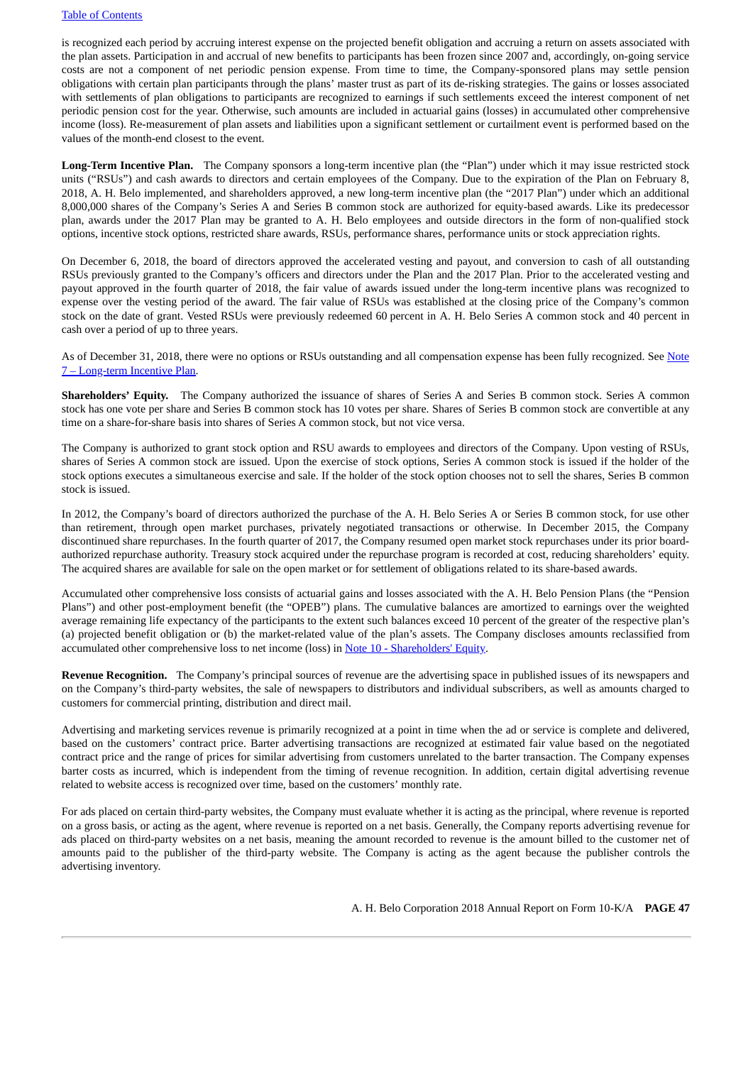is recognized each period by accruing interest expense on the projected benefit obligation and accruing a return on assets associated with the plan assets. Participation in and accrual of new benefits to participants has been frozen since 2007 and, accordingly, on-going service costs are not a component of net periodic pension expense. From time to time, the Company-sponsored plans may settle pension obligations with certain plan participants through the plans' master trust as part of its de-risking strategies. The gains or losses associated with settlements of plan obligations to participants are recognized to earnings if such settlements exceed the interest component of net periodic pension cost for the year. Otherwise, such amounts are included in actuarial gains (losses) in accumulated other comprehensive income (loss). Re-measurement of plan assets and liabilities upon a significant settlement or curtailment event is performed based on the values of the month-end closest to the event.

**Long-Term Incentive Plan.** The Company sponsors a long-term incentive plan (the "Plan") under which it may issue restricted stock units ("RSUs") and cash awards to directors and certain employees of the Company. Due to the expiration of the Plan on February 8, 2018, A. H. Belo implemented, and shareholders approved, a new long-term incentive plan (the "2017 Plan") under which an additional 8,000,000 shares of the Company's Series A and Series B common stock are authorized for equity-based awards. Like its predecessor plan, awards under the 2017 Plan may be granted to A. H. Belo employees and outside directors in the form of non-qualified stock options, incentive stock options, restricted share awards, RSUs, performance shares, performance units or stock appreciation rights.

On December 6, 2018, the board of directors approved the accelerated vesting and payout, and conversion to cash of all outstanding RSUs previously granted to the Company's officers and directors under the Plan and the 2017 Plan. Prior to the accelerated vesting and payout approved in the fourth quarter of 2018, the fair value of awards issued under the long-term incentive plans was recognized to expense over the vesting period of the award. The fair value of RSUs was established at the closing price of the Company's common stock on the date of grant. Vested RSUs were previously redeemed 60 percent in A. H. Belo Series A common stock and 40 percent in cash over a period of up to three years.

As of December 31, 2018, there were no options or RSUs outstanding and all compensation expense has been fully recognized. See Note 7 – Long-term Incentive Plan.

**Shareholders' Equity.** The Company authorized the issuance of shares of Series A and Series B common stock. Series A common stock has one vote per share and Series B common stock has 10 votes per share. Shares of Series B common stock are convertible at any time on a share-for-share basis into shares of Series A common stock, but not vice versa.

The Company is authorized to grant stock option and RSU awards to employees and directors of the Company. Upon vesting of RSUs, shares of Series A common stock are issued. Upon the exercise of stock options, Series A common stock is issued if the holder of the stock options executes a simultaneous exercise and sale. If the holder of the stock option chooses not to sell the shares, Series B common stock is issued.

In 2012, the Company's board of directors authorized the purchase of the A. H. Belo Series A or Series B common stock, for use other than retirement, through open market purchases, privately negotiated transactions or otherwise. In December 2015, the Company discontinued share repurchases. In the fourth quarter of 2017, the Company resumed open market stock repurchases under its prior board-authorized repurchase authority. Treasury stock acquired under the repurchase program is recorded at cost, reducing shareholders' equity. The acquired shares are available for sale on the open market or for settlement of obligations related to its share-based awards.

Accumulated other comprehensive loss consists of actuarial gains and losses associated with the A. H. Belo Pension Plans (the "Pension Plans") and other post-employment benefit (the "OPEB") plans. The cumulative balances are amortized to earnings over the weighted average remaining life expectancy of the participants to the extent such balances exceed 10 percent of the greater of the respective plan's (a) projected benefit obligation or (b) the market-related value of the plan's assets. The Company discloses amounts reclassified from accumulated other comprehensive loss to net income (loss) in Note 10 - Shareholders' Equity.

**Revenue Recognition.** The Company's principal sources of revenue are the advertising space in published issues of its newspapers and on the Company's third-party websites, the sale of newspapers to distributors and individual subscribers, as well as amounts charged to customers for commercial printing, distribution and direct mail.

Advertising and marketing services revenue is primarily recognized at a point in time when the ad or service is complete and delivered, based on the customers' contract price. Barter advertising transactions are recognized at estimated fair value based on the negotiated contract price and the range of prices for similar advertising from customers unrelated to the barter transaction. The Company expenses barter costs as incurred, which is independent from the timing of revenue recognition. In addition, certain digital advertising revenue related to website access is recognized over time, based on the customers' monthly rate.

For ads placed on certain third-party websites, the Company must evaluate whether it is acting as the principal, where revenue is reported on a gross basis, or acting as the agent, where revenue is reported on a net basis. Generally, the Company reports advertising revenue for ads placed on third-party websites on a net basis, meaning the amount recorded to revenue is the amount billed to the customer net of amounts paid to the publisher of the third-party website. The Company is acting as the agent because the publisher controls the advertising inventory.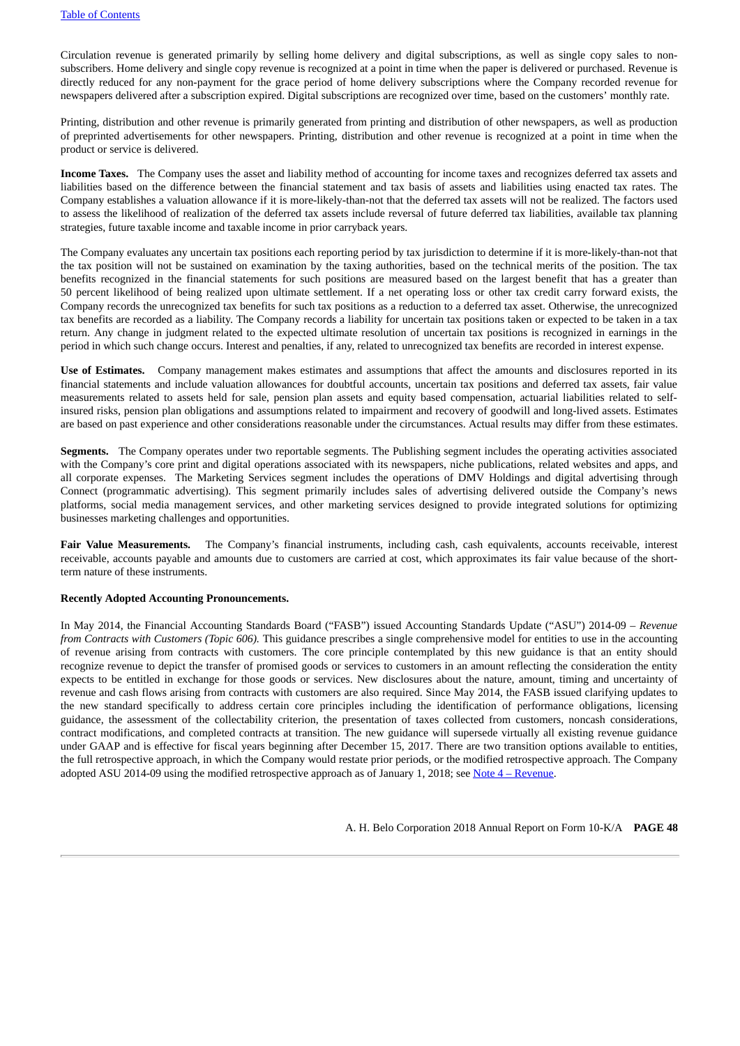Circulation revenue is generated primarily by selling home delivery and digital subscriptions, as well as single copy sales to non-subscribers. Home delivery and single copy revenue is recognized at a point in time when the paper is delivered or purchased. Revenue is directly reduced for any non-payment for the grace period of home delivery subscriptions where the Company recorded revenue for newspapers delivered after a subscription expired. Digital subscriptions are recognized over time, based on the customers' monthly rate.

Printing, distribution and other revenue is primarily generated from printing and distribution of other newspapers, as well as production of preprinted advertisements for other newspapers. Printing, distribution and other revenue is recognized at a point in time when the product or service is delivered.

**Income Taxes.** The Company uses the asset and liability method of accounting for income taxes and recognizes deferred tax assets and liabilities based on the difference between the financial statement and tax basis of assets and liabilities using enacted tax rates. The Company establishes a valuation allowance if it is more-likely-than-not that the deferred tax assets will not be realized. The factors used to assess the likelihood of realization of the deferred tax assets include reversal of future deferred tax liabilities, available tax planning strategies, future taxable income and taxable income in prior carryback years.

The Company evaluates any uncertain tax positions each reporting period by tax jurisdiction to determine if it is more-likely-than-not that the tax position will not be sustained on examination by the taxing authorities, based on the technical merits of the position. The tax benefits recognized in the financial statements for such positions are measured based on the largest benefit that has a greater than 50 percent likelihood of being realized upon ultimate settlement. If a net operating loss or other tax credit carry forward exists, the Company records the unrecognized tax benefits for such tax positions as a reduction to a deferred tax asset. Otherwise, the unrecognized tax benefits are recorded as a liability. The Company records a liability for uncertain tax positions taken or expected to be taken in a tax return. Any change in judgment related to the expected ultimate resolution of uncertain tax positions is recognized in earnings in the period in which such change occurs. Interest and penalties, if any, related to unrecognized tax benefits are recorded in interest expense.

**Use of Estimates.** Company management makes estimates and assumptions that affect the amounts and disclosures reported in its financial statements and include valuation allowances for doubtful accounts, uncertain tax positions and deferred tax assets, fair value measurements related to assets held for sale, pension plan assets and equity based compensation, actuarial liabilities related to self-insured risks, pension plan obligations and assumptions related to impairment and recovery of goodwill and long-lived assets. Estimates are based on past experience and other considerations reasonable under the circumstances. Actual results may differ from these estimates.

**Segments.** The Company operates under two reportable segments. The Publishing segment includes the operating activities associated with the Company's core print and digital operations associated with its newspapers, niche publications, related websites and apps, and all corporate expenses. The Marketing Services segment includes the operations of DMV Holdings and digital advertising through Connect (programmatic advertising). This segment primarily includes sales of advertising delivered outside the Company's news platforms, social media management services, and other marketing services designed to provide integrated solutions for optimizing businesses marketing challenges and opportunities.

**Fair Value Measurements.** The Company's financial instruments, including cash, cash equivalents, accounts receivable, interest receivable, accounts payable and amounts due to customers are carried at cost, which approximates its fair value because of the short-term nature of these instruments.

**Recently Adopted Accounting Pronouncements.**

In May 2014, the Financial Accounting Standards Board ("FASB") issued Accounting Standards Update ("ASU") 2014-09 – *Revenue from Contracts with Customers (Topic 606).* This guidance prescribes a single comprehensive model for entities to use in the accounting of revenue arising from contracts with customers. The core principle contemplated by this new guidance is that an entity should recognize revenue to depict the transfer of promised goods or services to customers in an amount reflecting the consideration the entity expects to be entitled in exchange for those goods or services. New disclosures about the nature, amount, timing and uncertainty of revenue and cash flows arising from contracts with customers are also required. Since May 2014, the FASB issued clarifying updates to the new standard specifically to address certain core principles including the identification of performance obligations, licensing guidance, the assessment of the collectability criterion, the presentation of taxes collected from customers, noncash considerations, contract modifications, and completed contracts at transition. The new guidance will supersede virtually all existing revenue guidance under GAAP and is effective for fiscal years beginning after December 15, 2017. There are two transition options available to entities, the full retrospective approach, in which the Company would restate prior periods, or the modified retrospective approach. The Company adopted ASU 2014-09 using the modified retrospective approach as of January 1, 2018; see Note 4 – Revenue.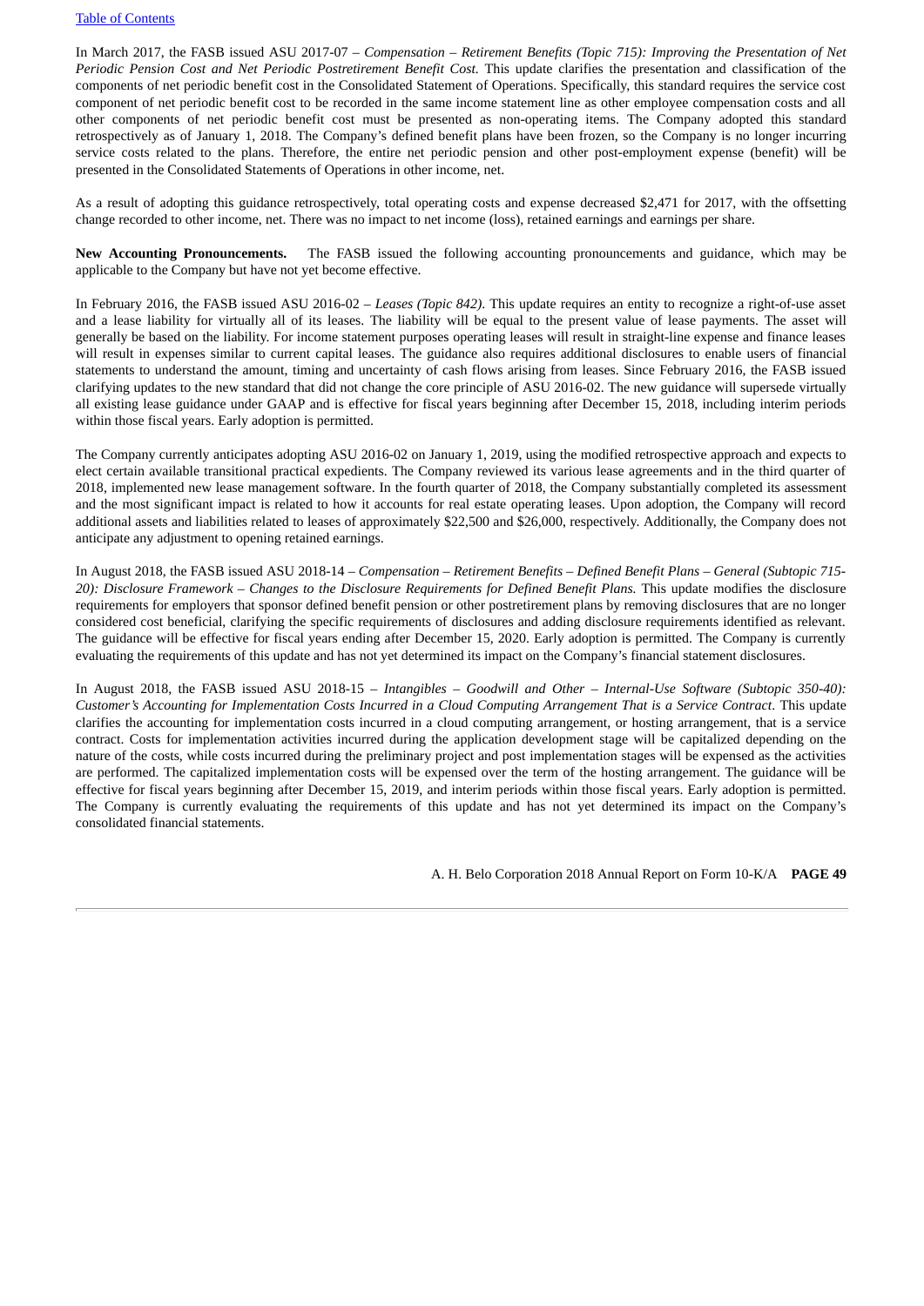In March 2017, the FASB issued ASU 2017-07 – *Compensation – Retirement Benefits (Topic 715): Improving the Presentation of Net Periodic Pension Cost and Net Periodic Postretirement Benefit Cost.* This update clarifies the presentation and classification of the components of net periodic benefit cost in the Consolidated Statement of Operations. Specifically, this standard requires the service cost component of net periodic benefit cost to be recorded in the same income statement line as other employee compensation costs and all other components of net periodic benefit cost must be presented as non-operating items. The Company adopted this standard retrospectively as of January 1, 2018. The Company's defined benefit plans have been frozen, so the Company is no longer incurring service costs related to the plans. Therefore, the entire net periodic pension and other post-employment expense (benefit) will be presented in the Consolidated Statements of Operations in other income, net.

As a result of adopting this guidance retrospectively, total operating costs and expense decreased $2,471 for 2017, with the offsetting change recorded to other income, net. There was no impact to net income (loss), retained earnings and earnings per share.

**New Accounting Pronouncements.** The FASB issued the following accounting pronouncements and guidance, which may be applicable to the Company but have not yet become effective.

In February 2016, the FASB issued ASU 2016-02 – *Leases (Topic 842)*. This update requires an entity to recognize a right-of-use asset and a lease liability for virtually all of its leases. The liability will be equal to the present value of lease payments. The asset will generally be based on the liability. For income statement purposes operating leases will result in straight-line expense and finance leases will result in expenses similar to current capital leases. The guidance also requires additional disclosures to enable users of financial statements to understand the amount, timing and uncertainty of cash flows arising from leases. Since February 2016, the FASB issued clarifying updates to the new standard that did not change the core principle of ASU 2016-02. The new guidance will supersede virtually all existing lease guidance under GAAP and is effective for fiscal years beginning after December 15, 2018, including interim periods within those fiscal years. Early adoption is permitted.

The Company currently anticipates adopting ASU 2016-02 on January 1, 2019, using the modified retrospective approach and expects to elect certain available transitional practical expedients. The Company reviewed its various lease agreements and in the third quarter of 2018, implemented new lease management software. In the fourth quarter of 2018, the Company substantially completed its assessment and the most significant impact is related to how it accounts for real estate operating leases. Upon adoption, the Company will record additional assets and liabilities related to leases of approximately $22,500 and $26,000, respectively. Additionally, the Company does not anticipate any adjustment to opening retained earnings.

In August 2018, the FASB issued ASU 2018-14 – *Compensation – Retirement Benefits – Defined Benefit Plans – General (Subtopic 715-20): Disclosure Framework – Changes to the Disclosure Requirements for Defined Benefit Plans.* This update modifies the disclosure requirements for employers that sponsor defined benefit pension or other postretirement plans by removing disclosures that are no longer considered cost beneficial, clarifying the specific requirements of disclosures and adding disclosure requirements identified as relevant. The guidance will be effective for fiscal years ending after December 15, 2020. Early adoption is permitted. The Company is currently evaluating the requirements of this update and has not yet determined its impact on the Company's financial statement disclosures.

In August 2018, the FASB issued ASU 2018-15 – *Intangibles – Goodwill and Other – Internal-Use Software (Subtopic 350-40): Customer's Accounting for Implementation Costs Incurred in a Cloud Computing Arrangement That is a Service Contract*. This update clarifies the accounting for implementation costs incurred in a cloud computing arrangement, or hosting arrangement, that is a service contract. Costs for implementation activities incurred during the application development stage will be capitalized depending on the nature of the costs, while costs incurred during the preliminary project and post implementation stages will be expensed as the activities are performed. The capitalized implementation costs will be expensed over the term of the hosting arrangement. The guidance will be effective for fiscal years beginning after December 15, 2019, and interim periods within those fiscal years. Early adoption is permitted. The Company is currently evaluating the requirements of this update and has not yet determined its impact on the Company's consolidated financial statements.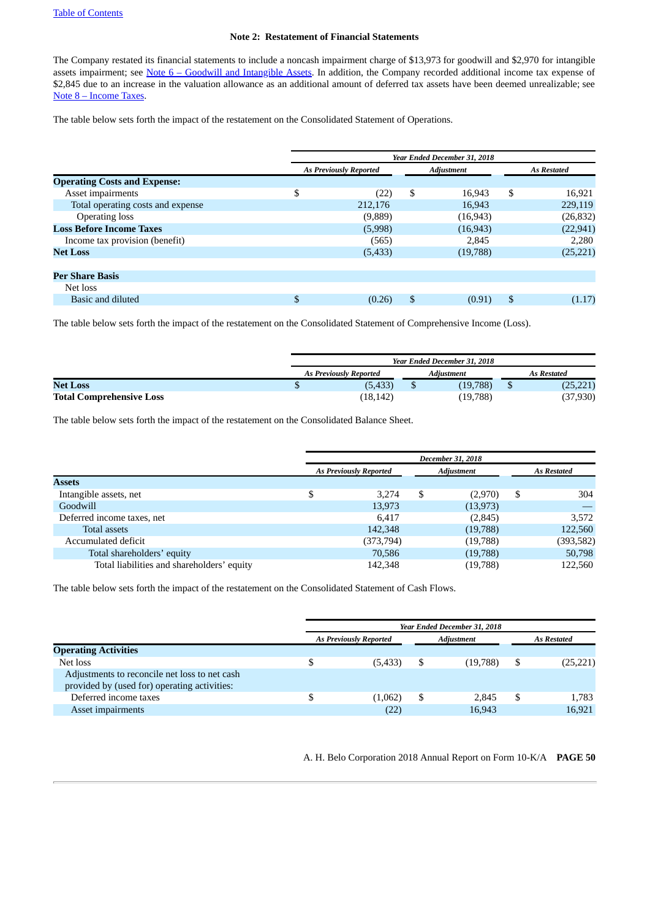[Table of Contents](#)

### Note 2: Restatement of Financial Statements

The Company restated its financial statements to include a noncash impairment charge of $13,973 for goodwill and $2,970 for intangible assets impairment; see [Note 6 – Goodwill and Intangible Assets](#). In addition, the Company recorded additional income tax expense of $2,845 due to an increase in the valuation allowance as an additional amount of deferred tax assets have been deemed unrealizable; see [Note 8 – Income Taxes](#).

The table below sets forth the impact of the restatement on the Consolidated Statement of Operations.

| | *Year Ended December 31, 2018* | | |
|---|---|---|---|
| | *As Previously Reported* | *Adjustment* | *As Restated* |
| **Operating Costs and Expense:** | | | |
| Asset impairments | $ (22) | $ 16,943 | $ 16,921 |
| Total operating costs and expense | 212,176 | 16,943 | 229,119 |
| Operating loss | (9,889) | (16,943) | (26,832) |
| **Loss Before Income Taxes** | (5,998) | (16,943) | (22,941) |
| Income tax provision (benefit) | (565) | 2,845 | 2,280 |
| **Net Loss** | (5,433) | (19,788) | (25,221) |
| | | | |
| **Per Share Basis** | | | |
| Net loss | | | |
| Basic and diluted | $ (0.26) | $ (0.91) | $ (1.17) |

The table below sets forth the impact of the restatement on the Consolidated Statement of Comprehensive Income (Loss).

| | *Year Ended December 31, 2018* | | |
|---|---|---|---|
| | *As Previously Reported* | *Adjustment* | *As Restated* |
| **Net Loss** | $ (5,433) | $ (19,788) | $ (25,221) |
| **Total Comprehensive Loss** | (18,142) | (19,788) | (37,930) |

The table below sets forth the impact of the restatement on the Consolidated Balance Sheet.

| | *December 31, 2018* | | |
|---|---|---|---|
| | *As Previously Reported* | *Adjustment* | *As Restated* |
| **Assets** | | | |
| Intangible assets, net | $ 3,274 | $ (2,970) | $ 304 |
| Goodwill | 13,973 | (13,973) | — |
| Deferred income taxes, net | 6,417 | (2,845) | 3,572 |
| Total assets | 142,348 | (19,788) | 122,560 |
| Accumulated deficit | (373,794) | (19,788) | (393,582) |
| Total shareholders' equity | 70,586 | (19,788) | 50,798 |
| Total liabilities and shareholders' equity | 142,348 | (19,788) | 122,560 |

The table below sets forth the impact of the restatement on the Consolidated Statement of Cash Flows.

| | *Year Ended December 31, 2018* | | |
|---|---|---|---|
| | *As Previously Reported* | *Adjustment* | *As Restated* |
| **Operating Activities** | | | |
| Net loss | $ (5,433) | $ (19,788) | $ (25,221) |
| Adjustments to reconcile net loss to net cash provided by (used for) operating activities: | | | |
| Deferred income taxes | $ (1,062) | $ 2,845 | $ 1,783 |
| Asset impairments | (22) | 16,943 | 16,921 |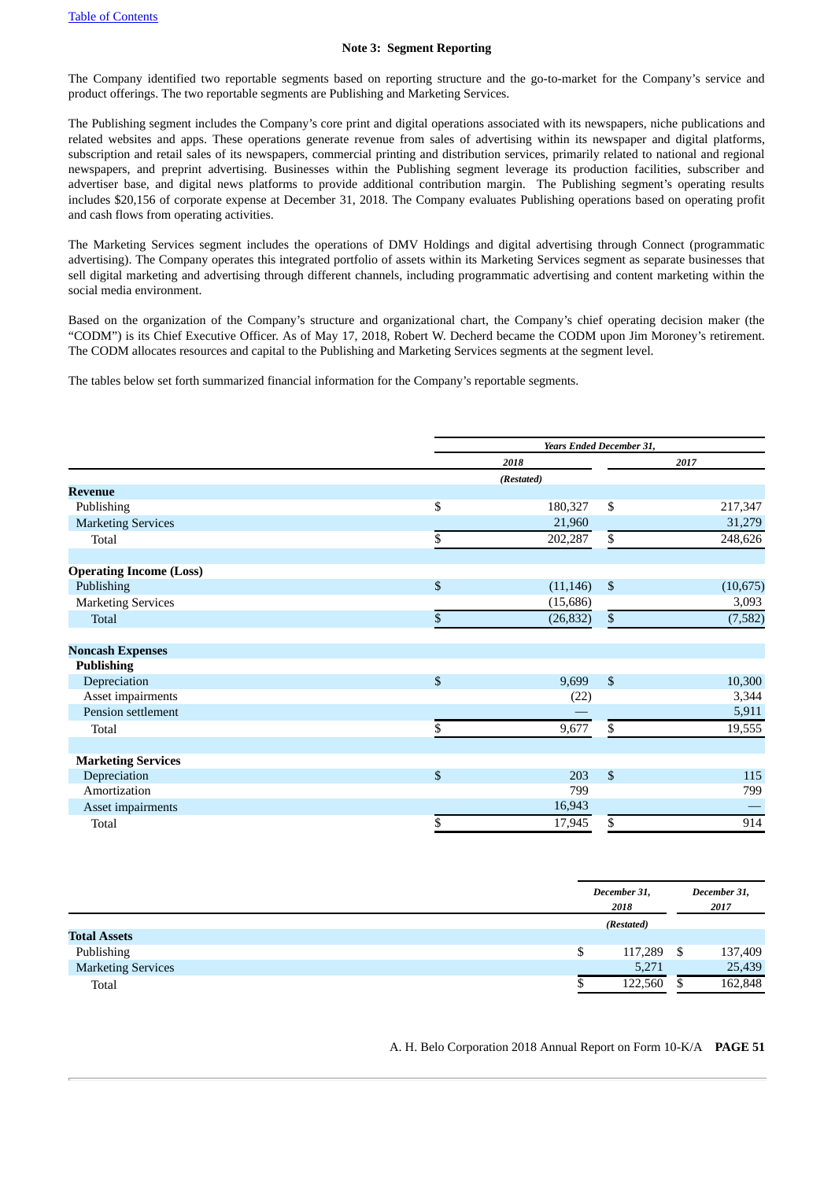### Note 3: Segment Reporting

The Company identified two reportable segments based on reporting structure and the go-to-market for the Company's service and product offerings. The two reportable segments are Publishing and Marketing Services.

The Publishing segment includes the Company's core print and digital operations associated with its newspapers, niche publications and related websites and apps. These operations generate revenue from sales of advertising within its newspaper and digital platforms, subscription and retail sales of its newspapers, commercial printing and distribution services, primarily related to national and regional newspapers, and preprint advertising. Businesses within the Publishing segment leverage its production facilities, subscriber and advertiser base, and digital news platforms to provide additional contribution margin. The Publishing segment's operating results includes $20,156 of corporate expense at December 31, 2018. The Company evaluates Publishing operations based on operating profit and cash flows from operating activities.

The Marketing Services segment includes the operations of DMV Holdings and digital advertising through Connect (programmatic advertising). The Company operates this integrated portfolio of assets within its Marketing Services segment as separate businesses that sell digital marketing and advertising through different channels, including programmatic advertising and content marketing within the social media environment.

Based on the organization of the Company's structure and organizational chart, the Company's chief operating decision maker (the "CODM") is its Chief Executive Officer. As of May 17, 2018, Robert W. Decherd became the CODM upon Jim Moroney's retirement. The CODM allocates resources and capital to the Publishing and Marketing Services segments at the segment level.

The tables below set forth summarized financial information for the Company's reportable segments.

| | *Years Ended December 31,* | |
|---|---|---|
| | *2018* | *2017* |
| | *(Restated)* | |
| **Revenue** | | |
| Publishing | $ 180,327 | $ 217,347 |
| Marketing Services | 21,960 | 31,279 |
| Total | $ 202,287 | $ 248,626 |
| | | |
| **Operating Income (Loss)** | | |
| Publishing | $ (11,146) | $ (10,675) |
| Marketing Services | (15,686) | 3,093 |
| Total | $ (26,832) | $ (7,582) |
| | | |
| **Noncash Expenses** | | |
| **Publishing** | | |
| Depreciation | $ 9,699 | $ 10,300 |
| Asset impairments | (22) | 3,344 |
| Pension settlement | — | 5,911 |
| Total | $ 9,677 | $ 19,555 |
| | | |
| **Marketing Services** | | |
| Depreciation | $ 203 | $ 115 |
| Amortization | 799 | 799 |
| Asset impairments | 16,943 | — |
| Total | $ 17,945 | $ 914 |

| | *December 31, 2018* | *December 31, 2017* |
|---|---|---|
| | *(Restated)* | |
| **Total Assets** | | |
| Publishing | $ 117,289 | $ 137,409 |
| Marketing Services | 5,271 | 25,439 |
| Total | $ 122,560 | $ 162,848 |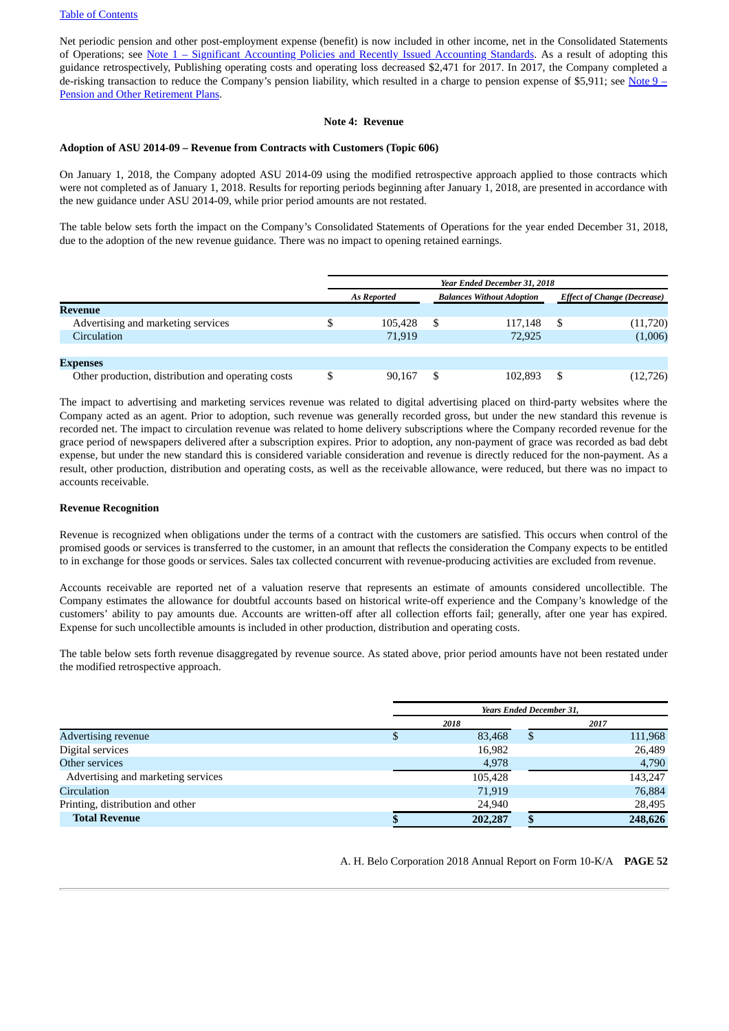Net periodic pension and other post-employment expense (benefit) is now included in other income, net in the Consolidated Statements of Operations; see Note 1 – Significant Accounting Policies and Recently Issued Accounting Standards. As a result of adopting this guidance retrospectively, Publishing operating costs and operating loss decreased $2,471 for 2017. In 2017, the Company completed a de-risking transaction to reduce the Company's pension liability, which resulted in a charge to pension expense of $5,911; see Note 9 – Pension and Other Retirement Plans.

## Note 4: Revenue

### Adoption of ASU 2014-09 – Revenue from Contracts with Customers (Topic 606)

On January 1, 2018, the Company adopted ASU 2014-09 using the modified retrospective approach applied to those contracts which were not completed as of January 1, 2018. Results for reporting periods beginning after January 1, 2018, are presented in accordance with the new guidance under ASU 2014-09, while prior period amounts are not restated.

The table below sets forth the impact on the Company's Consolidated Statements of Operations for the year ended December 31, 2018, due to the adoption of the new revenue guidance. There was no impact to opening retained earnings.

| | *Year Ended December 31, 2018* | | |
|---|---|---|---|
| | *As Reported* | *Balances Without Adoption* | *Effect of Change (Decrease)* |
| **Revenue** | | | |
| Advertising and marketing services | $ 105,428 | $ 117,148 | $ (11,720) |
| Circulation | 71,919 | 72,925 | (1,006) |
| | | | |
| **Expenses** | | | |
| Other production, distribution and operating costs | $ 90,167 | $ 102,893 | $ (12,726) |

The impact to advertising and marketing services revenue was related to digital advertising placed on third-party websites where the Company acted as an agent. Prior to adoption, such revenue was generally recorded gross, but under the new standard this revenue is recorded net. The impact to circulation revenue was related to home delivery subscriptions where the Company recorded revenue for the grace period of newspapers delivered after a subscription expires. Prior to adoption, any non-payment of grace was recorded as bad debt expense, but under the new standard this is considered variable consideration and revenue is directly reduced for the non-payment. As a result, other production, distribution and operating costs, as well as the receivable allowance, were reduced, but there was no impact to accounts receivable.

### Revenue Recognition

Revenue is recognized when obligations under the terms of a contract with the customers are satisfied. This occurs when control of the promised goods or services is transferred to the customer, in an amount that reflects the consideration the Company expects to be entitled to in exchange for those goods or services. Sales tax collected concurrent with revenue-producing activities are excluded from revenue.

Accounts receivable are reported net of a valuation reserve that represents an estimate of amounts considered uncollectible. The Company estimates the allowance for doubtful accounts based on historical write-off experience and the Company's knowledge of the customers' ability to pay amounts due. Accounts are written-off after all collection efforts fail; generally, after one year has expired. Expense for such uncollectible amounts is included in other production, distribution and operating costs.

The table below sets forth revenue disaggregated by revenue source. As stated above, prior period amounts have not been restated under the modified retrospective approach.

| | *Years Ended December 31,* | |
|---|---|---|
| | *2018* | *2017* |
| Advertising revenue | $ 83,468 | $ 111,968 |
| Digital services | 16,982 | 26,489 |
| Other services | 4,978 | 4,790 |
| Advertising and marketing services | 105,428 | 143,247 |
| Circulation | 71,919 | 76,884 |
| Printing, distribution and other | 24,940 | 28,495 |
| **Total Revenue** | **$ 202,287** | **$ 248,626** |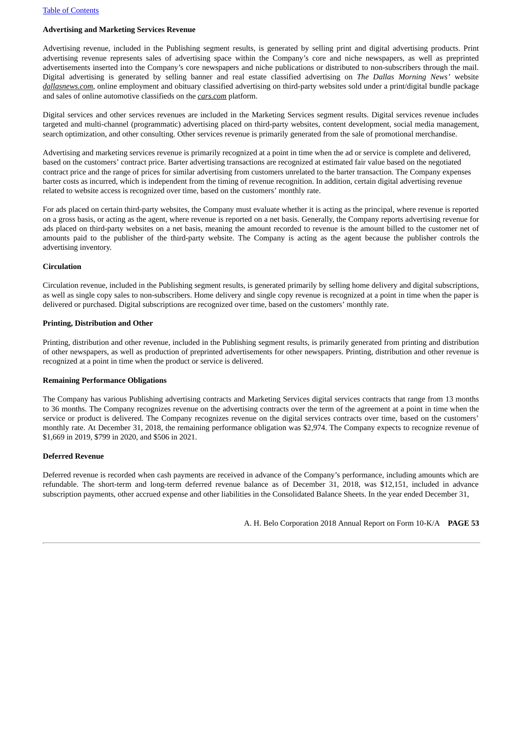**Advertising and Marketing Services Revenue**

Advertising revenue, included in the Publishing segment results, is generated by selling print and digital advertising products. Print advertising revenue represents sales of advertising space within the Company's core and niche newspapers, as well as preprinted advertisements inserted into the Company's core newspapers and niche publications or distributed to non-subscribers through the mail. Digital advertising is generated by selling banner and real estate classified advertising on *The Dallas Morning News'* website *dallasnews.com*, online employment and obituary classified advertising on third-party websites sold under a print/digital bundle package and sales of online automotive classifieds on the *cars.com* platform.

Digital services and other services revenues are included in the Marketing Services segment results. Digital services revenue includes targeted and multi-channel (programmatic) advertising placed on third-party websites, content development, social media management, search optimization, and other consulting. Other services revenue is primarily generated from the sale of promotional merchandise.

Advertising and marketing services revenue is primarily recognized at a point in time when the ad or service is complete and delivered, based on the customers' contract price. Barter advertising transactions are recognized at estimated fair value based on the negotiated contract price and the range of prices for similar advertising from customers unrelated to the barter transaction. The Company expenses barter costs as incurred, which is independent from the timing of revenue recognition. In addition, certain digital advertising revenue related to website access is recognized over time, based on the customers' monthly rate.

For ads placed on certain third-party websites, the Company must evaluate whether it is acting as the principal, where revenue is reported on a gross basis, or acting as the agent, where revenue is reported on a net basis. Generally, the Company reports advertising revenue for ads placed on third-party websites on a net basis, meaning the amount recorded to revenue is the amount billed to the customer net of amounts paid to the publisher of the third-party website. The Company is acting as the agent because the publisher controls the advertising inventory.

**Circulation**

Circulation revenue, included in the Publishing segment results, is generated primarily by selling home delivery and digital subscriptions, as well as single copy sales to non-subscribers. Home delivery and single copy revenue is recognized at a point in time when the paper is delivered or purchased. Digital subscriptions are recognized over time, based on the customers' monthly rate.

**Printing, Distribution and Other**

Printing, distribution and other revenue, included in the Publishing segment results, is primarily generated from printing and distribution of other newspapers, as well as production of preprinted advertisements for other newspapers. Printing, distribution and other revenue is recognized at a point in time when the product or service is delivered.

**Remaining Performance Obligations**

The Company has various Publishing advertising contracts and Marketing Services digital services contracts that range from 13 months to 36 months. The Company recognizes revenue on the advertising contracts over the term of the agreement at a point in time when the service or product is delivered. The Company recognizes revenue on the digital services contracts over time, based on the customers' monthly rate. At December 31, 2018, the remaining performance obligation was $2,974. The Company expects to recognize revenue of $1,669 in 2019, $799 in 2020, and $506 in 2021.

**Deferred Revenue**

Deferred revenue is recorded when cash payments are received in advance of the Company's performance, including amounts which are refundable. The short-term and long-term deferred revenue balance as of December 31, 2018, was $12,151, included in advance subscription payments, other accrued expense and other liabilities in the Consolidated Balance Sheets. In the year ended December 31,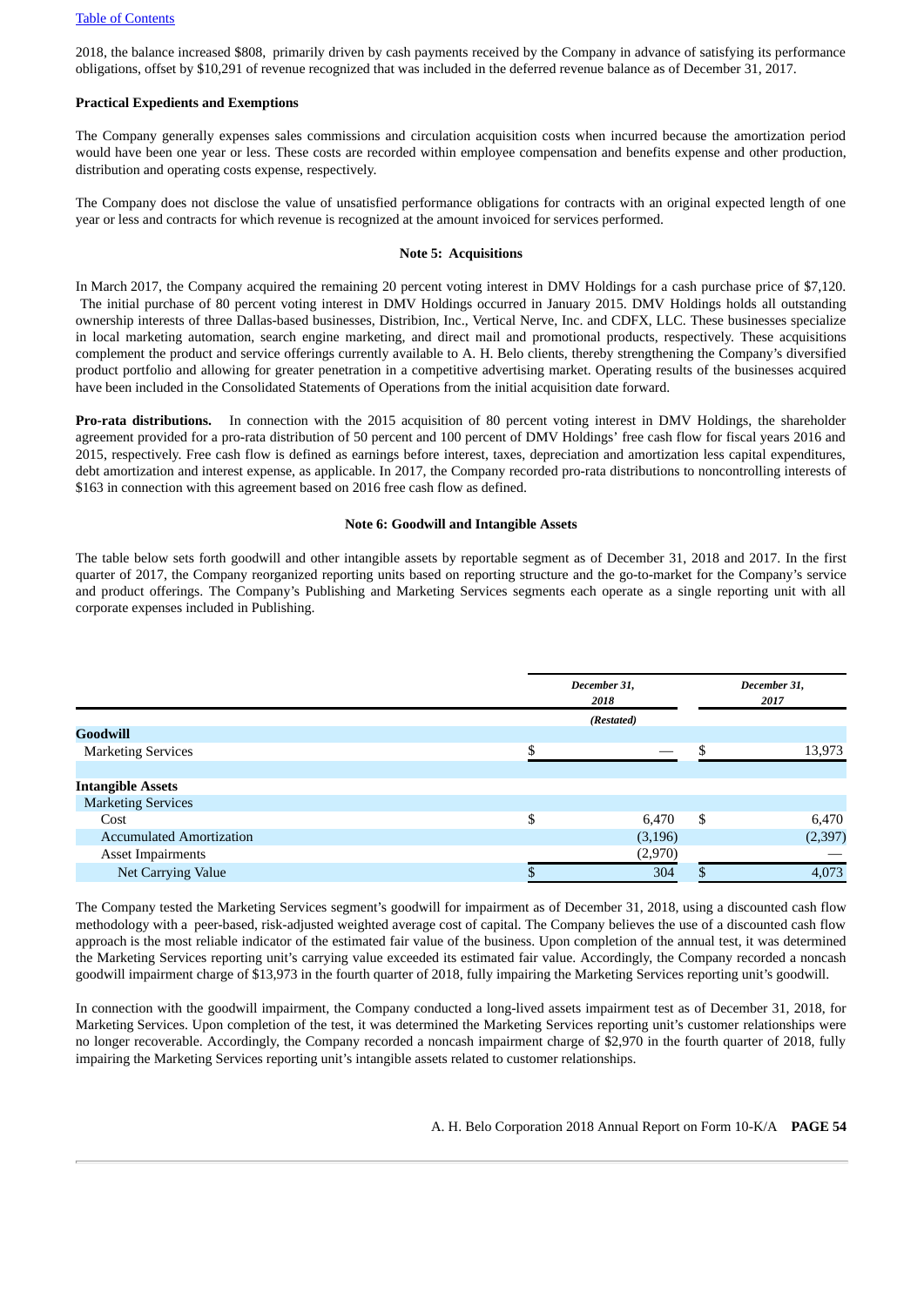2018, the balance increased $808, primarily driven by cash payments received by the Company in advance of satisfying its performance obligations, offset by $10,291 of revenue recognized that was included in the deferred revenue balance as of December 31, 2017.

**Practical Expedients and Exemptions**

The Company generally expenses sales commissions and circulation acquisition costs when incurred because the amortization period would have been one year or less. These costs are recorded within employee compensation and benefits expense and other production, distribution and operating costs expense, respectively.

The Company does not disclose the value of unsatisfied performance obligations for contracts with an original expected length of one year or less and contracts for which revenue is recognized at the amount invoiced for services performed.

**Note 5: Acquisitions**

In March 2017, the Company acquired the remaining 20 percent voting interest in DMV Holdings for a cash purchase price of $7,120. The initial purchase of 80 percent voting interest in DMV Holdings occurred in January 2015. DMV Holdings holds all outstanding ownership interests of three Dallas-based businesses, Distribion, Inc., Vertical Nerve, Inc. and CDFX, LLC. These businesses specialize in local marketing automation, search engine marketing, and direct mail and promotional products, respectively. These acquisitions complement the product and service offerings currently available to A. H. Belo clients, thereby strengthening the Company's diversified product portfolio and allowing for greater penetration in a competitive advertising market. Operating results of the businesses acquired have been included in the Consolidated Statements of Operations from the initial acquisition date forward.

**Pro-rata distributions.** In connection with the 2015 acquisition of 80 percent voting interest in DMV Holdings, the shareholder agreement provided for a pro-rata distribution of 50 percent and 100 percent of DMV Holdings' free cash flow for fiscal years 2016 and 2015, respectively. Free cash flow is defined as earnings before interest, taxes, depreciation and amortization less capital expenditures, debt amortization and interest expense, as applicable. In 2017, the Company recorded pro-rata distributions to noncontrolling interests of $163 in connection with this agreement based on 2016 free cash flow as defined.

**Note 6: Goodwill and Intangible Assets**

The table below sets forth goodwill and other intangible assets by reportable segment as of December 31, 2018 and 2017. In the first quarter of 2017, the Company reorganized reporting units based on reporting structure and the go-to-market for the Company's service and product offerings. The Company's Publishing and Marketing Services segments each operate as a single reporting unit with all corporate expenses included in Publishing.

| | *December 31, 2018* | *December 31, 2017* |
|---|---|---|
| | *(Restated)* | |
| **Goodwill** | | |
| Marketing Services | $ — | $ 13,973 |
| **Intangible Assets** | | |
| Marketing Services | | |
| Cost | $ 6,470 | $ 6,470 |
| Accumulated Amortization | (3,196) | (2,397) |
| Asset Impairments | (2,970) | — |
| Net Carrying Value | $ 304 | $ 4,073 |

The Company tested the Marketing Services segment's goodwill for impairment as of December 31, 2018, using a discounted cash flow methodology with a peer-based, risk-adjusted weighted average cost of capital. The Company believes the use of a discounted cash flow approach is the most reliable indicator of the estimated fair value of the business. Upon completion of the annual test, it was determined the Marketing Services reporting unit's carrying value exceeded its estimated fair value. Accordingly, the Company recorded a noncash goodwill impairment charge of $13,973 in the fourth quarter of 2018, fully impairing the Marketing Services reporting unit's goodwill.

In connection with the goodwill impairment, the Company conducted a long-lived assets impairment test as of December 31, 2018, for Marketing Services. Upon completion of the test, it was determined the Marketing Services reporting unit's customer relationships were no longer recoverable. Accordingly, the Company recorded a noncash impairment charge of $2,970 in the fourth quarter of 2018, fully impairing the Marketing Services reporting unit's intangible assets related to customer relationships.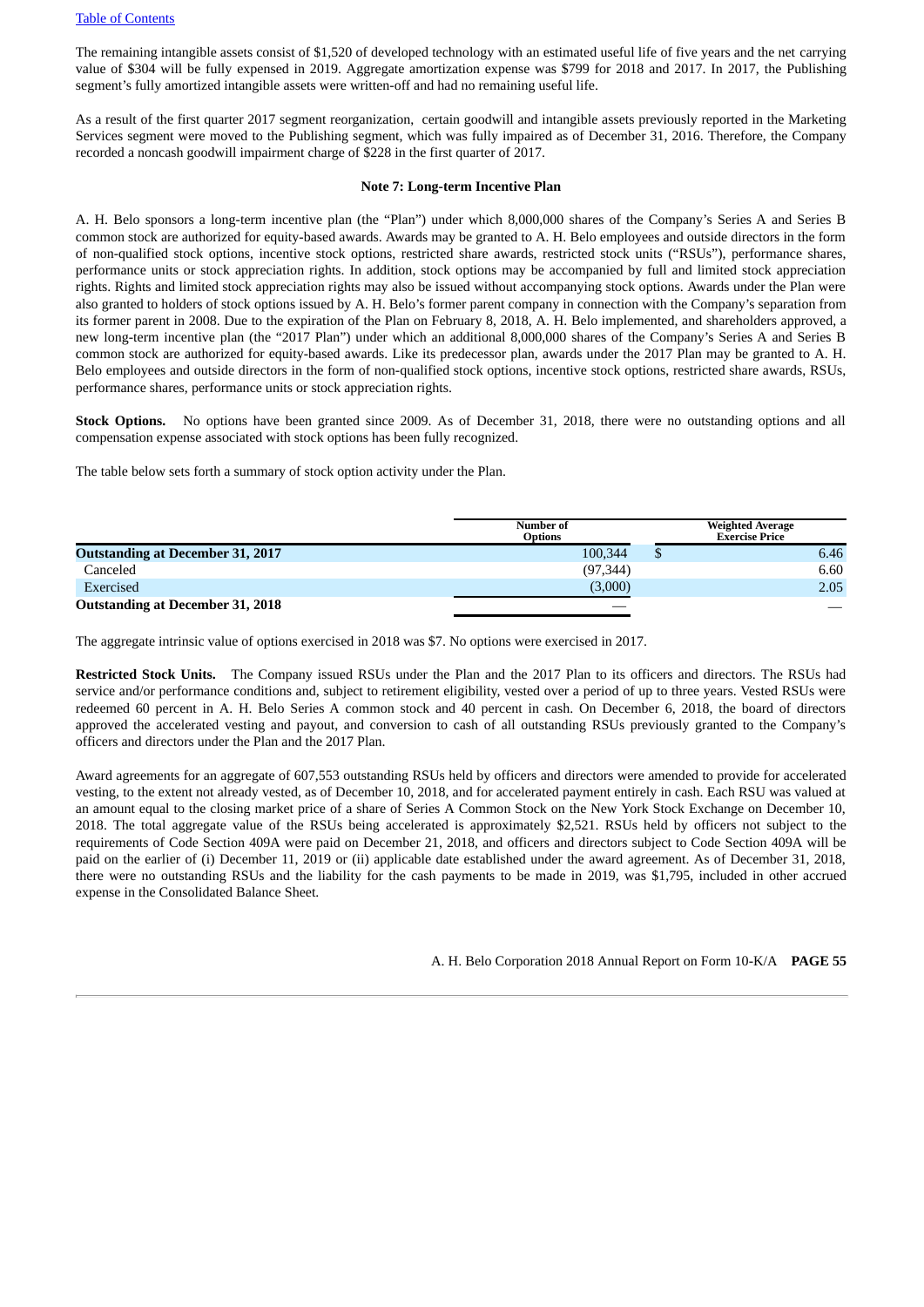The remaining intangible assets consist of $1,520 of developed technology with an estimated useful life of five years and the net carrying value of $304 will be fully expensed in 2019. Aggregate amortization expense was $799 for 2018 and 2017. In 2017, the Publishing segment's fully amortized intangible assets were written-off and had no remaining useful life.

As a result of the first quarter 2017 segment reorganization, certain goodwill and intangible assets previously reported in the Marketing Services segment were moved to the Publishing segment, which was fully impaired as of December 31, 2016. Therefore, the Company recorded a noncash goodwill impairment charge of $228 in the first quarter of 2017.

### Note 7: Long-term Incentive Plan

A. H. Belo sponsors a long-term incentive plan (the "Plan") under which 8,000,000 shares of the Company's Series A and Series B common stock are authorized for equity-based awards. Awards may be granted to A. H. Belo employees and outside directors in the form of non-qualified stock options, incentive stock options, restricted share awards, restricted stock units ("RSUs"), performance shares, performance units or stock appreciation rights. In addition, stock options may be accompanied by full and limited stock appreciation rights. Rights and limited stock appreciation rights may also be issued without accompanying stock options. Awards under the Plan were also granted to holders of stock options issued by A. H. Belo's former parent company in connection with the Company's separation from its former parent in 2008. Due to the expiration of the Plan on February 8, 2018, A. H. Belo implemented, and shareholders approved, a new long-term incentive plan (the "2017 Plan") under which an additional 8,000,000 shares of the Company's Series A and Series B common stock are authorized for equity-based awards. Like its predecessor plan, awards under the 2017 Plan may be granted to A. H. Belo employees and outside directors in the form of non-qualified stock options, incentive stock options, restricted share awards, RSUs, performance shares, performance units or stock appreciation rights.

**Stock Options.** No options have been granted since 2009. As of December 31, 2018, there were no outstanding options and all compensation expense associated with stock options has been fully recognized.

The table below sets forth a summary of stock option activity under the Plan.

| | Number of Options | Weighted Average Exercise Price |
|---|---|---|
| **Outstanding at December 31, 2017** | 100,344 | $ 6.46 |
| Canceled | (97,344) | 6.60 |
| Exercised | (3,000) | 2.05 |
| **Outstanding at December 31, 2018** | — | — |

The aggregate intrinsic value of options exercised in 2018 was $7. No options were exercised in 2017.

**Restricted Stock Units.** The Company issued RSUs under the Plan and the 2017 Plan to its officers and directors. The RSUs had service and/or performance conditions and, subject to retirement eligibility, vested over a period of up to three years. Vested RSUs were redeemed 60 percent in A. H. Belo Series A common stock and 40 percent in cash. On December 6, 2018, the board of directors approved the accelerated vesting and payout, and conversion to cash of all outstanding RSUs previously granted to the Company's officers and directors under the Plan and the 2017 Plan.

Award agreements for an aggregate of 607,553 outstanding RSUs held by officers and directors were amended to provide for accelerated vesting, to the extent not already vested, as of December 10, 2018, and for accelerated payment entirely in cash. Each RSU was valued at an amount equal to the closing market price of a share of Series A Common Stock on the New York Stock Exchange on December 10, 2018. The total aggregate value of the RSUs being accelerated is approximately $2,521. RSUs held by officers not subject to the requirements of Code Section 409A were paid on December 21, 2018, and officers and directors subject to Code Section 409A will be paid on the earlier of (i) December 11, 2019 or (ii) applicable date established under the award agreement. As of December 31, 2018, there were no outstanding RSUs and the liability for the cash payments to be made in 2019, was $1,795, included in other accrued expense in the Consolidated Balance Sheet.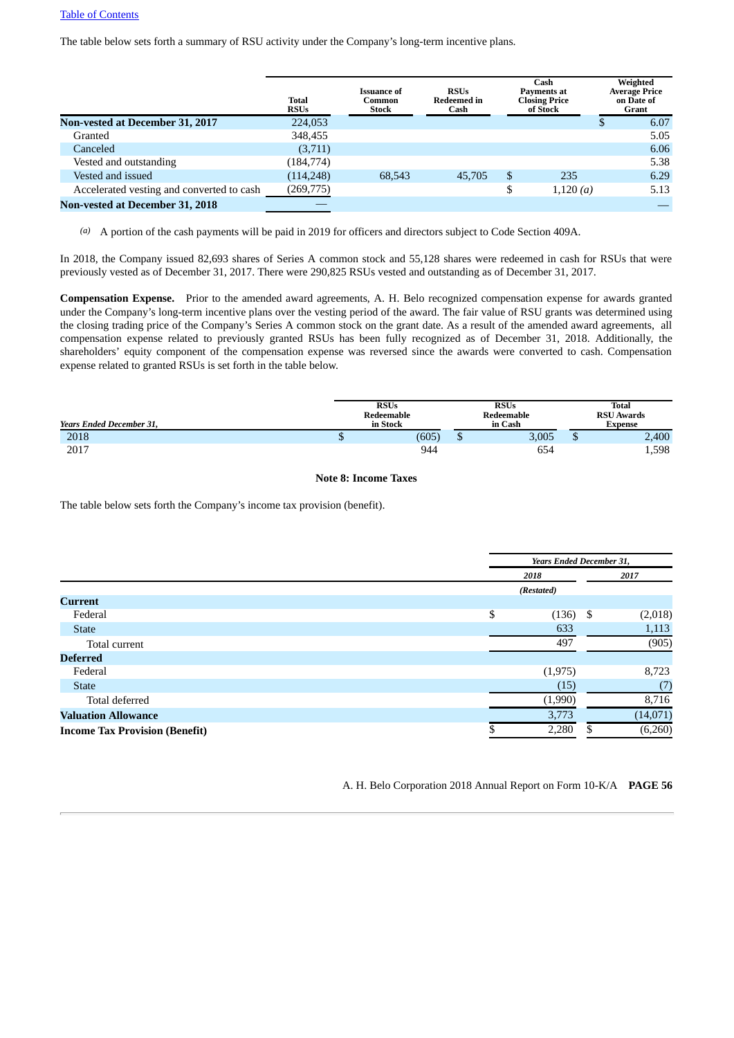The table below sets forth a summary of RSU activity under the Company's long-term incentive plans.

| | Total RSUs | Issuance of Common Stock | RSUs Redeemed in Cash | Cash Payments at Closing Price of Stock | Weighted Average Price on Date of Grant |
|---|---|---|---|---|---|
| **Non-vested at December 31, 2017** | 224,053 | | | | $ 6.07 |
| Granted | 348,455 | | | | 5.05 |
| Canceled | (3,711) | | | | 6.06 |
| Vested and outstanding | (184,774) | | | | 5.38 |
| Vested and issued | (114,248) | 68,543 | 45,705 | $ 235 | 6.29 |
| Accelerated vesting and converted to cash | (269,775) | | | $ 1,120 *(a)* | 5.13 |
| **Non-vested at December 31, 2018** | — | | | | — |

*(a)* A portion of the cash payments will be paid in 2019 for officers and directors subject to Code Section 409A.

In 2018, the Company issued 82,693 shares of Series A common stock and 55,128 shares were redeemed in cash for RSUs that were previously vested as of December 31, 2017. There were 290,825 RSUs vested and outstanding as of December 31, 2017.

**Compensation Expense.** Prior to the amended award agreements, A. H. Belo recognized compensation expense for awards granted under the Company's long-term incentive plans over the vesting period of the award. The fair value of RSU grants was determined using the closing trading price of the Company's Series A common stock on the grant date. As a result of the amended award agreements, all compensation expense related to previously granted RSUs has been fully recognized as of December 31, 2018. Additionally, the shareholders' equity component of the compensation expense was reversed since the awards were converted to cash. Compensation expense related to granted RSUs is set forth in the table below.

| *Years Ended December 31,* | RSUs Redeemable in Stock | RSUs Redeemable in Cash | Total RSU Awards Expense |
|---|---|---|---|
| 2018 | $ (605) | $ 3,005 | $ 2,400 |
| 2017 | 944 | 654 | 1,598 |

## Note 8: Income Taxes

The table below sets forth the Company's income tax provision (benefit).

| | *Years Ended December 31,* | |
|---|---|---|
| | *2018* | *2017* |
| | *(Restated)* | |
| **Current** | | |
| Federal | $ (136) | $ (2,018) |
| State | 633 | 1,113 |
| Total current | 497 | (905) |
| **Deferred** | | |
| Federal | (1,975) | 8,723 |
| State | (15) | (7) |
| Total deferred | (1,990) | 8,716 |
| **Valuation Allowance** | 3,773 | (14,071) |
| **Income Tax Provision (Benefit)** | $ 2,280 | $ (6,260) |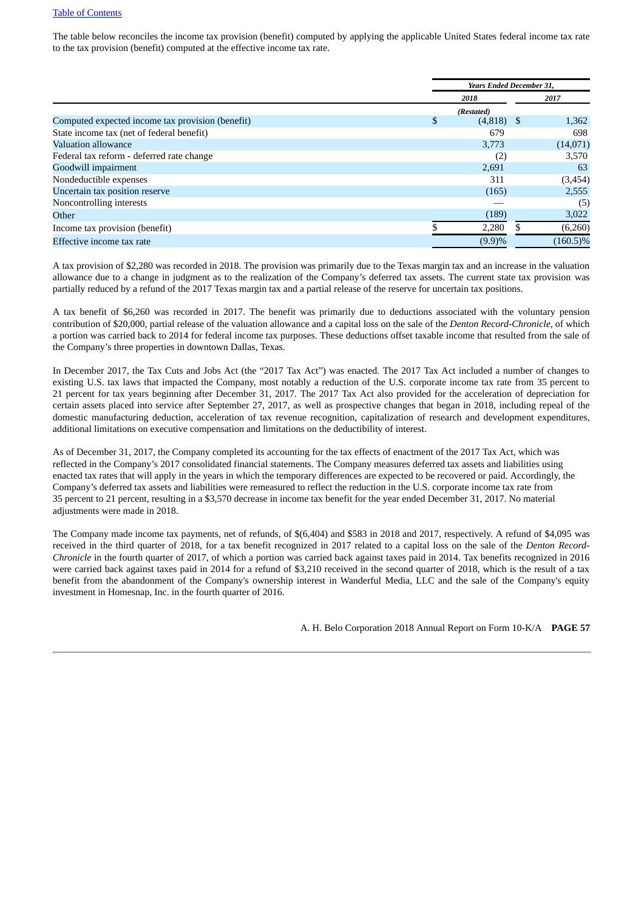The table below reconciles the income tax provision (benefit) computed by applying the applicable United States federal income tax rate to the tax provision (benefit) computed at the effective income tax rate.

| | Years Ended December 31, | |
|---|---|---|
| | 2018 | 2017 |
| | (Restated) | |
| Computed expected income tax provision (benefit) | $ (4,818) | $ 1,362 |
| State income tax (net of federal benefit) | 679 | 698 |
| Valuation allowance | 3,773 | (14,071) |
| Federal tax reform - deferred rate change | (2) | 3,570 |
| Goodwill impairment | 2,691 | 63 |
| Nondeductible expenses | 311 | (3,454) |
| Uncertain tax position reserve | (165) | 2,555 |
| Noncontrolling interests | — | (5) |
| Other | (189) | 3,022 |
| Income tax provision (benefit) | $ 2,280 | $ (6,260) |
| Effective income tax rate | (9.9)% | (160.5)% |

A tax provision of $2,280 was recorded in 2018. The provision was primarily due to the Texas margin tax and an increase in the valuation allowance due to a change in judgment as to the realization of the Company's deferred tax assets. The current state tax provision was partially reduced by a refund of the 2017 Texas margin tax and a partial release of the reserve for uncertain tax positions.

A tax benefit of $6,260 was recorded in 2017. The benefit was primarily due to deductions associated with the voluntary pension contribution of $20,000, partial release of the valuation allowance and a capital loss on the sale of the *Denton Record-Chronicle*, of which a portion was carried back to 2014 for federal income tax purposes. These deductions offset taxable income that resulted from the sale of the Company's three properties in downtown Dallas, Texas.

In December 2017, the Tax Cuts and Jobs Act (the "2017 Tax Act") was enacted. The 2017 Tax Act included a number of changes to existing U.S. tax laws that impacted the Company, most notably a reduction of the U.S. corporate income tax rate from 35 percent to 21 percent for tax years beginning after December 31, 2017. The 2017 Tax Act also provided for the acceleration of depreciation for certain assets placed into service after September 27, 2017, as well as prospective changes that began in 2018, including repeal of the domestic manufacturing deduction, acceleration of tax revenue recognition, capitalization of research and development expenditures, additional limitations on executive compensation and limitations on the deductibility of interest.

As of December 31, 2017, the Company completed its accounting for the tax effects of enactment of the 2017 Tax Act, which was reflected in the Company's 2017 consolidated financial statements. The Company measures deferred tax assets and liabilities using enacted tax rates that will apply in the years in which the temporary differences are expected to be recovered or paid. Accordingly, the Company's deferred tax assets and liabilities were remeasured to reflect the reduction in the U.S. corporate income tax rate from 35 percent to 21 percent, resulting in a $3,570 decrease in income tax benefit for the year ended December 31, 2017. No material adjustments were made in 2018.

The Company made income tax payments, net of refunds, of $(6,404) and $583 in 2018 and 2017, respectively. A refund of $4,095 was received in the third quarter of 2018, for a tax benefit recognized in 2017 related to a capital loss on the sale of the *Denton Record-Chronicle* in the fourth quarter of 2017, of which a portion was carried back against taxes paid in 2014. Tax benefits recognized in 2016 were carried back against taxes paid in 2014 for a refund of $3,210 received in the second quarter of 2018, which is the result of a tax benefit from the abandonment of the Company's ownership interest in Wanderful Media, LLC and the sale of the Company's equity investment in Homesnap, Inc. in the fourth quarter of 2016.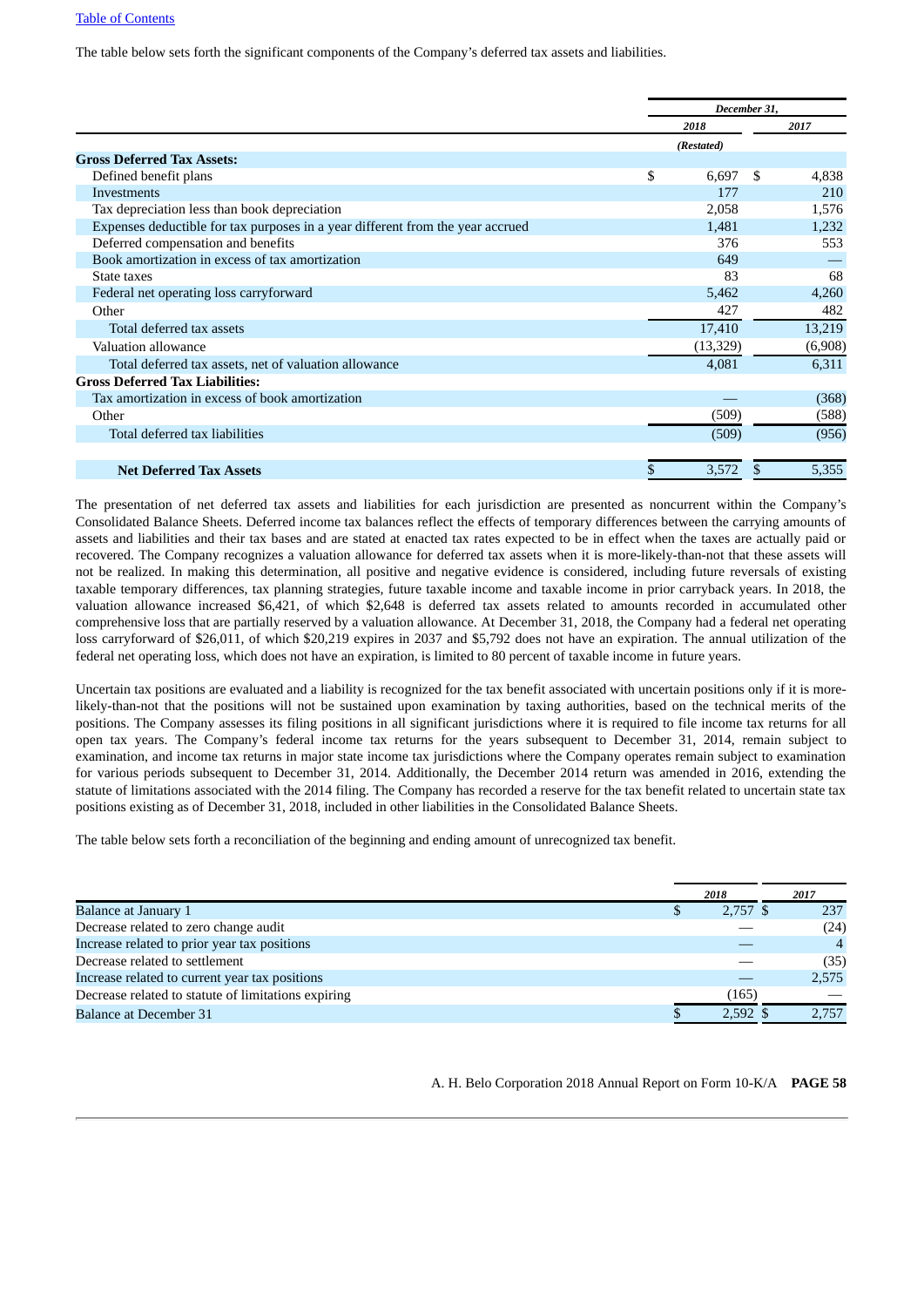The table below sets forth the significant components of the Company's deferred tax assets and liabilities.

| | December 31, | |
|---|---|---|
| | 2018 | 2017 |
| | (Restated) | |
| **Gross Deferred Tax Assets:** | | |
| Defined benefit plans | $ 6,697 | $ 4,838 |
| Investments | 177 | 210 |
| Tax depreciation less than book depreciation | 2,058 | 1,576 |
| Expenses deductible for tax purposes in a year different from the year accrued | 1,481 | 1,232 |
| Deferred compensation and benefits | 376 | 553 |
| Book amortization in excess of tax amortization | 649 | — |
| State taxes | 83 | 68 |
| Federal net operating loss carryforward | 5,462 | 4,260 |
| Other | 427 | 482 |
| Total deferred tax assets | 17,410 | 13,219 |
| Valuation allowance | (13,329) | (6,908) |
| Total deferred tax assets, net of valuation allowance | 4,081 | 6,311 |
| **Gross Deferred Tax Liabilities:** | | |
| Tax amortization in excess of book amortization | — | (368) |
| Other | (509) | (588) |
| Total deferred tax liabilities | (509) | (956) |
| **Net Deferred Tax Assets** | $ 3,572 | $ 5,355 |

The presentation of net deferred tax assets and liabilities for each jurisdiction are presented as noncurrent within the Company's Consolidated Balance Sheets. Deferred income tax balances reflect the effects of temporary differences between the carrying amounts of assets and liabilities and their tax bases and are stated at enacted tax rates expected to be in effect when the taxes are actually paid or recovered. The Company recognizes a valuation allowance for deferred tax assets when it is more-likely-than-not that these assets will not be realized. In making this determination, all positive and negative evidence is considered, including future reversals of existing taxable temporary differences, tax planning strategies, future taxable income and taxable income in prior carryback years. In 2018, the valuation allowance increased $6,421, of which $2,648 is deferred tax assets related to amounts recorded in accumulated other comprehensive loss that are partially reserved by a valuation allowance. At December 31, 2018, the Company had a federal net operating loss carryforward of $26,011, of which $20,219 expires in 2037 and $5,792 does not have an expiration. The annual utilization of the federal net operating loss, which does not have an expiration, is limited to 80 percent of taxable income in future years.

Uncertain tax positions are evaluated and a liability is recognized for the tax benefit associated with uncertain positions only if it is more-likely-than-not that the positions will not be sustained upon examination by taxing authorities, based on the technical merits of the positions. The Company assesses its filing positions in all significant jurisdictions where it is required to file income tax returns for all open tax years. The Company's federal income tax returns for the years subsequent to December 31, 2014, remain subject to examination, and income tax returns in major state income tax jurisdictions where the Company operates remain subject to examination for various periods subsequent to December 31, 2014. Additionally, the December 2014 return was amended in 2016, extending the statute of limitations associated with the 2014 filing. The Company has recorded a reserve for the tax benefit related to uncertain state tax positions existing as of December 31, 2018, included in other liabilities in the Consolidated Balance Sheets.

The table below sets forth a reconciliation of the beginning and ending amount of unrecognized tax benefit.

| | 2018 | 2017 |
|---|---|---|
| Balance at January 1 | $ 2,757 | $ 237 |
| Decrease related to zero change audit | — | (24) |
| Increase related to prior year tax positions | — | 4 |
| Decrease related to settlement | — | (35) |
| Increase related to current year tax positions | — | 2,575 |
| Decrease related to statute of limitations expiring | (165) | — |
| Balance at December 31 | $ 2,592 | $ 2,757 |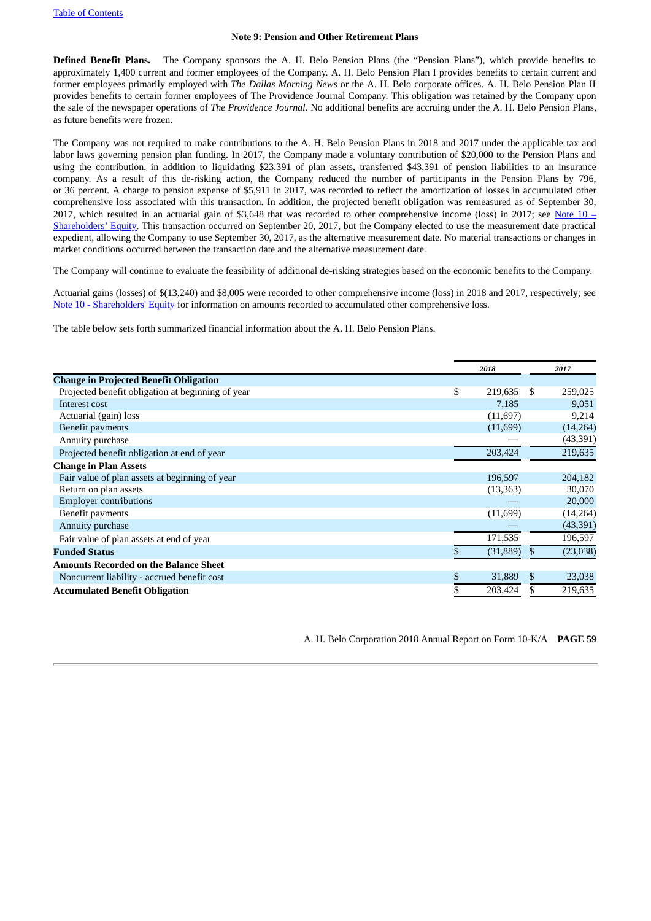## Note 9: Pension and Other Retirement Plans

**Defined Benefit Plans.** The Company sponsors the A. H. Belo Pension Plans (the "Pension Plans"), which provide benefits to approximately 1,400 current and former employees of the Company. A. H. Belo Pension Plan I provides benefits to certain current and former employees primarily employed with *The Dallas Morning News* or the A. H. Belo corporate offices. A. H. Belo Pension Plan II provides benefits to certain former employees of The Providence Journal Company. This obligation was retained by the Company upon the sale of the newspaper operations of *The Providence Journal*. No additional benefits are accruing under the A. H. Belo Pension Plans, as future benefits were frozen.

The Company was not required to make contributions to the A. H. Belo Pension Plans in 2018 and 2017 under the applicable tax and labor laws governing pension plan funding. In 2017, the Company made a voluntary contribution of $20,000 to the Pension Plans and using the contribution, in addition to liquidating $23,391 of plan assets, transferred $43,391 of pension liabilities to an insurance company. As a result of this de-risking action, the Company reduced the number of participants in the Pension Plans by 796, or 36 percent. A charge to pension expense of $5,911 in 2017, was recorded to reflect the amortization of losses in accumulated other comprehensive loss associated with this transaction. In addition, the projected benefit obligation was remeasured as of September 30, 2017, which resulted in an actuarial gain of $3,648 that was recorded to other comprehensive income (loss) in 2017; see Note 10 – Shareholders' Equity. This transaction occurred on September 20, 2017, but the Company elected to use the measurement date practical expedient, allowing the Company to use September 30, 2017, as the alternative measurement date. No material transactions or changes in market conditions occurred between the transaction date and the alternative measurement date.

The Company will continue to evaluate the feasibility of additional de-risking strategies based on the economic benefits to the Company.

Actuarial gains (losses) of $(13,240) and $8,005 were recorded to other comprehensive income (loss) in 2018 and 2017, respectively; see Note 10 - Shareholders' Equity for information on amounts recorded to accumulated other comprehensive loss.

The table below sets forth summarized financial information about the A. H. Belo Pension Plans.

| | 2018 | 2017 |
|---|---|---|
| **Change in Projected Benefit Obligation** | | |
| Projected benefit obligation at beginning of year | $ 219,635 | $ 259,025 |
| Interest cost | 7,185 | 9,051 |
| Actuarial (gain) loss | (11,697) | 9,214 |
| Benefit payments | (11,699) | (14,264) |
| Annuity purchase | — | (43,391) |
| Projected benefit obligation at end of year | 203,424 | 219,635 |
| **Change in Plan Assets** | | |
| Fair value of plan assets at beginning of year | 196,597 | 204,182 |
| Return on plan assets | (13,363) | 30,070 |
| Employer contributions | — | 20,000 |
| Benefit payments | (11,699) | (14,264) |
| Annuity purchase | — | (43,391) |
| Fair value of plan assets at end of year | 171,535 | 196,597 |
| **Funded Status** | $ (31,889) | $ (23,038) |
| **Amounts Recorded on the Balance Sheet** | | |
| Noncurrent liability - accrued benefit cost | $ 31,889 | $ 23,038 |
| **Accumulated Benefit Obligation** | $ 203,424 | $ 219,635 |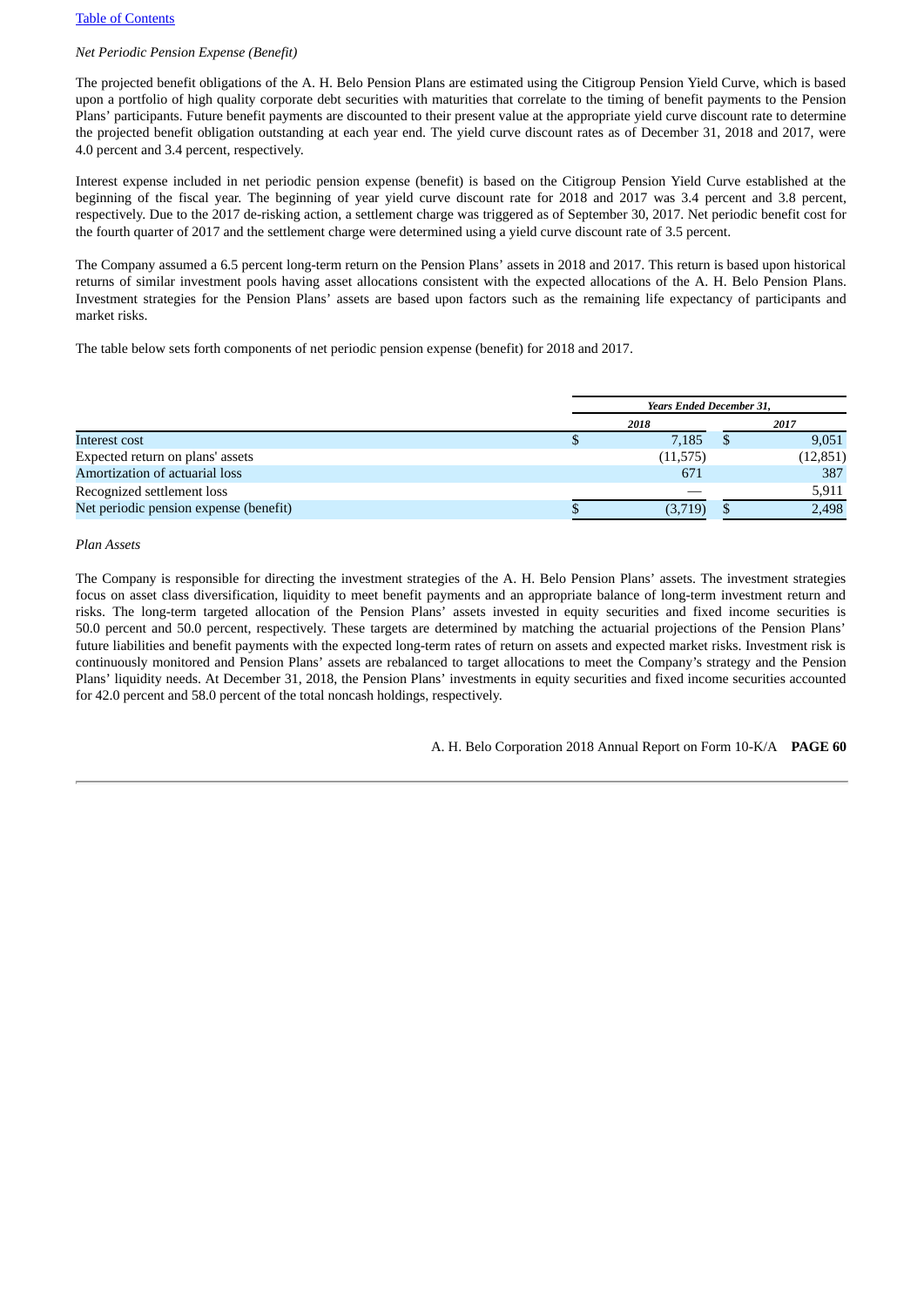*Net Periodic Pension Expense (Benefit)*

The projected benefit obligations of the A. H. Belo Pension Plans are estimated using the Citigroup Pension Yield Curve, which is based upon a portfolio of high quality corporate debt securities with maturities that correlate to the timing of benefit payments to the Pension Plans' participants. Future benefit payments are discounted to their present value at the appropriate yield curve discount rate to determine the projected benefit obligation outstanding at each year end. The yield curve discount rates as of December 31, 2018 and 2017, were 4.0 percent and 3.4 percent, respectively.

Interest expense included in net periodic pension expense (benefit) is based on the Citigroup Pension Yield Curve established at the beginning of the fiscal year. The beginning of year yield curve discount rate for 2018 and 2017 was 3.4 percent and 3.8 percent, respectively. Due to the 2017 de-risking action, a settlement charge was triggered as of September 30, 2017. Net periodic benefit cost for the fourth quarter of 2017 and the settlement charge were determined using a yield curve discount rate of 3.5 percent.

The Company assumed a 6.5 percent long-term return on the Pension Plans' assets in 2018 and 2017. This return is based upon historical returns of similar investment pools having asset allocations consistent with the expected allocations of the A. H. Belo Pension Plans. Investment strategies for the Pension Plans' assets are based upon factors such as the remaining life expectancy of participants and market risks.

The table below sets forth components of net periodic pension expense (benefit) for 2018 and 2017.

| | *Years Ended December 31,* | |
|---|---|---|
| | *2018* | *2017* |
| Interest cost | $ 7,185 | $ 9,051 |
| Expected return on plans' assets | (11,575) | (12,851) |
| Amortization of actuarial loss | 671 | 387 |
| Recognized settlement loss | — | 5,911 |
| Net periodic pension expense (benefit) | $ (3,719) | $ 2,498 |

*Plan Assets*

The Company is responsible for directing the investment strategies of the A. H. Belo Pension Plans' assets. The investment strategies focus on asset class diversification, liquidity to meet benefit payments and an appropriate balance of long-term investment return and risks. The long-term targeted allocation of the Pension Plans' assets invested in equity securities and fixed income securities is 50.0 percent and 50.0 percent, respectively. These targets are determined by matching the actuarial projections of the Pension Plans' future liabilities and benefit payments with the expected long-term rates of return on assets and expected market risks. Investment risk is continuously monitored and Pension Plans' assets are rebalanced to target allocations to meet the Company's strategy and the Pension Plans' liquidity needs. At December 31, 2018, the Pension Plans' investments in equity securities and fixed income securities accounted for 42.0 percent and 58.0 percent of the total noncash holdings, respectively.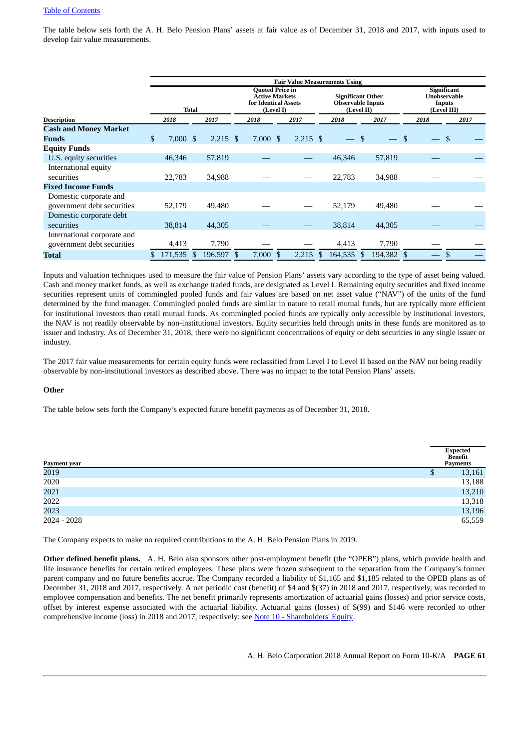The table below sets forth the A. H. Belo Pension Plans' assets at fair value as of December 31, 2018 and 2017, with inputs used to develop fair value measurements.

| | Fair Value Measurements Using | | | | | | | |
|---|---|---|---|---|---|---|---|---|
| | Total | | Quoted Price in Active Markets for Identical Assets (Level I) | | Significant Other Observable Inputs (Level II) | | Significant Unobservable Inputs (Level III) | |
| **Description** | 2018 | 2017 | 2018 | 2017 | 2018 | 2017 | 2018 | 2017 |
| **Cash and Money Market Funds** | $ 7,000 | $ 2,215 | $ 7,000 | $ 2,215 | $ — | $ — | $ — | $ — |
| **Equity Funds** | | | | | | | | |
| U.S. equity securities | 46,346 | 57,819 | — | — | 46,346 | 57,819 | — | — |
| International equity securities | 22,783 | 34,988 | — | — | 22,783 | 34,988 | — | — |
| **Fixed Income Funds** | | | | | | | | |
| Domestic corporate and government debt securities | 52,179 | 49,480 | — | — | 52,179 | 49,480 | — | — |
| Domestic corporate debt securities | 38,814 | 44,305 | — | — | 38,814 | 44,305 | — | — |
| International corporate and government debt securities | 4,413 | 7,790 | — | — | 4,413 | 7,790 | — | — |
| **Total** | $ 171,535 | $ 196,597 | $ 7,000 | $ 2,215 | $ 164,535 | $ 194,382 | $ — | $ — |

Inputs and valuation techniques used to measure the fair value of Pension Plans' assets vary according to the type of asset being valued. Cash and money market funds, as well as exchange traded funds, are designated as Level I. Remaining equity securities and fixed income securities represent units of commingled pooled funds and fair values are based on net asset value ("NAV") of the units of the fund determined by the fund manager. Commingled pooled funds are similar in nature to retail mutual funds, but are typically more efficient for institutional investors than retail mutual funds. As commingled pooled funds are typically only accessible by institutional investors, the NAV is not readily observable by non-institutional investors. Equity securities held through units in these funds are monitored as to issuer and industry. As of December 31, 2018, there were no significant concentrations of equity or debt securities in any single issuer or industry.

The 2017 fair value measurements for certain equity funds were reclassified from Level I to Level II based on the NAV not being readily observable by non-institutional investors as described above. There was no impact to the total Pension Plans' assets.

**Other**

The table below sets forth the Company's expected future benefit payments as of December 31, 2018.

| Payment year | Expected Benefit Payments |
|---|---|
| 2019 | $ 13,161 |
| 2020 | 13,188 |
| 2021 | 13,210 |
| 2022 | 13,318 |
| 2023 | 13,196 |
| 2024 - 2028 | 65,559 |

The Company expects to make no required contributions to the A. H. Belo Pension Plans in 2019.

**Other defined benefit plans.** A. H. Belo also sponsors other post-employment benefit (the "OPEB") plans, which provide health and life insurance benefits for certain retired employees. These plans were frozen subsequent to the separation from the Company's former parent company and no future benefits accrue. The Company recorded a liability of $1,165 and $1,185 related to the OPEB plans as of December 31, 2018 and 2017, respectively. A net periodic cost (benefit) of $4 and $(37) in 2018 and 2017, respectively, was recorded to employee compensation and benefits. The net benefit primarily represents amortization of actuarial gains (losses) and prior service costs, offset by interest expense associated with the actuarial liability. Actuarial gains (losses) of $(99) and $146 were recorded to other comprehensive income (loss) in 2018 and 2017, respectively; see Note 10 - Shareholders' Equity.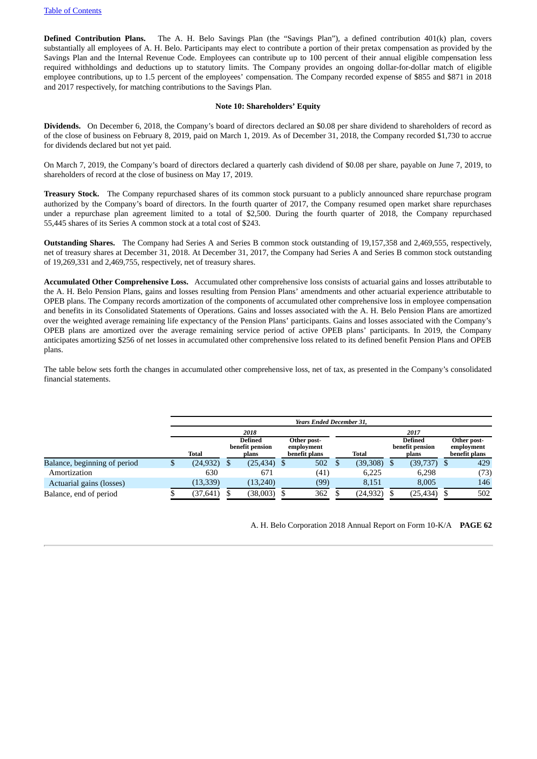**Defined Contribution Plans.** The A. H. Belo Savings Plan (the "Savings Plan"), a defined contribution 401(k) plan, covers substantially all employees of A. H. Belo. Participants may elect to contribute a portion of their pretax compensation as provided by the Savings Plan and the Internal Revenue Code. Employees can contribute up to 100 percent of their annual eligible compensation less required withholdings and deductions up to statutory limits. The Company provides an ongoing dollar-for-dollar match of eligible employee contributions, up to 1.5 percent of the employees' compensation. The Company recorded expense of $855 and $871 in 2018 and 2017 respectively, for matching contributions to the Savings Plan.

## Note 10: Shareholders' Equity

**Dividends.** On December 6, 2018, the Company's board of directors declared an $0.08 per share dividend to shareholders of record as of the close of business on February 8, 2019, paid on March 1, 2019. As of December 31, 2018, the Company recorded $1,730 to accrue for dividends declared but not yet paid.

On March 7, 2019, the Company's board of directors declared a quarterly cash dividend of $0.08 per share, payable on June 7, 2019, to shareholders of record at the close of business on May 17, 2019.

**Treasury Stock.** The Company repurchased shares of its common stock pursuant to a publicly announced share repurchase program authorized by the Company's board of directors. In the fourth quarter of 2017, the Company resumed open market share repurchases under a repurchase plan agreement limited to a total of $2,500. During the fourth quarter of 2018, the Company repurchased 55,445 shares of its Series A common stock at a total cost of $243.

**Outstanding Shares.** The Company had Series A and Series B common stock outstanding of 19,157,358 and 2,469,555, respectively, net of treasury shares at December 31, 2018. At December 31, 2017, the Company had Series A and Series B common stock outstanding of 19,269,331 and 2,469,755, respectively, net of treasury shares.

**Accumulated Other Comprehensive Loss.** Accumulated other comprehensive loss consists of actuarial gains and losses attributable to the A. H. Belo Pension Plans, gains and losses resulting from Pension Plans' amendments and other actuarial experience attributable to OPEB plans. The Company records amortization of the components of accumulated other comprehensive loss in employee compensation and benefits in its Consolidated Statements of Operations. Gains and losses associated with the A. H. Belo Pension Plans are amortized over the weighted average remaining life expectancy of the Pension Plans' participants. Gains and losses associated with the Company's OPEB plans are amortized over the average remaining service period of active OPEB plans' participants. In 2019, the Company anticipates amortizing $256 of net losses in accumulated other comprehensive loss related to its defined benefit Pension Plans and OPEB plans.

The table below sets forth the changes in accumulated other comprehensive loss, net of tax, as presented in the Company's consolidated financial statements.

| | *Years Ended December 31,* | | | | | |
|---|---|---|---|---|---|---|
| | *2018* | | | *2017* | | |
| | Total | Defined benefit pension plans | Other post-employment benefit plans | Total | Defined benefit pension plans | Other post-employment benefit plans |
| Balance, beginning of period | $ (24,932) | $ (25,434) | $ 502 | $ (39,308) | $ (39,737) | $ 429 |
| Amortization | 630 | 671 | (41) | 6,225 | 6,298 | (73) |
| Actuarial gains (losses) | (13,339) | (13,240) | (99) | 8,151 | 8,005 | 146 |
| Balance, end of period | $ (37,641) | $ (38,003) | $ 362 | $ (24,932) | $ (25,434) | $ 502 |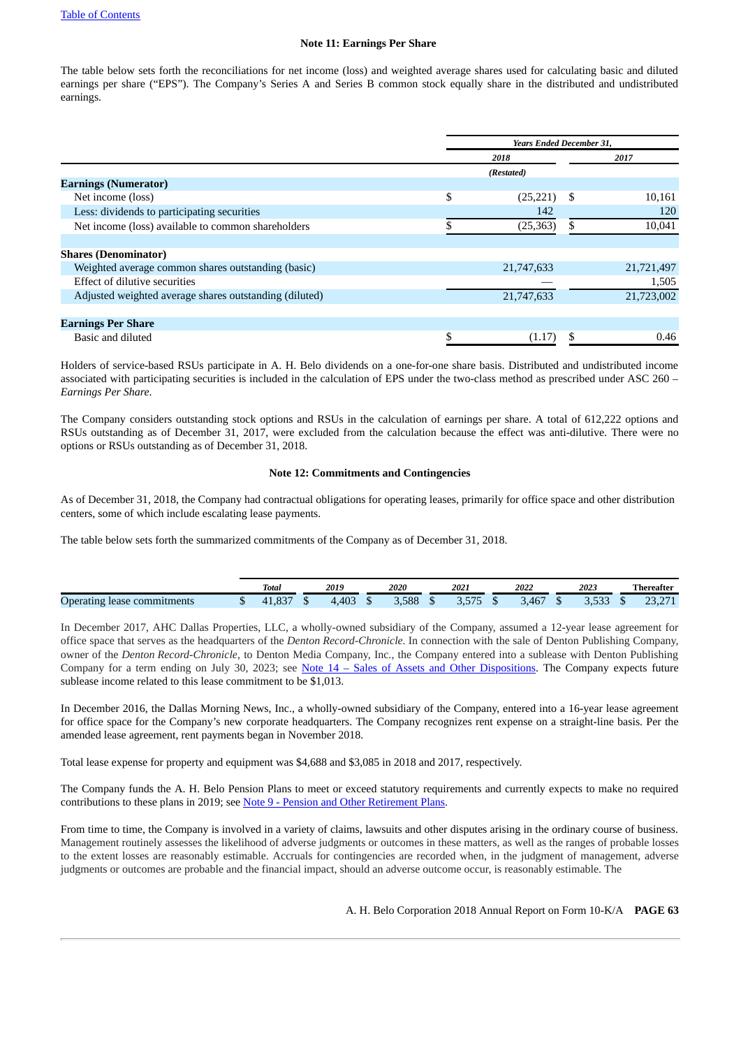Table of Contents

### Note 11: Earnings Per Share

The table below sets forth the reconciliations for net income (loss) and weighted average shares used for calculating basic and diluted earnings per share ("EPS"). The Company's Series A and Series B common stock equally share in the distributed and undistributed earnings.

| | Years Ended December 31, | |
|---|---|---|
| | 2018 | 2017 |
| | (Restated) | |
| **Earnings (Numerator)** | | |
| Net income (loss) | $ (25,221) | $ 10,161 |
| Less: dividends to participating securities | 142 | 120 |
| Net income (loss) available to common shareholders | $ (25,363) | $ 10,041 |
| | | |
| **Shares (Denominator)** | | |
| Weighted average common shares outstanding (basic) | 21,747,633 | 21,721,497 |
| Effect of dilutive securities | — | 1,505 |
| Adjusted weighted average shares outstanding (diluted) | 21,747,633 | 21,723,002 |
| | | |
| **Earnings Per Share** | | |
| Basic and diluted | $ (1.17) | $ 0.46 |

Holders of service-based RSUs participate in A. H. Belo dividends on a one-for-one share basis. Distributed and undistributed income associated with participating securities is included in the calculation of EPS under the two-class method as prescribed under ASC 260 – *Earnings Per Share*.

The Company considers outstanding stock options and RSUs in the calculation of earnings per share. A total of 612,222 options and RSUs outstanding as of December 31, 2017, were excluded from the calculation because the effect was anti-dilutive. There were no options or RSUs outstanding as of December 31, 2018.

### Note 12: Commitments and Contingencies

As of December 31, 2018, the Company had contractual obligations for operating leases, primarily for office space and other distribution centers, some of which include escalating lease payments.

The table below sets forth the summarized commitments of the Company as of December 31, 2018.

| | Total | 2019 | 2020 | 2021 | 2022 | 2023 | Thereafter |
|---|---|---|---|---|---|---|---|
| Operating lease commitments | $ 41,837 | $ 4,403 | $ 3,588 | $ 3,575 | $ 3,467 | $ 3,533 | $ 23,271 |

In December 2017, AHC Dallas Properties, LLC, a wholly-owned subsidiary of the Company, assumed a 12-year lease agreement for office space that serves as the headquarters of the *Denton Record-Chronicle*. In connection with the sale of Denton Publishing Company, owner of the *Denton Record-Chronicle*, to Denton Media Company, Inc., the Company entered into a sublease with Denton Publishing Company for a term ending on July 30, 2023; see Note 14 – Sales of Assets and Other Dispositions. The Company expects future sublease income related to this lease commitment to be $1,013.

In December 2016, the Dallas Morning News, Inc., a wholly-owned subsidiary of the Company, entered into a 16-year lease agreement for office space for the Company's new corporate headquarters. The Company recognizes rent expense on a straight-line basis. Per the amended lease agreement, rent payments began in November 2018.

Total lease expense for property and equipment was $4,688 and $3,085 in 2018 and 2017, respectively.

The Company funds the A. H. Belo Pension Plans to meet or exceed statutory requirements and currently expects to make no required contributions to these plans in 2019; see Note 9 - Pension and Other Retirement Plans.

From time to time, the Company is involved in a variety of claims, lawsuits and other disputes arising in the ordinary course of business. Management routinely assesses the likelihood of adverse judgments or outcomes in these matters, as well as the ranges of probable losses to the extent losses are reasonably estimable. Accruals for contingencies are recorded when, in the judgment of management, adverse judgments or outcomes are probable and the financial impact, should an adverse outcome occur, is reasonably estimable. The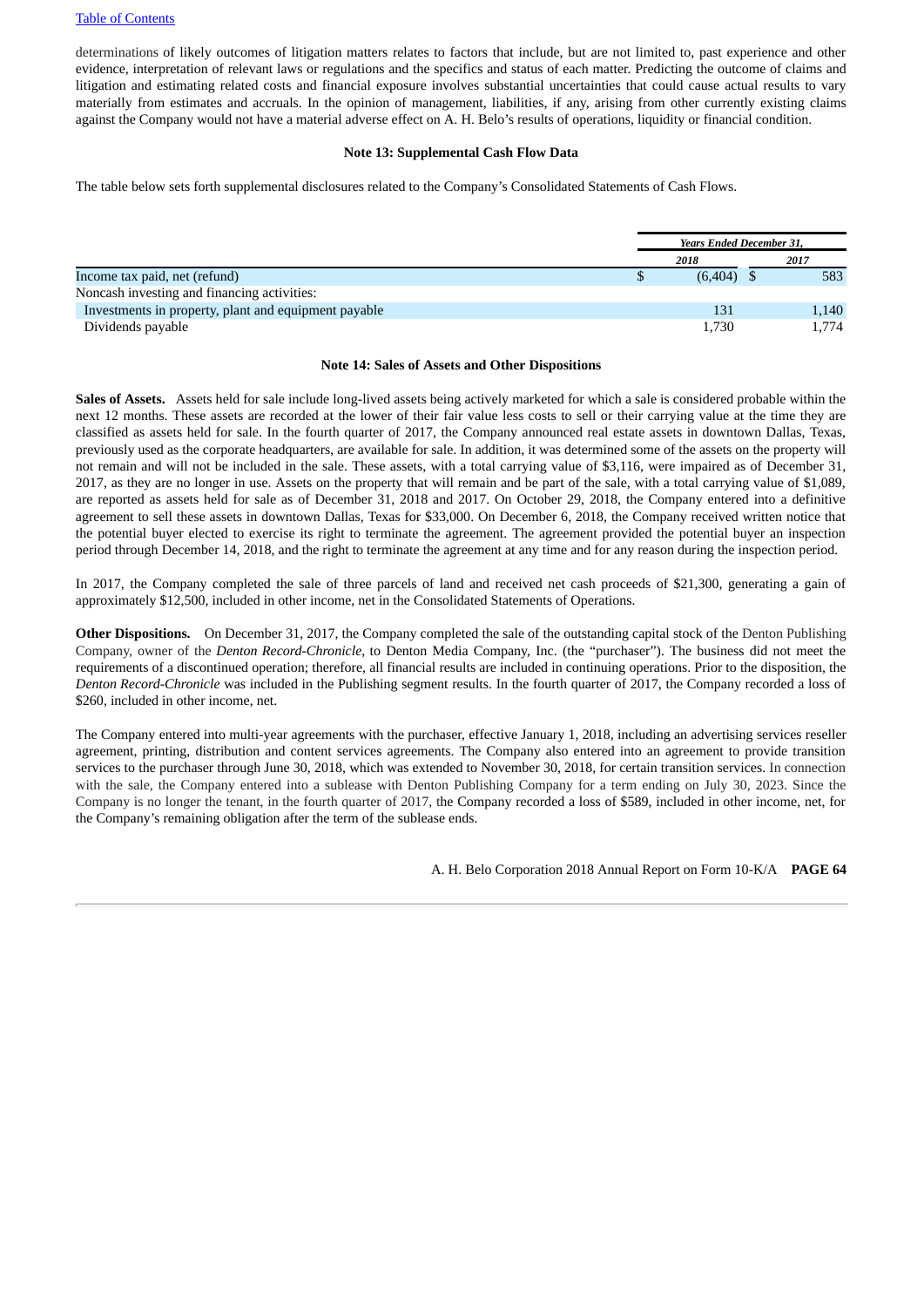determinations of likely outcomes of litigation matters relates to factors that include, but are not limited to, past experience and other evidence, interpretation of relevant laws or regulations and the specifics and status of each matter. Predicting the outcome of claims and litigation and estimating related costs and financial exposure involves substantial uncertainties that could cause actual results to vary materially from estimates and accruals. In the opinion of management, liabilities, if any, arising from other currently existing claims against the Company would not have a material adverse effect on A. H. Belo's results of operations, liquidity or financial condition.

**Note 13: Supplemental Cash Flow Data**

The table below sets forth supplemental disclosures related to the Company's Consolidated Statements of Cash Flows.

| | *Years Ended December 31,* | |
|---|---|---|
| | *2018* | *2017* |
| Income tax paid, net (refund) | $ (6,404) | $ 583 |
| Noncash investing and financing activities: | | |
| Investments in property, plant and equipment payable | 131 | 1,140 |
| Dividends payable | 1,730 | 1,774 |

**Note 14: Sales of Assets and Other Dispositions**

**Sales of Assets.** Assets held for sale include long-lived assets being actively marketed for which a sale is considered probable within the next 12 months. These assets are recorded at the lower of their fair value less costs to sell or their carrying value at the time they are classified as assets held for sale. In the fourth quarter of 2017, the Company announced real estate assets in downtown Dallas, Texas, previously used as the corporate headquarters, are available for sale. In addition, it was determined some of the assets on the property will not remain and will not be included in the sale. These assets, with a total carrying value of $3,116, were impaired as of December 31, 2017, as they are no longer in use. Assets on the property that will remain and be part of the sale, with a total carrying value of $1,089, are reported as assets held for sale as of December 31, 2018 and 2017. On October 29, 2018, the Company entered into a definitive agreement to sell these assets in downtown Dallas, Texas for $33,000. On December 6, 2018, the Company received written notice that the potential buyer elected to exercise its right to terminate the agreement. The agreement provided the potential buyer an inspection period through December 14, 2018, and the right to terminate the agreement at any time and for any reason during the inspection period.

In 2017, the Company completed the sale of three parcels of land and received net cash proceeds of $21,300, generating a gain of approximately $12,500, included in other income, net in the Consolidated Statements of Operations.

**Other Dispositions.** On December 31, 2017, the Company completed the sale of the outstanding capital stock of the Denton Publishing Company, owner of the *Denton Record-Chronicle*, to Denton Media Company, Inc. (the "purchaser"). The business did not meet the requirements of a discontinued operation; therefore, all financial results are included in continuing operations. Prior to the disposition, the *Denton Record-Chronicle* was included in the Publishing segment results. In the fourth quarter of 2017, the Company recorded a loss of $260, included in other income, net.

The Company entered into multi-year agreements with the purchaser, effective January 1, 2018, including an advertising services reseller agreement, printing, distribution and content services agreements. The Company also entered into an agreement to provide transition services to the purchaser through June 30, 2018, which was extended to November 30, 2018, for certain transition services. In connection with the sale, the Company entered into a sublease with Denton Publishing Company for a term ending on July 30, 2023. Since the Company is no longer the tenant, in the fourth quarter of 2017, the Company recorded a loss of $589, included in other income, net, for the Company's remaining obligation after the term of the sublease ends.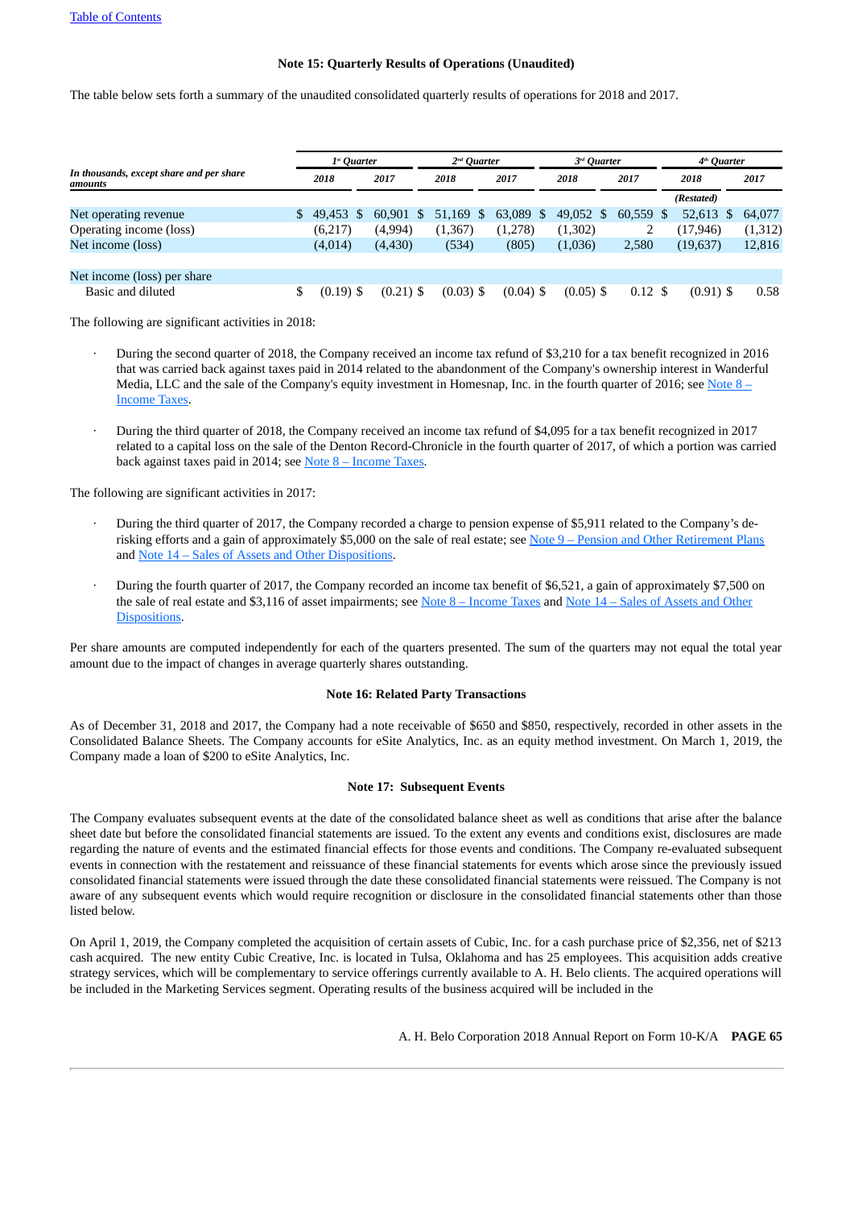Table of Contents

## Note 15: Quarterly Results of Operations (Unaudited)

The table below sets forth a summary of the unaudited consolidated quarterly results of operations for 2018 and 2017.

| *In thousands, except share and per share amounts* | *1st Quarter* | | *2nd Quarter* | | *3rd Quarter* | | *4th Quarter* | |
|---|---|---|---|---|---|---|---|---|
| | *2018* | *2017* | *2018* | *2017* | *2018* | *2017* | *2018* | *2017* |
| | | | | | | | *(Restated)* | |
| Net operating revenue | $ 49,453 | $ 60,901 | $ 51,169 | $ 63,089 | $ 49,052 | $ 60,559 | $ 52,613 | $ 64,077 |
| Operating income (loss) | (6,217) | (4,994) | (1,367) | (1,278) | (1,302) | 2 | (17,946) | (1,312) |
| Net income (loss) | (4,014) | (4,430) | (534) | (805) | (1,036) | 2,580 | (19,637) | 12,816 |
| Net income (loss) per share | | | | | | | | |
| Basic and diluted | $ (0.19) | $ (0.21) | $ (0.03) | $ (0.04) | $ (0.05) | $ 0.12 | $ (0.91) | $ 0.58 |

The following are significant activities in 2018:

- During the second quarter of 2018, the Company received an income tax refund of $3,210 for a tax benefit recognized in 2016 that was carried back against taxes paid in 2014 related to the abandonment of the Company's ownership interest in Wanderful Media, LLC and the sale of the Company's equity investment in Homesnap, Inc. in the fourth quarter of 2016; see Note 8 – Income Taxes.

- During the third quarter of 2018, the Company received an income tax refund of $4,095 for a tax benefit recognized in 2017 related to a capital loss on the sale of the Denton Record-Chronicle in the fourth quarter of 2017, of which a portion was carried back against taxes paid in 2014; see Note 8 – Income Taxes.

The following are significant activities in 2017:

- During the third quarter of 2017, the Company recorded a charge to pension expense of $5,911 related to the Company's de-risking efforts and a gain of approximately $5,000 on the sale of real estate; see Note 9 – Pension and Other Retirement Plans and Note 14 – Sales of Assets and Other Dispositions.

- During the fourth quarter of 2017, the Company recorded an income tax benefit of $6,521, a gain of approximately $7,500 on the sale of real estate and $3,116 of asset impairments; see Note 8 – Income Taxes and Note 14 – Sales of Assets and Other Dispositions.

Per share amounts are computed independently for each of the quarters presented. The sum of the quarters may not equal the total year amount due to the impact of changes in average quarterly shares outstanding.

## Note 16: Related Party Transactions

As of December 31, 2018 and 2017, the Company had a note receivable of $650 and $850, respectively, recorded in other assets in the Consolidated Balance Sheets. The Company accounts for eSite Analytics, Inc. as an equity method investment. On March 1, 2019, the Company made a loan of $200 to eSite Analytics, Inc.

## Note 17: Subsequent Events

The Company evaluates subsequent events at the date of the consolidated balance sheet as well as conditions that arise after the balance sheet date but before the consolidated financial statements are issued. To the extent any events and conditions exist, disclosures are made regarding the nature of events and the estimated financial effects for those events and conditions. The Company re-evaluated subsequent events in connection with the restatement and reissuance of these financial statements for events which arose since the previously issued consolidated financial statements were issued through the date these consolidated financial statements were reissued. The Company is not aware of any subsequent events which would require recognition or disclosure in the consolidated financial statements other than those listed below.

On April 1, 2019, the Company completed the acquisition of certain assets of Cubic, Inc. for a cash purchase price of $2,356, net of $213 cash acquired. The new entity Cubic Creative, Inc. is located in Tulsa, Oklahoma and has 25 employees. This acquisition adds creative strategy services, which will be complementary to service offerings currently available to A. H. Belo clients. The acquired operations will be included in the Marketing Services segment. Operating results of the business acquired will be included in the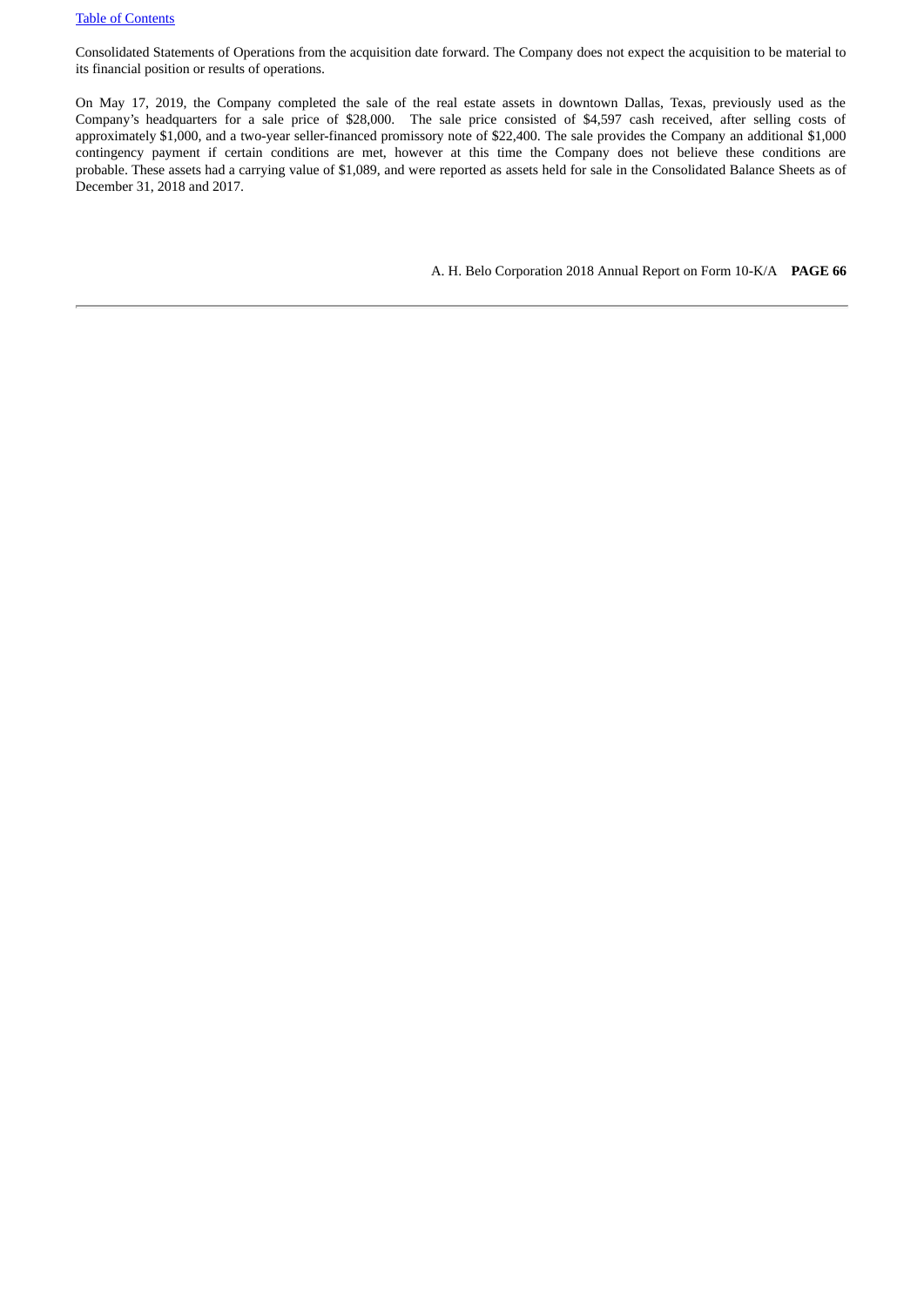Consolidated Statements of Operations from the acquisition date forward. The Company does not expect the acquisition to be material to its financial position or results of operations.

On May 17, 2019, the Company completed the sale of the real estate assets in downtown Dallas, Texas, previously used as the Company's headquarters for a sale price of $28,000. The sale price consisted of $4,597 cash received, after selling costs of approximately $1,000, and a two-year seller-financed promissory note of $22,400. The sale provides the Company an additional $1,000 contingency payment if certain conditions are met, however at this time the Company does not believe these conditions are probable. These assets had a carrying value of $1,089, and were reported as assets held for sale in the Consolidated Balance Sheets as of December 31, 2018 and 2017.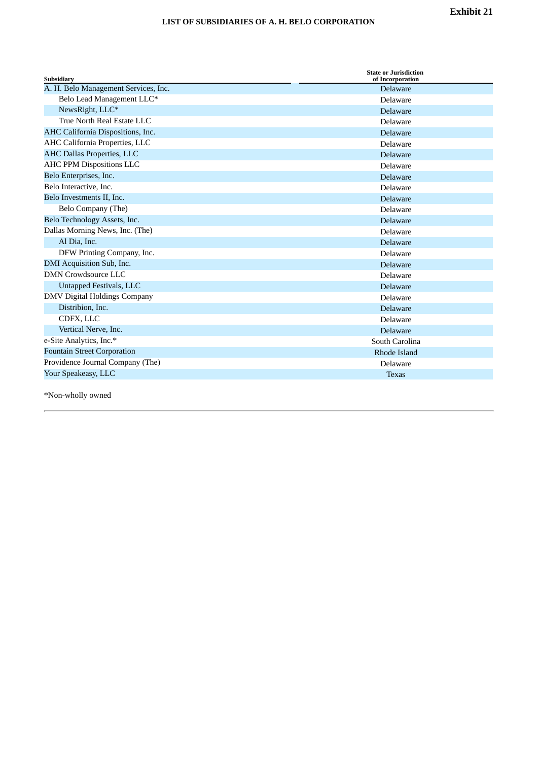**Exhibit 21**

**LIST OF SUBSIDIARIES OF A. H. BELO CORPORATION**

| Subsidiary | State or Jurisdiction of Incorporation |
|---|---|
| A. H. Belo Management Services, Inc. | Delaware |
| Belo Lead Management LLC* | Delaware |
| NewsRight, LLC* | Delaware |
| True North Real Estate LLC | Delaware |
| AHC California Dispositions, Inc. | Delaware |
| AHC California Properties, LLC | Delaware |
| AHC Dallas Properties, LLC | Delaware |
| AHC PPM Dispositions LLC | Delaware |
| Belo Enterprises, Inc. | Delaware |
| Belo Interactive, Inc. | Delaware |
| Belo Investments II, Inc. | Delaware |
| Belo Company (The) | Delaware |
| Belo Technology Assets, Inc. | Delaware |
| Dallas Morning News, Inc. (The) | Delaware |
| Al Dia, Inc. | Delaware |
| DFW Printing Company, Inc. | Delaware |
| DMI Acquisition Sub, Inc. | Delaware |
| DMN Crowdsource LLC | Delaware |
| Untapped Festivals, LLC | Delaware |
| DMV Digital Holdings Company | Delaware |
| Distribion, Inc. | Delaware |
| CDFX, LLC | Delaware |
| Vertical Nerve, Inc. | Delaware |
| e-Site Analytics, Inc.* | South Carolina |
| Fountain Street Corporation | Rhode Island |
| Providence Journal Company (The) | Delaware |
| Your Speakeasy, LLC | Texas |

*Non-wholly owned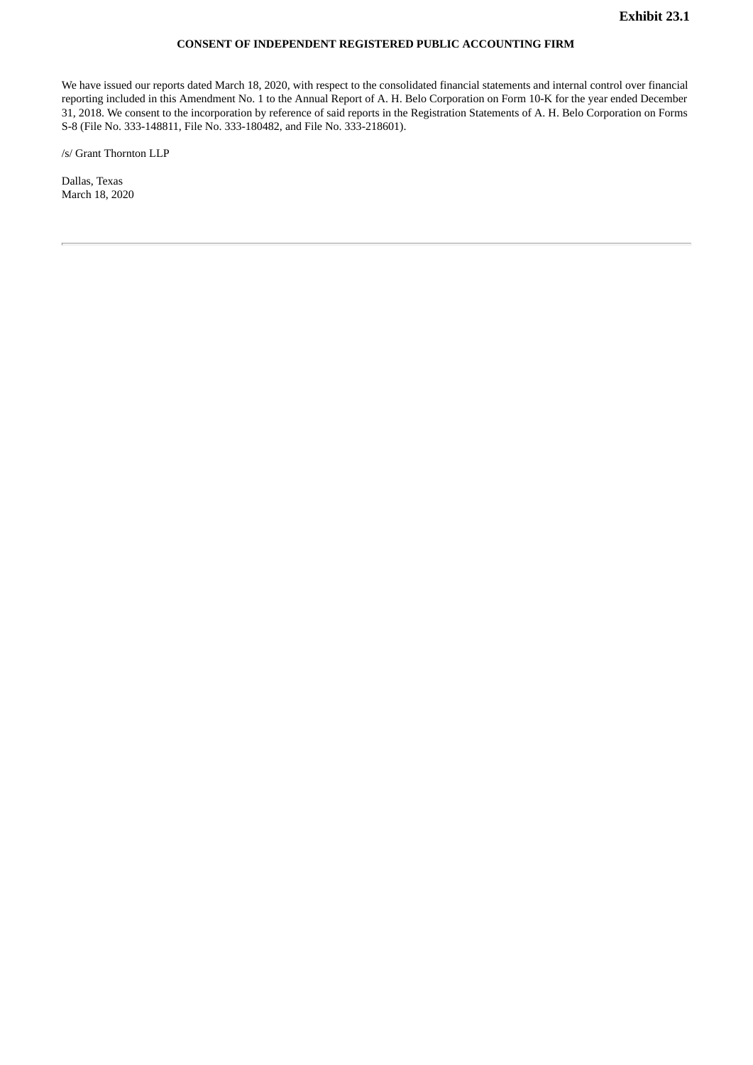**Exhibit 23.1**

**CONSENT OF INDEPENDENT REGISTERED PUBLIC ACCOUNTING FIRM**

We have issued our reports dated March 18, 2020, with respect to the consolidated financial statements and internal control over financial reporting included in this Amendment No. 1 to the Annual Report of A. H. Belo Corporation on Form 10-K for the year ended December 31, 2018. We consent to the incorporation by reference of said reports in the Registration Statements of A. H. Belo Corporation on Forms S-8 (File No. 333-148811, File No. 333-180482, and File No. 333-218601).

/s/ Grant Thornton LLP

Dallas, Texas
March 18, 2020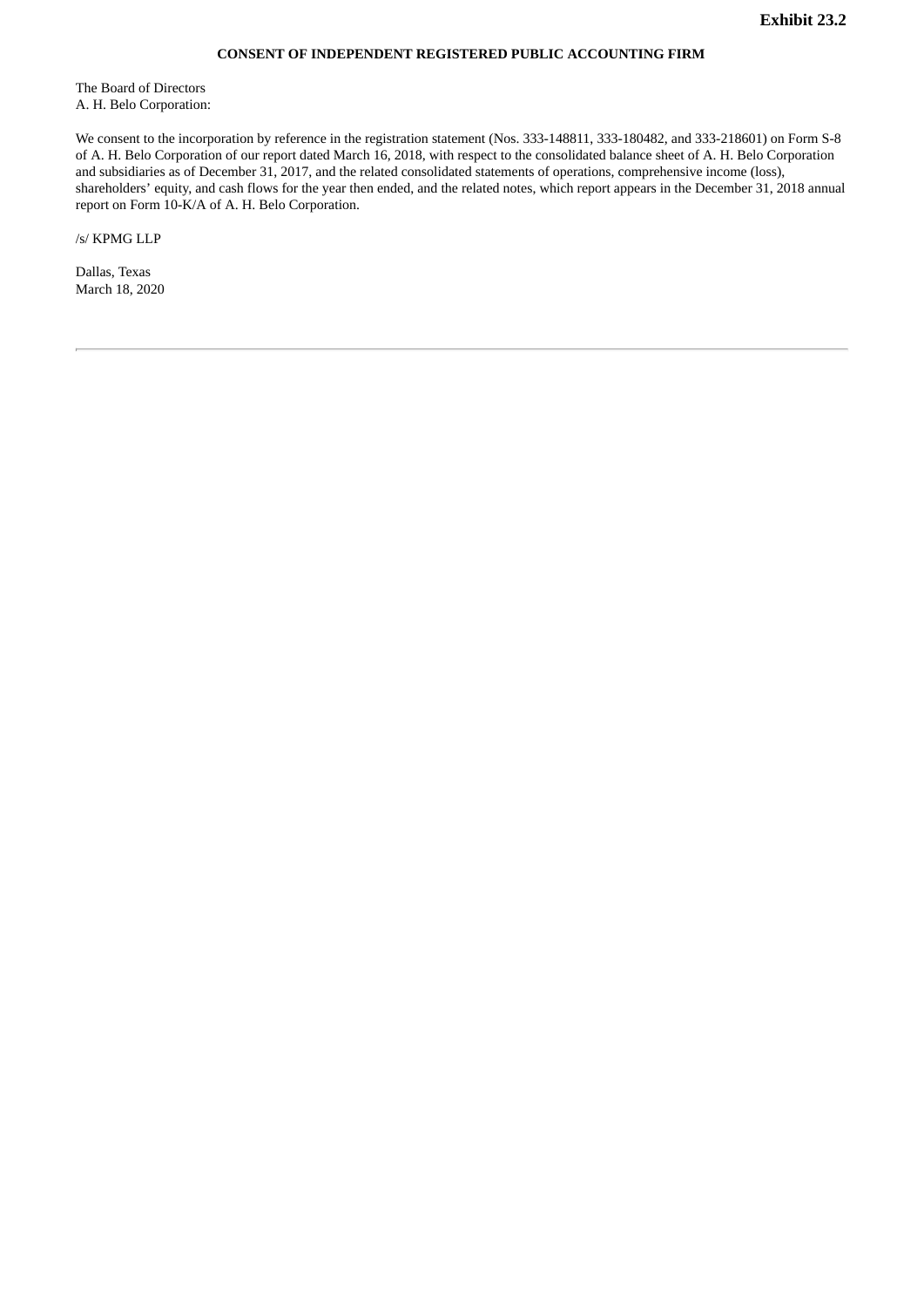**Exhibit 23.2**

**CONSENT OF INDEPENDENT REGISTERED PUBLIC ACCOUNTING FIRM**

The Board of Directors
A. H. Belo Corporation:

We consent to the incorporation by reference in the registration statement (Nos. 333-148811, 333-180482, and 333-218601) on Form S-8 of A. H. Belo Corporation of our report dated March 16, 2018, with respect to the consolidated balance sheet of A. H. Belo Corporation and subsidiaries as of December 31, 2017, and the related consolidated statements of operations, comprehensive income (loss), shareholders' equity, and cash flows for the year then ended, and the related notes, which report appears in the December 31, 2018 annual report on Form 10-K/A of A. H. Belo Corporation.

/s/ KPMG LLP

Dallas, Texas
March 18, 2020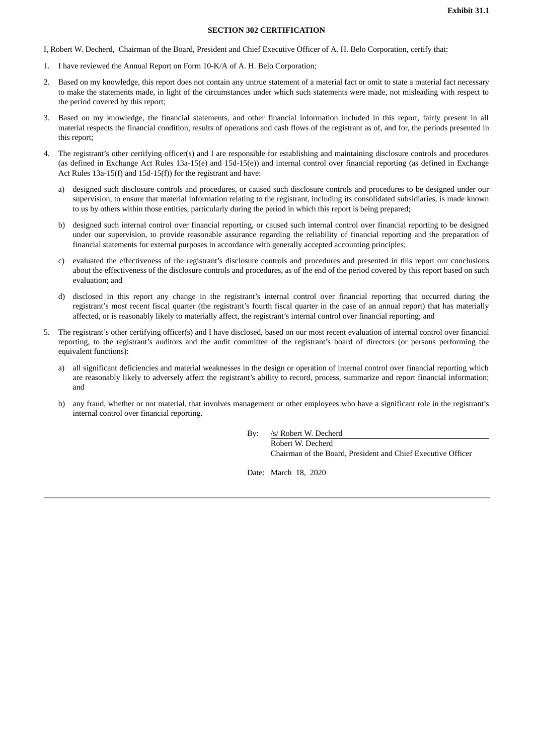**Exhibit 31.1**

**SECTION 302 CERTIFICATION**

I, Robert W. Decherd, Chairman of the Board, President and Chief Executive Officer of A. H. Belo Corporation, certify that:

1. I have reviewed the Annual Report on Form 10-K/A of A. H. Belo Corporation;
2. Based on my knowledge, this report does not contain any untrue statement of a material fact or omit to state a material fact necessary to make the statements made, in light of the circumstances under which such statements were made, not misleading with respect to the period covered by this report;
3. Based on my knowledge, the financial statements, and other financial information included in this report, fairly present in all material respects the financial condition, results of operations and cash flows of the registrant as of, and for, the periods presented in this report;
4. The registrant's other certifying officer(s) and I are responsible for establishing and maintaining disclosure controls and procedures (as defined in Exchange Act Rules 13a-15(e) and 15d-15(e)) and internal control over financial reporting (as defined in Exchange Act Rules 13a-15(f) and 15d-15(f)) for the registrant and have:
   a) designed such disclosure controls and procedures, or caused such disclosure controls and procedures to be designed under our supervision, to ensure that material information relating to the registrant, including its consolidated subsidiaries, is made known to us by others within those entities, particularly during the period in which this report is being prepared;
   b) designed such internal control over financial reporting, or caused such internal control over financial reporting to be designed under our supervision, to provide reasonable assurance regarding the reliability of financial reporting and the preparation of financial statements for external purposes in accordance with generally accepted accounting principles;
   c) evaluated the effectiveness of the registrant's disclosure controls and procedures and presented in this report our conclusions about the effectiveness of the disclosure controls and procedures, as of the end of the period covered by this report based on such evaluation; and
   d) disclosed in this report any change in the registrant's internal control over financial reporting that occurred during the registrant's most recent fiscal quarter (the registrant's fourth fiscal quarter in the case of an annual report) that has materially affected, or is reasonably likely to materially affect, the registrant's internal control over financial reporting; and
5. The registrant's other certifying officer(s) and I have disclosed, based on our most recent evaluation of internal control over financial reporting, to the registrant's auditors and the audit committee of the registrant's board of directors (or persons performing the equivalent functions):
   a) all significant deficiencies and material weaknesses in the design or operation of internal control over financial reporting which are reasonably likely to adversely affect the registrant's ability to record, process, summarize and report financial information; and
   b) any fraud, whether or not material, that involves management or other employees who have a significant role in the registrant's internal control over financial reporting.

By: /s/ Robert W. Decherd
Robert W. Decherd
Chairman of the Board, President and Chief Executive Officer

Date: March 18, 2020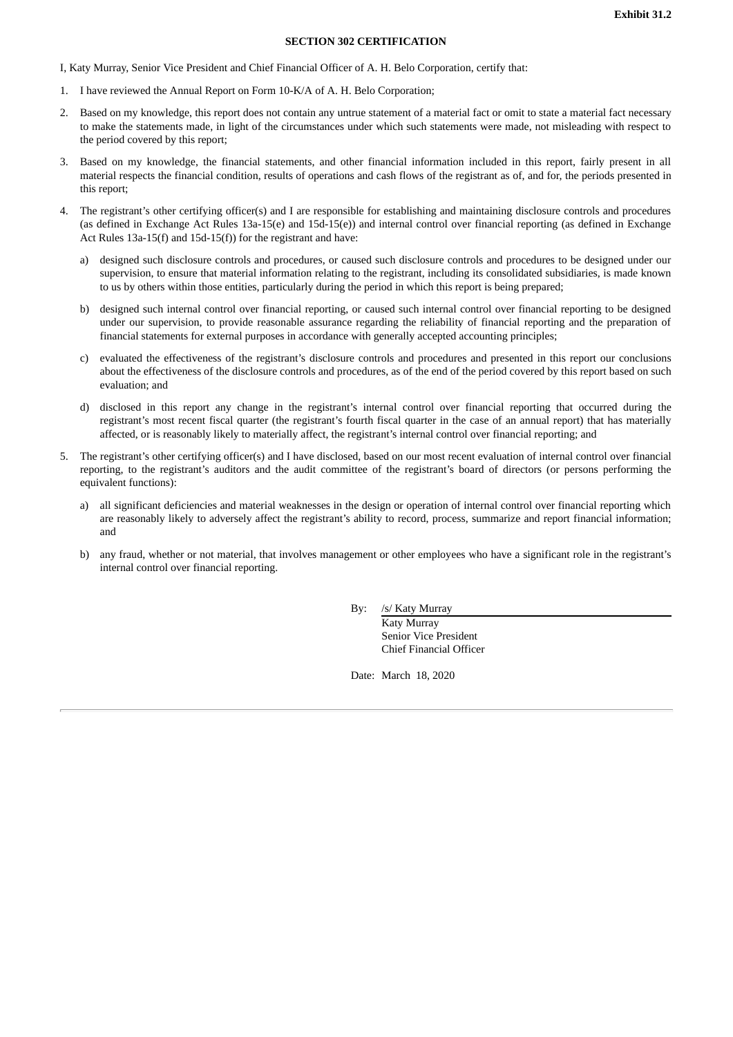**Exhibit 31.2**

**SECTION 302 CERTIFICATION**

I, Katy Murray, Senior Vice President and Chief Financial Officer of A. H. Belo Corporation, certify that:

1. I have reviewed the Annual Report on Form 10-K/A of A. H. Belo Corporation;

2. Based on my knowledge, this report does not contain any untrue statement of a material fact or omit to state a material fact necessary to make the statements made, in light of the circumstances under which such statements were made, not misleading with respect to the period covered by this report;

3. Based on my knowledge, the financial statements, and other financial information included in this report, fairly present in all material respects the financial condition, results of operations and cash flows of the registrant as of, and for, the periods presented in this report;

4. The registrant's other certifying officer(s) and I are responsible for establishing and maintaining disclosure controls and procedures (as defined in Exchange Act Rules 13a-15(e) and 15d-15(e)) and internal control over financial reporting (as defined in Exchange Act Rules 13a-15(f) and 15d-15(f)) for the registrant and have:

   a) designed such disclosure controls and procedures, or caused such disclosure controls and procedures to be designed under our supervision, to ensure that material information relating to the registrant, including its consolidated subsidiaries, is made known to us by others within those entities, particularly during the period in which this report is being prepared;

   b) designed such internal control over financial reporting, or caused such internal control over financial reporting to be designed under our supervision, to provide reasonable assurance regarding the reliability of financial reporting and the preparation of financial statements for external purposes in accordance with generally accepted accounting principles;

   c) evaluated the effectiveness of the registrant's disclosure controls and procedures and presented in this report our conclusions about the effectiveness of the disclosure controls and procedures, as of the end of the period covered by this report based on such evaluation; and

   d) disclosed in this report any change in the registrant's internal control over financial reporting that occurred during the registrant's most recent fiscal quarter (the registrant's fourth fiscal quarter in the case of an annual report) that has materially affected, or is reasonably likely to materially affect, the registrant's internal control over financial reporting; and

5. The registrant's other certifying officer(s) and I have disclosed, based on our most recent evaluation of internal control over financial reporting, to the registrant's auditors and the audit committee of the registrant's board of directors (or persons performing the equivalent functions):

   a) all significant deficiencies and material weaknesses in the design or operation of internal control over financial reporting which are reasonably likely to adversely affect the registrant's ability to record, process, summarize and report financial information; and

   b) any fraud, whether or not material, that involves management or other employees who have a significant role in the registrant's internal control over financial reporting.

By: /s/ Katy Murray
Katy Murray
Senior Vice President
Chief Financial Officer

Date: March 18, 2020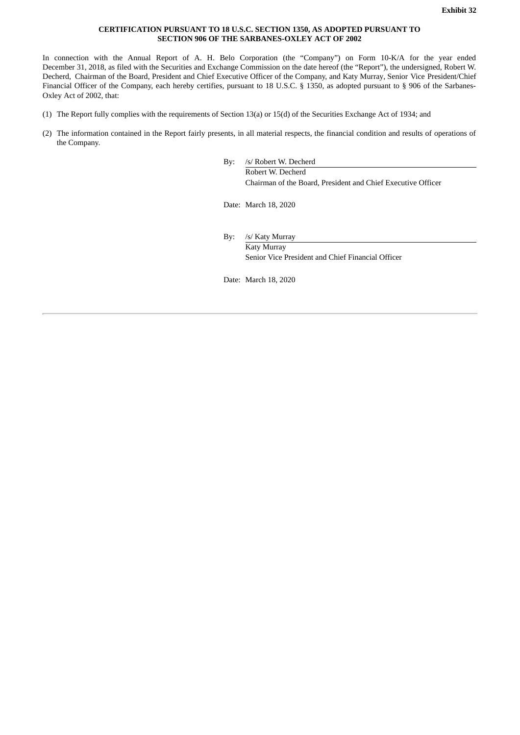**Exhibit 32**

**CERTIFICATION PURSUANT TO 18 U.S.C. SECTION 1350, AS ADOPTED PURSUANT TO SECTION 906 OF THE SARBANES-OXLEY ACT OF 2002**

In connection with the Annual Report of A. H. Belo Corporation (the "Company") on Form 10-K/A for the year ended December 31, 2018, as filed with the Securities and Exchange Commission on the date hereof (the "Report"), the undersigned, Robert W. Decherd, Chairman of the Board, President and Chief Executive Officer of the Company, and Katy Murray, Senior Vice President/Chief Financial Officer of the Company, each hereby certifies, pursuant to 18 U.S.C. § 1350, as adopted pursuant to § 906 of the Sarbanes-Oxley Act of 2002, that:

(1) The Report fully complies with the requirements of Section 13(a) or 15(d) of the Securities Exchange Act of 1934; and

(2) The information contained in the Report fairly presents, in all material respects, the financial condition and results of operations of the Company.

By: /s/ Robert W. Decherd
Robert W. Decherd
Chairman of the Board, President and Chief Executive Officer

Date: March 18, 2020

By: /s/ Katy Murray
Katy Murray
Senior Vice President and Chief Financial Officer

Date: March 18, 2020